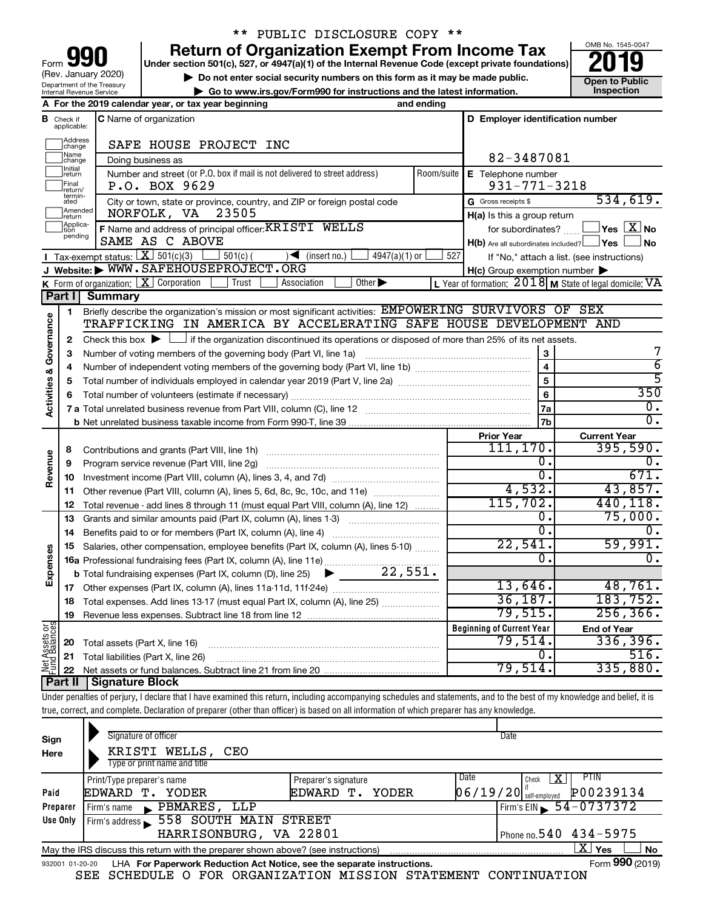\*\* PUBLIC DISCLOSURE COPY \*\*

# Form 990 — Return of Organization Exempt From Income Tax (2019)

Under section 501(c), 527, or 4947(a)(1) of the Internal Revenue Code (except private foundations)

▶ Do not enter social security numbers on this form as it may be made public.

▶ Go to www.irs.gov/Form990 for instructions and the latest information.

(Rev. January 2020) Department of the Treasury Internal Revenue Service

OMB No. 1545-0047 — Open to Public Inspection

**A** For the 2019 calendar year, or tax year beginning and ending

**B** Check if applicable: Address change, Name change, Initial return, Final return/terminated, Amended return, Application pending

**C** Name of organization: SAFE HOUSE PROJECT INC

Doing business as

Number and street (or P.O. box if mail is not delivered to street address): P.O. BOX 9629 — Room/suite

City or town, state or province, country, and ZIP or foreign postal code: NORFOLK, VA 23505

**D** Employer identification number: 82-3487081

**E** Telephone number: 931-771-3218

**G** Gross receipts $ 534,619.

**F** Name and address of principal officer: KRISTI WELLS, SAME AS C ABOVE

**H(a)** Is this a group return for subordinates? Yes [ ] No [X]

**H(b)** Are all subordinates included? Yes [ ] No [ ] — If "No," attach a list. (see instructions)

**I** Tax-exempt status: [X] 501(c)(3) [ ] 501(c) ( ) ◀ (insert no.) [ ] 4947(a)(1) or [ ] 527

**J** Website: ▶ WWW.SAFEHOUSEPROJECT.ORG

**H(c)** Group exemption number ▶

**K** Form of organization: [X] Corporation [ ] Trust [ ] Association [ ] Other ▶

**L** Year of formation: 2018 **M** State of legal domicile: VA

## Part I Summary

**Activities & Governance**

1. Briefly describe the organization's mission or most significant activities: EMPOWERING SURVIVORS OF SEX TRAFFICKING IN AMERICA BY ACCELERATING SAFE HOUSE DEVELOPMENT AND
2. Check this box ▶ [ ] if the organization discontinued its operations or disposed of more than 25% of its net assets.

| Line | Description | | Value |
|---|---|---|---|
| 3 | Number of voting members of the governing body (Part VI, line 1a) | 3 | 7 |
| 4 | Number of independent voting members of the governing body (Part VI, line 1b) | 4 | 6 |
| 5 | Total number of individuals employed in calendar year 2019 (Part V, line 2a) | 5 | 5 |
| 6 | Total number of volunteers (estimate if necessary) | 6 | 350 |
| 7a | Total unrelated business revenue from Part VIII, column (C), line 12 | 7a | 0. |
| 7b | Net unrelated business taxable income from Form 990-T, line 39 | 7b | 0. |

| | Line | Description | Prior Year | Current Year |
|---|---|---|---|---|
| Revenue | 8 | Contributions and grants (Part VIII, line 1h) | 111,170. | 395,590. |
| | 9 | Program service revenue (Part VIII, line 2g) | 0. | 0. |
| | 10 | Investment income (Part VIII, column (A), lines 3, 4, and 7d) | 0. | 671. |
| | 11 | Other revenue (Part VIII, column (A), lines 5, 6d, 8c, 9c, 10c, and 11e) | 4,532. | 43,857. |
| | 12 | Total revenue - add lines 8 through 11 (must equal Part VIII, column (A), line 12) | 115,702. | 440,118. |
| Expenses | 13 | Grants and similar amounts paid (Part IX, column (A), lines 1-3) | 0. | 75,000. |
| | 14 | Benefits paid to or for members (Part IX, column (A), line 4) | 0. | 0. |
| | 15 | Salaries, other compensation, employee benefits (Part IX, column (A), lines 5-10) | 22,541. | 59,991. |
| | 16a | Professional fundraising fees (Part IX, column (A), line 11e) | 0. | 0. |
| | b | Total fundraising expenses (Part IX, column (D), line 25) ▶ 22,551. | | |
| | 17 | Other expenses (Part IX, column (A), lines 11a-11d, 11f-24e) | 13,646. | 48,761. |
| | 18 | Total expenses. Add lines 13-17 (must equal Part IX, column (A), line 25) | 36,187. | 183,752. |
| | 19 | Revenue less expenses. Subtract line 18 from line 12 | 79,515. | 256,366. |

| | Line | Description | Beginning of Current Year | End of Year |
|---|---|---|---|---|
| Net Assets or Fund Balances | 20 | Total assets (Part X, line 16) | 79,514. | 336,396. |
| | 21 | Total liabilities (Part X, line 26) | 0. | 516. |
| | 22 | Net assets or fund balances. Subtract line 21 from line 20 | 79,514. | 335,880. |

## Part II Signature Block

Under penalties of perjury, I declare that I have examined this return, including accompanying schedules and statements, and to the best of my knowledge and belief, it is true, correct, and complete. Declaration of preparer (other than officer) is based on all information of which preparer has any knowledge.

**Sign Here**

Signature of officer — Date

KRISTI WELLS, CEO

Type or print name and title

**Paid Preparer Use Only**

| Print/Type preparer's name | Preparer's signature | Date | Check [X] if self-employed | PTIN |
|---|---|---|---|---|
| EDWARD T. YODER | EDWARD T. YODER | 06/19/20 | X | P00239134 |

Firm's name ▶ PBMARES, LLP — Firm's EIN ▶ 54-0737372

Firm's address ▶ 558 SOUTH MAIN STREET, HARRISONBURG, VA 22801 — Phone no. 540 434-5975

May the IRS discuss this return with the preparer shown above? (see instructions) [X] Yes [ ] No

932001 01-20-20 LHA For Paperwork Reduction Act Notice, see the separate instructions. Form **990** (2019)

SEE SCHEDULE O FOR ORGANIZATION MISSION STATEMENT CONTINUATION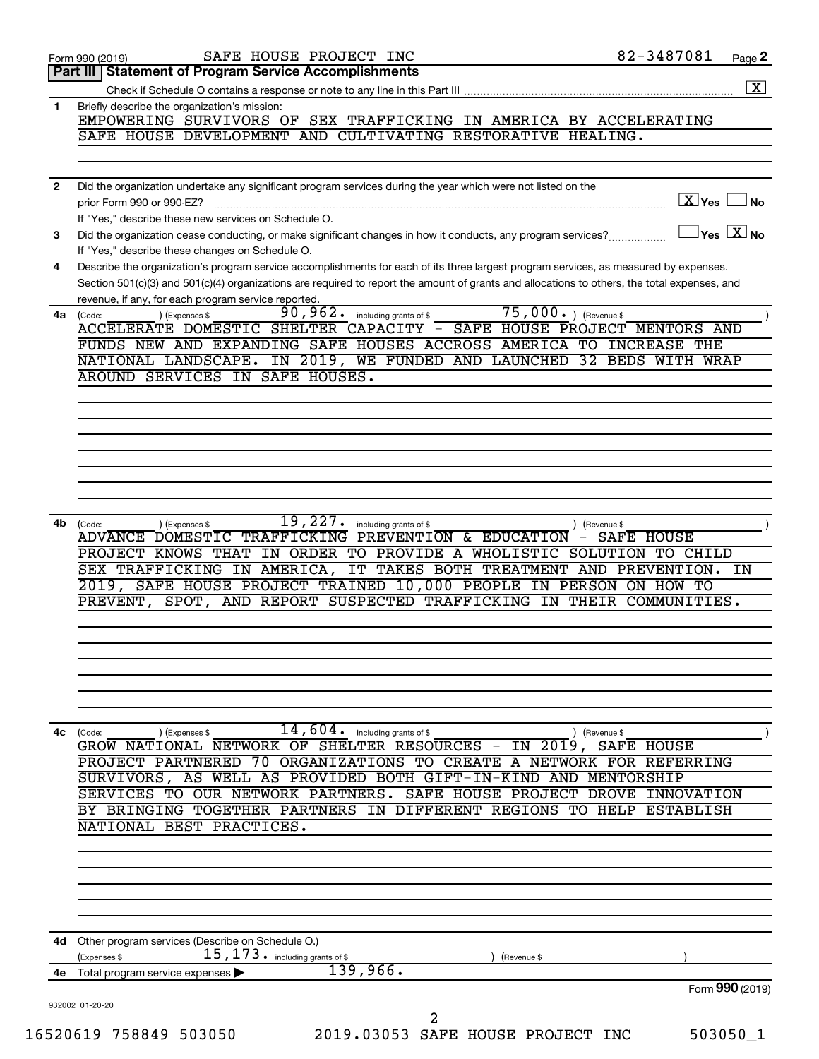Form 990 (2019) SAFE HOUSE PROJECT INC 82-3487081 Page **2**

## Part III | Statement of Program Service Accomplishments

Check if Schedule O contains a response or note to any line in this Part III .......... [X]

**1** Briefly describe the organization's mission:

EMPOWERING SURVIVORS OF SEX TRAFFICKING IN AMERICA BY ACCELERATING SAFE HOUSE DEVELOPMENT AND CULTIVATING RESTORATIVE HEALING.

**2** Did the organization undertake any significant program services during the year which were not listed on the prior Form 990 or 990-EZ? .......... [X] Yes [ ] No

If "Yes," describe these new services on Schedule O.

**3** Did the organization cease conducting, or make significant changes in how it conducts, any program services? .......... [ ] Yes [X] No

If "Yes," describe these changes on Schedule O.

**4** Describe the organization's program service accomplishments for each of its three largest program services, as measured by expenses. Section 501(c)(3) and 501(c)(4) organizations are required to report the amount of grants and allocations to others, the total expenses, and revenue, if any, for each program service reported.

**4a** (Code: ) (Expenses $ 90,962. including grants of $ 75,000. ) (Revenue $ )

ACCELERATE DOMESTIC SHELTER CAPACITY - SAFE HOUSE PROJECT MENTORS AND FUNDS NEW AND EXPANDING SAFE HOUSES ACCROSS AMERICA TO INCREASE THE NATIONAL LANDSCAPE. IN 2019, WE FUNDED AND LAUNCHED 32 BEDS WITH WRAP AROUND SERVICES IN SAFE HOUSES.

**4b** (Code: ) (Expenses $ 19,227. including grants of $ ) (Revenue $ )

ADVANCE DOMESTIC TRAFFICKING PREVENTION & EDUCATION - SAFE HOUSE PROJECT KNOWS THAT IN ORDER TO PROVIDE A WHOLISTIC SOLUTION TO CHILD SEX TRAFFICKING IN AMERICA, IT TAKES BOTH TREATMENT AND PREVENTION. IN 2019, SAFE HOUSE PROJECT TRAINED 10,000 PEOPLE IN PERSON ON HOW TO PREVENT, SPOT, AND REPORT SUSPECTED TRAFFICKING IN THEIR COMMUNITIES.

**4c** (Code: ) (Expenses $ 14,604. including grants of $ ) (Revenue $ )

GROW NATIONAL NETWORK OF SHELTER RESOURCES - IN 2019, SAFE HOUSE PROJECT PARTNERED 70 ORGANIZATIONS TO CREATE A NETWORK FOR REFERRING SURVIVORS, AS WELL AS PROVIDED BOTH GIFT-IN-KIND AND MENTORSHIP SERVICES TO OUR NETWORK PARTNERS. SAFE HOUSE PROJECT DROVE INNOVATION BY BRINGING TOGETHER PARTNERS IN DIFFERENT REGIONS TO HELP ESTABLISH NATIONAL BEST PRACTICES.

**4d** Other program services (Describe on Schedule O.)

(Expenses $ 15,173. including grants of $ ) (Revenue $ )

**4e** Total program service expenses ▶ 139,966.

Form **990** (2019)

932002 01-20-20

16520619 758849 503050 2019.03053 SAFE HOUSE PROJECT INC 503050_1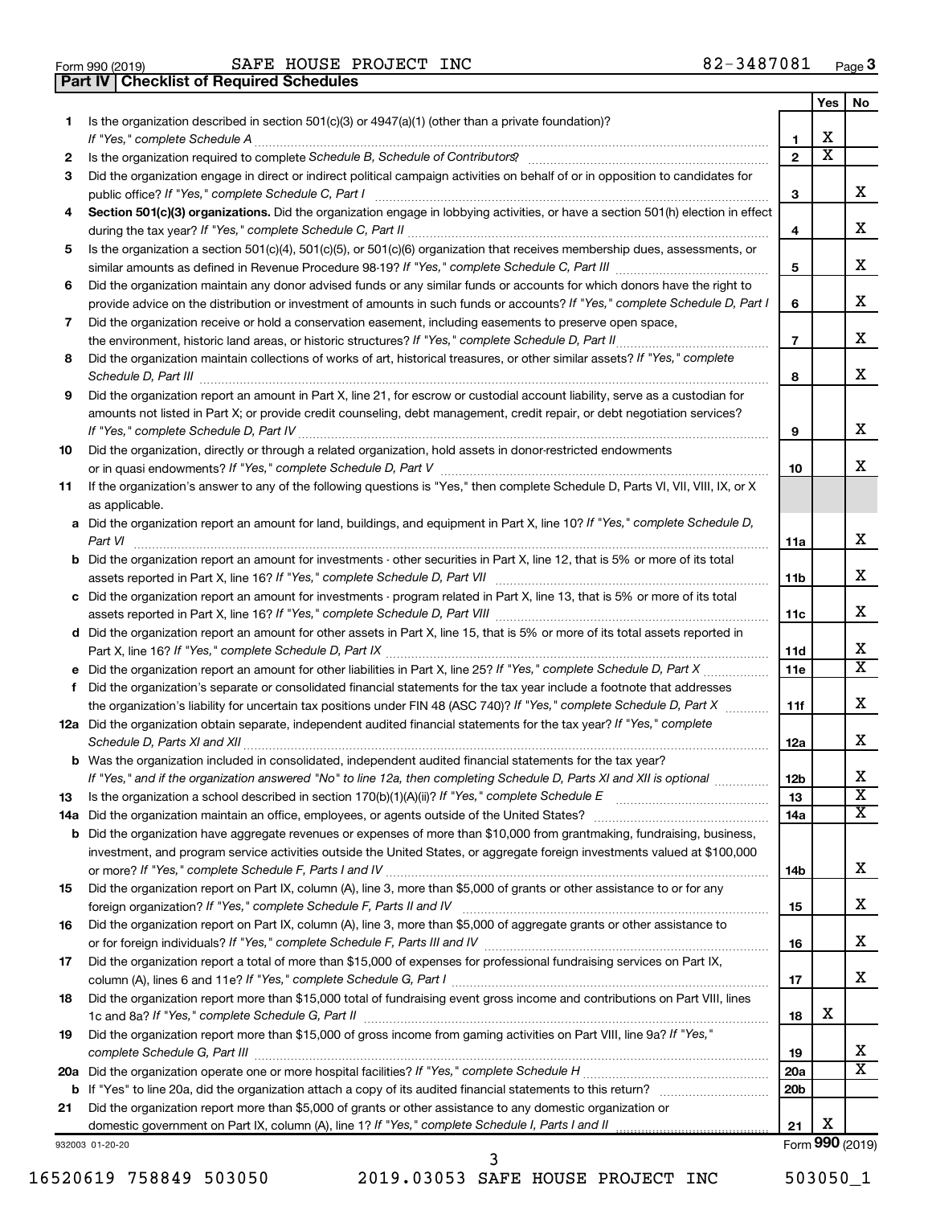Form 990 (2019) SAFE HOUSE PROJECT INC 82-3487081

## Part IV | Checklist of Required Schedules

| | | | Yes | No |
|---|---|---|---|---|
| 1 | Is the organization described in section 501(c)(3) or 4947(a)(1) (other than a private foundation)? *If "Yes," complete Schedule A* | 1 | X | |
| 2 | Is the organization required to complete *Schedule B, Schedule of Contributors*? | 2 | X | |
| 3 | Did the organization engage in direct or indirect political campaign activities on behalf of or in opposition to candidates for public office? *If "Yes," complete Schedule C, Part I* | 3 | | X |
| 4 | **Section 501(c)(3) organizations.** Did the organization engage in lobbying activities, or have a section 501(h) election in effect during the tax year? *If "Yes," complete Schedule C, Part II* | 4 | | X |
| 5 | Is the organization a section 501(c)(4), 501(c)(5), or 501(c)(6) organization that receives membership dues, assessments, or similar amounts as defined in Revenue Procedure 98-19? *If "Yes," complete Schedule C, Part III* | 5 | | X |
| 6 | Did the organization maintain any donor advised funds or any similar funds or accounts for which donors have the right to provide advice on the distribution or investment of amounts in such funds or accounts? *If "Yes," complete Schedule D, Part I* | 6 | | X |
| 7 | Did the organization receive or hold a conservation easement, including easements to preserve open space, the environment, historic land areas, or historic structures? *If "Yes," complete Schedule D, Part II* | 7 | | X |
| 8 | Did the organization maintain collections of works of art, historical treasures, or other similar assets? *If "Yes," complete Schedule D, Part III* | 8 | | X |
| 9 | Did the organization report an amount in Part X, line 21, for escrow or custodial account liability, serve as a custodian for amounts not listed in Part X; or provide credit counseling, debt management, credit repair, or debt negotiation services? *If "Yes," complete Schedule D, Part IV* | 9 | | X |
| 10 | Did the organization, directly or through a related organization, hold assets in donor-restricted endowments or in quasi endowments? *If "Yes," complete Schedule D, Part V* | 10 | | X |
| 11 | If the organization's answer to any of the following questions is "Yes," then complete Schedule D, Parts VI, VII, VIII, IX, or X as applicable. | | | |
| a | Did the organization report an amount for land, buildings, and equipment in Part X, line 10? *If "Yes," complete Schedule D, Part VI* | 11a | | X |
| b | Did the organization report an amount for investments - other securities in Part X, line 12, that is 5% or more of its total assets reported in Part X, line 16? *If "Yes," complete Schedule D, Part VII* | 11b | | X |
| c | Did the organization report an amount for investments - program related in Part X, line 13, that is 5% or more of its total assets reported in Part X, line 16? *If "Yes," complete Schedule D, Part VIII* | 11c | | X |
| d | Did the organization report an amount for other assets in Part X, line 15, that is 5% or more of its total assets reported in Part X, line 16? *If "Yes," complete Schedule D, Part IX* | 11d | | X |
| e | Did the organization report an amount for other liabilities in Part X, line 25? *If "Yes," complete Schedule D, Part X* | 11e | | X |
| f | Did the organization's separate or consolidated financial statements for the tax year include a footnote that addresses the organization's liability for uncertain tax positions under FIN 48 (ASC 740)? *If "Yes," complete Schedule D, Part X* | 11f | | X |
| 12a | Did the organization obtain separate, independent audited financial statements for the tax year? *If "Yes," complete Schedule D, Parts XI and XII* | 12a | | X |
| b | Was the organization included in consolidated, independent audited financial statements for the tax year? *If "Yes," and if the organization answered "No" to line 12a, then completing Schedule D, Parts XI and XII is optional* | 12b | | X |
| 13 | Is the organization a school described in section 170(b)(1)(A)(ii)? *If "Yes," complete Schedule E* | 13 | | X |
| 14a | Did the organization maintain an office, employees, or agents outside of the United States? | 14a | | X |
| b | Did the organization have aggregate revenues or expenses of more than $10,000 from grantmaking, fundraising, business, investment, and program service activities outside the United States, or aggregate foreign investments valued at $100,000 or more? *If "Yes," complete Schedule F, Parts I and IV* | 14b | | X |
| 15 | Did the organization report on Part IX, column (A), line 3, more than $5,000 of grants or other assistance to or for any foreign organization? *If "Yes," complete Schedule F, Parts II and IV* | 15 | | X |
| 16 | Did the organization report on Part IX, column (A), line 3, more than $5,000 of aggregate grants or other assistance to or for foreign individuals? *If "Yes," complete Schedule F, Parts III and IV* | 16 | | X |
| 17 | Did the organization report a total of more than $15,000 of expenses for professional fundraising services on Part IX, column (A), lines 6 and 11e? *If "Yes," complete Schedule G, Part I* | 17 | | X |
| 18 | Did the organization report more than $15,000 total of fundraising event gross income and contributions on Part VIII, lines 1c and 8a? *If "Yes," complete Schedule G, Part II* | 18 | X | |
| 19 | Did the organization report more than $15,000 of gross income from gaming activities on Part VIII, line 9a? *If "Yes," complete Schedule G, Part III* | 19 | | X |
| 20a | Did the organization operate one or more hospital facilities? *If "Yes," complete Schedule H* | 20a | | X |
| b | If "Yes" to line 20a, did the organization attach a copy of its audited financial statements to this return? | 20b | | |
| 21 | Did the organization report more than $5,000 of grants or other assistance to any domestic organization or domestic government on Part IX, column (A), line 1? *If "Yes," complete Schedule I, Parts I and II* | 21 | X | |

932003 01-20-20 Form **990** (2019)

16520619 758849 503050 2019.03053 SAFE HOUSE PROJECT INC 503050_1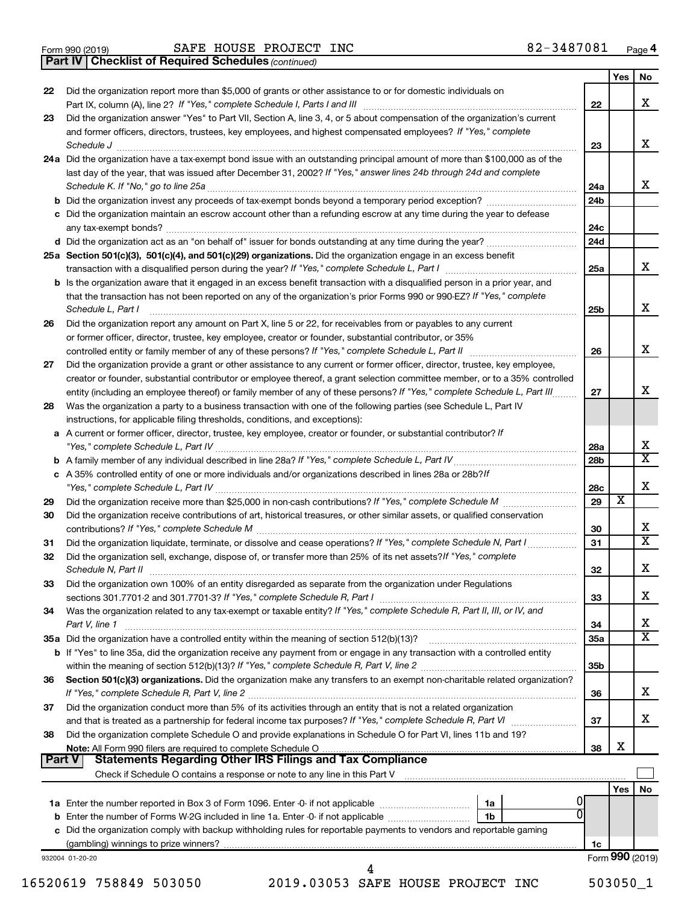Form 990 (2019) SAFE HOUSE PROJECT INC 82-3487081 Page 4

**Part IV | Checklist of Required Schedules** *(continued)*

| | | | Yes | No |
|---|---|---|---|---|
| 22 | Did the organization report more than $5,000 of grants or other assistance to or for domestic individuals on Part IX, column (A), line 2? *If "Yes," complete Schedule I, Parts I and III* | 22 | | X |
| 23 | Did the organization answer "Yes" to Part VII, Section A, line 3, 4, or 5 about compensation of the organization's current and former officers, directors, trustees, key employees, and highest compensated employees? *If "Yes," complete Schedule J* | 23 | | X |
| 24a | Did the organization have a tax-exempt bond issue with an outstanding principal amount of more than $100,000 as of the last day of the year, that was issued after December 31, 2002? *If "Yes," answer lines 24b through 24d and complete Schedule K. If "No," go to line 25a* | 24a | | X |
| b | Did the organization invest any proceeds of tax-exempt bonds beyond a temporary period exception? | 24b | | |
| c | Did the organization maintain an escrow account other than a refunding escrow at any time during the year to defease any tax-exempt bonds? | 24c | | |
| d | Did the organization act as an "on behalf of" issuer for bonds outstanding at any time during the year? | 24d | | |
| 25a | **Section 501(c)(3), 501(c)(4), and 501(c)(29) organizations.** Did the organization engage in an excess benefit transaction with a disqualified person during the year? *If "Yes," complete Schedule L, Part I* | 25a | | X |
| b | Is the organization aware that it engaged in an excess benefit transaction with a disqualified person in a prior year, and that the transaction has not been reported on any of the organization's prior Forms 990 or 990-EZ? *If "Yes," complete Schedule L, Part I* | 25b | | X |
| 26 | Did the organization report any amount on Part X, line 5 or 22, for receivables from or payables to any current or former officer, director, trustee, key employee, creator or founder, substantial contributor, or 35% controlled entity or family member of any of these persons? *If "Yes," complete Schedule L, Part II* | 26 | | X |
| 27 | Did the organization provide a grant or other assistance to any current or former officer, director, trustee, key employee, creator or founder, substantial contributor or employee thereof, a grant selection committee member, or to a 35% controlled entity (including an employee thereof) or family member of any of these persons? *If "Yes," complete Schedule L, Part III* | 27 | | X |
| 28 | Was the organization a party to a business transaction with one of the following parties (see Schedule L, Part IV instructions, for applicable filing thresholds, conditions, and exceptions): | | | |
| a | A current or former officer, director, trustee, key employee, creator or founder, or substantial contributor? *If "Yes," complete Schedule L, Part IV* | 28a | | X |
| b | A family member of any individual described in line 28a? *If "Yes," complete Schedule L, Part IV* | 28b | | X |
| c | A 35% controlled entity of one or more individuals and/or organizations described in lines 28a or 28b? *If "Yes," complete Schedule L, Part IV* | 28c | | X |
| 29 | Did the organization receive more than $25,000 in non-cash contributions? *If "Yes," complete Schedule M* | 29 | X | |
| 30 | Did the organization receive contributions of art, historical treasures, or other similar assets, or qualified conservation contributions? *If "Yes," complete Schedule M* | 30 | | X |
| 31 | Did the organization liquidate, terminate, or dissolve and cease operations? *If "Yes," complete Schedule N, Part I* | 31 | | X |
| 32 | Did the organization sell, exchange, dispose of, or transfer more than 25% of its net assets? *If "Yes," complete Schedule N, Part II* | 32 | | X |
| 33 | Did the organization own 100% of an entity disregarded as separate from the organization under Regulations sections 301.7701-2 and 301.7701-3? *If "Yes," complete Schedule R, Part I* | 33 | | X |
| 34 | Was the organization related to any tax-exempt or taxable entity? *If "Yes," complete Schedule R, Part II, III, or IV, and Part V, line 1* | 34 | | X |
| 35a | Did the organization have a controlled entity within the meaning of section 512(b)(13)? | 35a | | X |
| b | If "Yes" to line 35a, did the organization receive any payment from or engage in any transaction with a controlled entity within the meaning of section 512(b)(13)? *If "Yes," complete Schedule R, Part V, line 2* | 35b | | |
| 36 | **Section 501(c)(3) organizations.** Did the organization make any transfers to an exempt non-charitable related organization? *If "Yes," complete Schedule R, Part V, line 2* | 36 | | X |
| 37 | Did the organization conduct more than 5% of its activities through an entity that is not a related organization and that is treated as a partnership for federal income tax purposes? *If "Yes," complete Schedule R, Part VI* | 37 | | X |
| 38 | Did the organization complete Schedule O and provide explanations in Schedule O for Part VI, lines 11b and 19? **Note:** All Form 990 filers are required to complete Schedule O | 38 | X | |

**Part V | Statements Regarding Other IRS Filings and Tax Compliance**

Check if Schedule O contains a response or note to any line in this Part V ☐

| | | | | | Yes | No |
|---|---|---|---|---|---|---|
| 1a | Enter the number reported in Box 3 of Form 1096. Enter -0- if not applicable | 1a | 0 | | | |
| b | Enter the number of Forms W-2G included in line 1a. Enter -0- if not applicable | 1b | 0 | | | |
| c | Did the organization comply with backup withholding rules for reportable payments to vendors and reportable gaming (gambling) winnings to prize winners? | | | 1c | | |

932004 01-20-20 Form **990** (2019)

16520619 758849 503050 2019.03053 SAFE HOUSE PROJECT INC 503050_1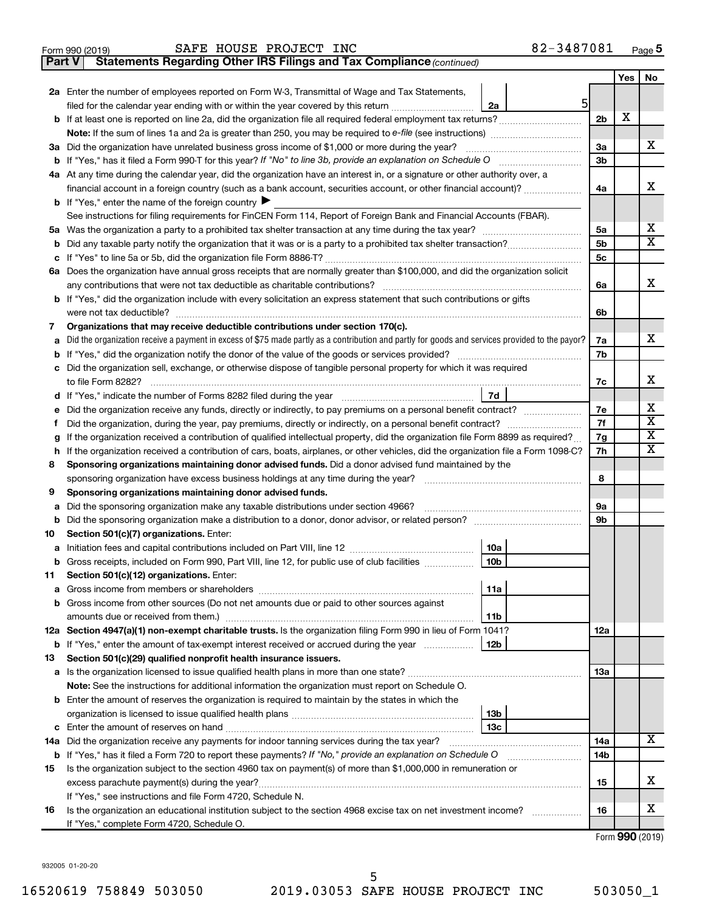Form 990 (2019) SAFE HOUSE PROJECT INC 82-3487081 Page 5

**Part V | Statements Regarding Other IRS Filings and Tax Compliance** *(continued)*

| | | | | Yes | No |
|---|---|---|---|---|---|
| **2a** | Enter the number of employees reported on Form W-3, Transmittal of Wage and Tax Statements, filed for the calendar year ending with or within the year covered by this return | 2a 5 | | | |
| **b** | If at least one is reported on line 2a, did the organization file all required federal employment tax returns? | | 2b | X | |
| | **Note:** If the sum of lines 1a and 2a is greater than 250, you may be required to *e-file* (see instructions) | | | | |
| **3a** | Did the organization have unrelated business gross income of $1,000 or more during the year? | | 3a | | X |
| **b** | If "Yes," has it filed a Form 990-T for this year? *If "No" to line 3b, provide an explanation on Schedule O* | | 3b | | |
| **4a** | At any time during the calendar year, did the organization have an interest in, or a signature or other authority over, a financial account in a foreign country (such as a bank account, securities account, or other financial account)? | | 4a | | X |
| **b** | If "Yes," enter the name of the foreign country ▶ | | | | |
| | See instructions for filing requirements for FinCEN Form 114, Report of Foreign Bank and Financial Accounts (FBAR). | | | | |
| **5a** | Was the organization a party to a prohibited tax shelter transaction at any time during the tax year? | | 5a | | X |
| **b** | Did any taxable party notify the organization that it was or is a party to a prohibited tax shelter transaction? | | 5b | | X |
| **c** | If "Yes" to line 5a or 5b, did the organization file Form 8886-T? | | 5c | | |
| **6a** | Does the organization have annual gross receipts that are normally greater than $100,000, and did the organization solicit any contributions that were not tax deductible as charitable contributions? | | 6a | | X |
| **b** | If "Yes," did the organization include with every solicitation an express statement that such contributions or gifts were not tax deductible? | | 6b | | |
| **7** | **Organizations that may receive deductible contributions under section 170(c).** | | | | |
| **a** | Did the organization receive a payment in excess of $75 made partly as a contribution and partly for goods and services provided to the payor? | | 7a | | X |
| **b** | If "Yes," did the organization notify the donor of the value of the goods or services provided? | | 7b | | |
| **c** | Did the organization sell, exchange, or otherwise dispose of tangible personal property for which it was required to file Form 8282? | | 7c | | X |
| **d** | If "Yes," indicate the number of Forms 8282 filed during the year | 7d | | | |
| **e** | Did the organization receive any funds, directly or indirectly, to pay premiums on a personal benefit contract? | | 7e | | X |
| **f** | Did the organization, during the year, pay premiums, directly or indirectly, on a personal benefit contract? | | 7f | | X |
| **g** | If the organization received a contribution of qualified intellectual property, did the organization file Form 8899 as required? | | 7g | | X |
| **h** | If the organization received a contribution of cars, boats, airplanes, or other vehicles, did the organization file a Form 1098-C? | | 7h | | X |
| **8** | **Sponsoring organizations maintaining donor advised funds.** Did a donor advised fund maintained by the sponsoring organization have excess business holdings at any time during the year? | | 8 | | |
| **9** | **Sponsoring organizations maintaining donor advised funds.** | | | | |
| **a** | Did the sponsoring organization make any taxable distributions under section 4966? | | 9a | | |
| **b** | Did the sponsoring organization make a distribution to a donor, donor advisor, or related person? | | 9b | | |
| **10** | **Section 501(c)(7) organizations.** Enter: | | | | |
| **a** | Initiation fees and capital contributions included on Part VIII, line 12 | 10a | | | |
| **b** | Gross receipts, included on Form 990, Part VIII, line 12, for public use of club facilities | 10b | | | |
| **11** | **Section 501(c)(12) organizations.** Enter: | | | | |
| **a** | Gross income from members or shareholders | 11a | | | |
| **b** | Gross income from other sources (Do not net amounts due or paid to other sources against amounts due or received from them.) | 11b | | | |
| **12a** | **Section 4947(a)(1) non-exempt charitable trusts.** Is the organization filing Form 990 in lieu of Form 1041? | | 12a | | |
| **b** | If "Yes," enter the amount of tax-exempt interest received or accrued during the year | 12b | | | |
| **13** | **Section 501(c)(29) qualified nonprofit health insurance issuers.** | | | | |
| **a** | Is the organization licensed to issue qualified health plans in more than one state? | | 13a | | |
| | **Note:** See the instructions for additional information the organization must report on Schedule O. | | | | |
| **b** | Enter the amount of reserves the organization is required to maintain by the states in which the organization is licensed to issue qualified health plans | 13b | | | |
| **c** | Enter the amount of reserves on hand | 13c | | | |
| **14a** | Did the organization receive any payments for indoor tanning services during the tax year? | | 14a | | X |
| **b** | If "Yes," has it filed a Form 720 to report these payments? *If "No," provide an explanation on Schedule O* | | 14b | | |
| **15** | Is the organization subject to the section 4960 tax on payment(s) of more than $1,000,000 in remuneration or excess parachute payment(s) during the year? | | 15 | | X |
| | If "Yes," see instructions and file Form 4720, Schedule N. | | | | |
| **16** | Is the organization an educational institution subject to the section 4968 excise tax on net investment income? | | 16 | | X |
| | If "Yes," complete Form 4720, Schedule O. | | | | |

Form **990** (2019)

932005 01-20-20

16520619 758849 503050 2019.03053 SAFE HOUSE PROJECT INC 503050_1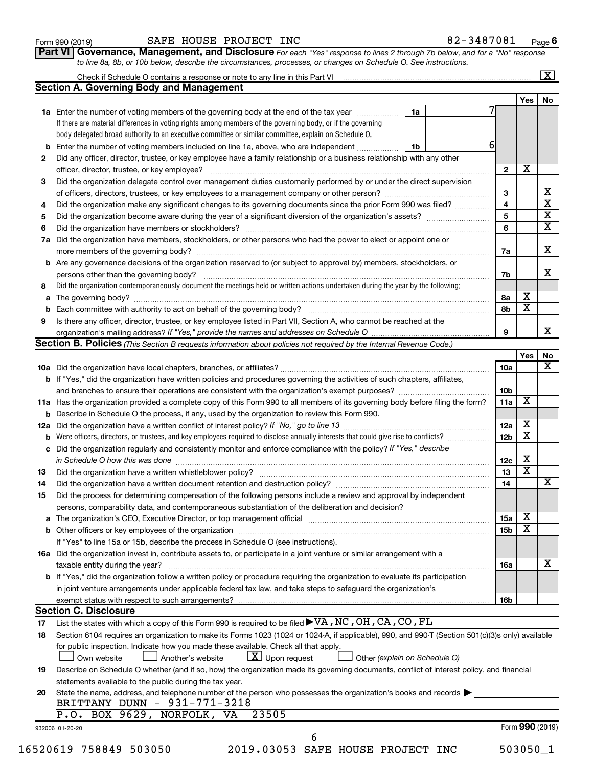Form 990 (2019) SAFE HOUSE PROJECT INC 82-3487081 Page 6

**Part VI Governance, Management, and Disclosure** *For each "Yes" response to lines 2 through 7b below, and for a "No" response to line 8a, 8b, or 10b below, describe the circumstances, processes, or changes on Schedule O. See instructions.*

Check if Schedule O contains a response or note to any line in this Part VI [X]

## Section A. Governing Body and Management

| | | | | Yes | No |
|---|---|---|---|---|---|
| **1a** | Enter the number of voting members of the governing body at the end of the tax year — **1a** 7. If there are material differences in voting rights among members of the governing body, or if the governing body delegated broad authority to an executive committee or similar committee, explain on Schedule O. | | | | |
| **b** | Enter the number of voting members included on line 1a, above, who are independent — **1b** 6 | | | | |
| **2** | Did any officer, director, trustee, or key employee have a family relationship or a business relationship with any other officer, director, trustee, or key employee? | | 2 | X | |
| **3** | Did the organization delegate control over management duties customarily performed by or under the direct supervision of officers, directors, trustees, or key employees to a management company or other person? | | 3 | | X |
| **4** | Did the organization make any significant changes to its governing documents since the prior Form 990 was filed? | | 4 | | X |
| **5** | Did the organization become aware during the year of a significant diversion of the organization's assets? | | 5 | | X |
| **6** | Did the organization have members or stockholders? | | 6 | | X |
| **7a** | Did the organization have members, stockholders, or other persons who had the power to elect or appoint one or more members of the governing body? | | 7a | | X |
| **b** | Are any governance decisions of the organization reserved to (or subject to approval by) members, stockholders, or persons other than the governing body? | | 7b | | X |
| **8** | Did the organization contemporaneously document the meetings held or written actions undertaken during the year by the following: | | | | |
| **a** | The governing body? | | 8a | X | |
| **b** | Each committee with authority to act on behalf of the governing body? | | 8b | X | |
| **9** | Is there any officer, director, trustee, or key employee listed in Part VII, Section A, who cannot be reached at the organization's mailing address? *If "Yes," provide the names and addresses on Schedule O* | | 9 | | X |

## Section B. Policies *(This Section B requests information about policies not required by the Internal Revenue Code.)*

| | | | Yes | No |
|---|---|---|---|---|
| **10a** | Did the organization have local chapters, branches, or affiliates? | 10a | | X |
| **b** | If "Yes," did the organization have written policies and procedures governing the activities of such chapters, affiliates, and branches to ensure their operations are consistent with the organization's exempt purposes? | 10b | | |
| **11a** | Has the organization provided a complete copy of this Form 990 to all members of its governing body before filing the form? | 11a | X | |
| **b** | Describe in Schedule O the process, if any, used by the organization to review this Form 990. | | | |
| **12a** | Did the organization have a written conflict of interest policy? *If "No," go to line 13* | 12a | X | |
| **b** | Were officers, directors, or trustees, and key employees required to disclose annually interests that could give rise to conflicts? | 12b | X | |
| **c** | Did the organization regularly and consistently monitor and enforce compliance with the policy? *If "Yes," describe in Schedule O how this was done* | 12c | X | |
| **13** | Did the organization have a written whistleblower policy? | 13 | X | |
| **14** | Did the organization have a written document retention and destruction policy? | 14 | | X |
| **15** | Did the process for determining compensation of the following persons include a review and approval by independent persons, comparability data, and contemporaneous substantiation of the deliberation and decision? | | | |
| **a** | The organization's CEO, Executive Director, or top management official | 15a | X | |
| **b** | Other officers or key employees of the organization | 15b | X | |
| | If "Yes" to line 15a or 15b, describe the process in Schedule O (see instructions). | | | |
| **16a** | Did the organization invest in, contribute assets to, or participate in a joint venture or similar arrangement with a taxable entity during the year? | 16a | | X |
| **b** | If "Yes," did the organization follow a written policy or procedure requiring the organization to evaluate its participation in joint venture arrangements under applicable federal tax law, and take steps to safeguard the organization's exempt status with respect to such arrangements? | 16b | | |

## Section C. Disclosure

**17** List the states with which a copy of this Form 990 is required to be filed ▶ VA,NC,OH,CA,CO,FL

**18** Section 6104 requires an organization to make its Forms 1023 (1024 or 1024-A, if applicable), 990, and 990-T (Section 501(c)(3)s only) available for public inspection. Indicate how you made these available. Check all that apply.

[ ] Own website [ ] Another's website [X] Upon request [ ] Other *(explain on Schedule O)*

**19** Describe on Schedule O whether (and if so, how) the organization made its governing documents, conflict of interest policy, and financial statements available to the public during the tax year.

**20** State the name, address, and telephone number of the person who possesses the organization's books and records ▶

BRITTANY DUNN - 931-771-3218
P.O. BOX 9629, NORFOLK, VA 23505

932006 01-20-20 Form **990** (2019)

16520619 758849 503050 2019.03053 SAFE HOUSE PROJECT INC 503050_1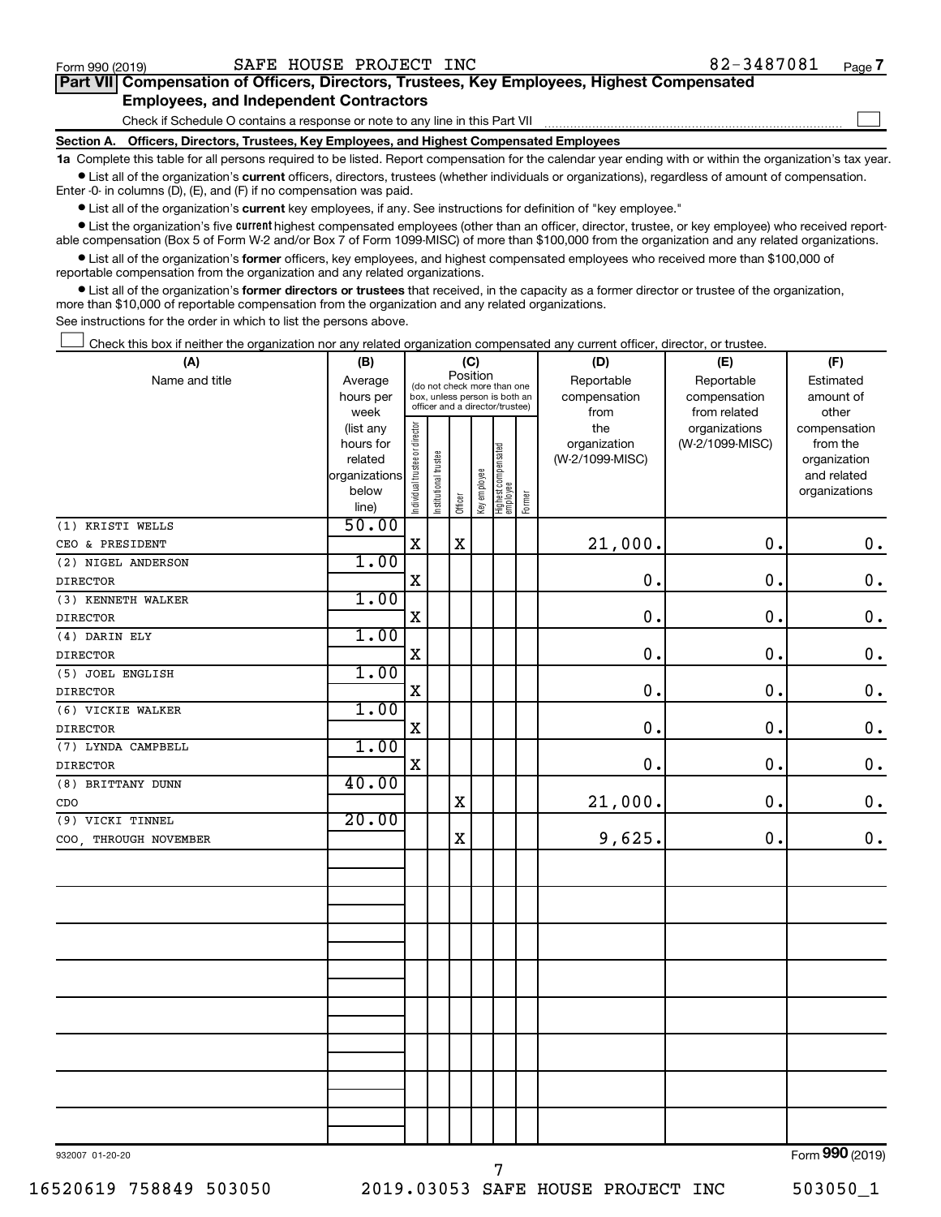Form 990 (2019) SAFE HOUSE PROJECT INC 82-3487081

## Part VII Compensation of Officers, Directors, Trustees, Key Employees, Highest Compensated Employees, and Independent Contractors

Check if Schedule O contains a response or note to any line in this Part VII ☐

### Section A. Officers, Directors, Trustees, Key Employees, and Highest Compensated Employees

**1a** Complete this table for all persons required to be listed. Report compensation for the calendar year ending with or within the organization's tax year.

- List all of the organization's **current** officers, directors, trustees (whether individuals or organizations), regardless of amount of compensation. Enter -0- in columns (D), (E), and (F) if no compensation was paid.
- List all of the organization's **current** key employees, if any. See instructions for definition of "key employee."
- List the organization's five **current** highest compensated employees (other than an officer, director, trustee, or key employee) who received reportable compensation (Box 5 of Form W-2 and/or Box 7 of Form 1099-MISC) of more than $100,000 from the organization and any related organizations.
- List all of the organization's **former** officers, key employees, and highest compensated employees who received more than $100,000 of reportable compensation from the organization and any related organizations.
- List all of the organization's **former directors or trustees** that received, in the capacity as a former director or trustee of the organization, more than $10,000 of reportable compensation from the organization and any related organizations.

See instructions for the order in which to list the persons above.

☐ Check this box if neither the organization nor any related organization compensated any current officer, director, or trustee.

| (A) Name and title | (B) Average hours per week (list any hours for related organizations below line) | (C) Position (do not check more than one box, unless person is both an officer and a director/trustee) | | | | | | (D) Reportable compensation from the organization (W-2/1099-MISC) | (E) Reportable compensation from related organizations (W-2/1099-MISC) | (F) Estimated amount of other compensation from the organization and related organizations |
|---|---|---|---|---|---|---|---|---|---|---|
| | | Individual trustee or director | Institutional trustee | Officer | Key employee | Highest compensated employee | Former | | | |
| (1) KRISTI WELLS<br>CEO & PRESIDENT | 50.00 | X | | X | | | | 21,000. | 0. | 0. |
| (2) NIGEL ANDERSON<br>DIRECTOR | 1.00 | X | | | | | | 0. | 0. | 0. |
| (3) KENNETH WALKER<br>DIRECTOR | 1.00 | X | | | | | | 0. | 0. | 0. |
| (4) DARIN ELY<br>DIRECTOR | 1.00 | X | | | | | | 0. | 0. | 0. |
| (5) JOEL ENGLISH<br>DIRECTOR | 1.00 | X | | | | | | 0. | 0. | 0. |
| (6) VICKIE WALKER<br>DIRECTOR | 1.00 | X | | | | | | 0. | 0. | 0. |
| (7) LYNDA CAMPBELL<br>DIRECTOR | 1.00 | X | | | | | | 0. | 0. | 0. |
| (8) BRITTANY DUNN<br>CDO | 40.00 | | | X | | | | 21,000. | 0. | 0. |
| (9) VICKI TINNEL<br>COO, THROUGH NOVEMBER | 20.00 | | | X | | | | 9,625. | 0. | 0. |

932007 01-20-20 Form **990** (2019)

16520619 758849 503050 2019.03053 SAFE HOUSE PROJECT INC 503050_1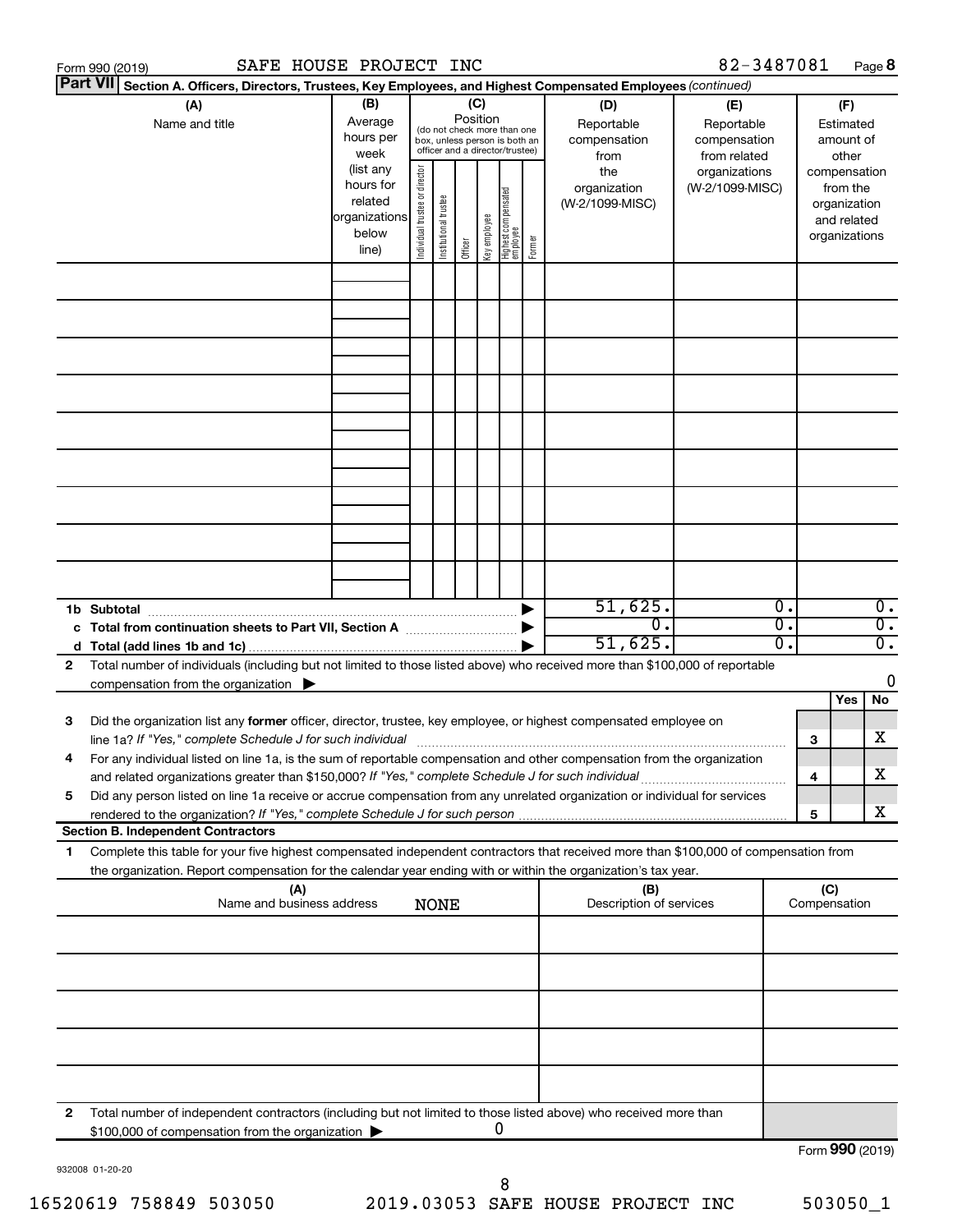Form 990 (2019) SAFE HOUSE PROJECT INC 82-3487081

**Part VII** **Section A. Officers, Directors, Trustees, Key Employees, and Highest Compensated Employees** *(continued)*

| (A) Name and title | (B) Average hours per week (list any hours for related organizations below line) | (C) Position (do not check more than one box, unless person is both an officer and a director/trustee): Individual trustee or director | Institutional trustee | Officer | Key employee | Highest compensated employee | Former | (D) Reportable compensation from the organization (W-2/1099-MISC) | (E) Reportable compensation from related organizations (W-2/1099-MISC) | (F) Estimated amount of other compensation from the organization and related organizations |
|---|---|---|---|---|---|---|---|---|---|---|
| | | | | | | | | | | |
| | | | | | | | | | | |
| | | | | | | | | | | |
| | | | | | | | | | | |
| | | | | | | | | | | |
| | | | | | | | | | | |
| | | | | | | | | | | |
| | | | | | | | | | | |
| | | | | | | | | | | |
| **1b Subtotal** | | | | | | | ▶ | 51,625. | 0. | 0. |
| **c Total from continuation sheets to Part VII, Section A** | | | | | | | ▶ | 0. | 0. | 0. |
| **d Total (add lines 1b and 1c)** | | | | | | | ▶ | 51,625. | 0. | 0. |

**2** Total number of individuals (including but not limited to those listed above) who received more than $100,000 of reportable compensation from the organization ▶ 0

| | | | Yes | No |
|---|---|---|---|---|
| **3** | Did the organization list any **former** officer, director, trustee, key employee, or highest compensated employee on line 1a? *If "Yes," complete Schedule J for such individual* | 3 | | X |
| **4** | For any individual listed on line 1a, is the sum of reportable compensation and other compensation from the organization and related organizations greater than $150,000? *If "Yes," complete Schedule J for such individual* | 4 | | X |
| **5** | Did any person listed on line 1a receive or accrue compensation from any unrelated organization or individual for services rendered to the organization? *If "Yes," complete Schedule J for such person* | 5 | | X |

**Section B. Independent Contractors**

**1** Complete this table for your five highest compensated independent contractors that received more than $100,000 of compensation from the organization. Report compensation for the calendar year ending with or within the organization's tax year.

| (A) Name and business address | (B) Description of services | (C) Compensation |
|---|---|---|
| NONE | | |
| | | |
| | | |
| | | |
| | | |

**2** Total number of independent contractors (including but not limited to those listed above) who received more than $100,000 of compensation from the organization ▶ 0

Form **990** (2019)

932008 01-20-20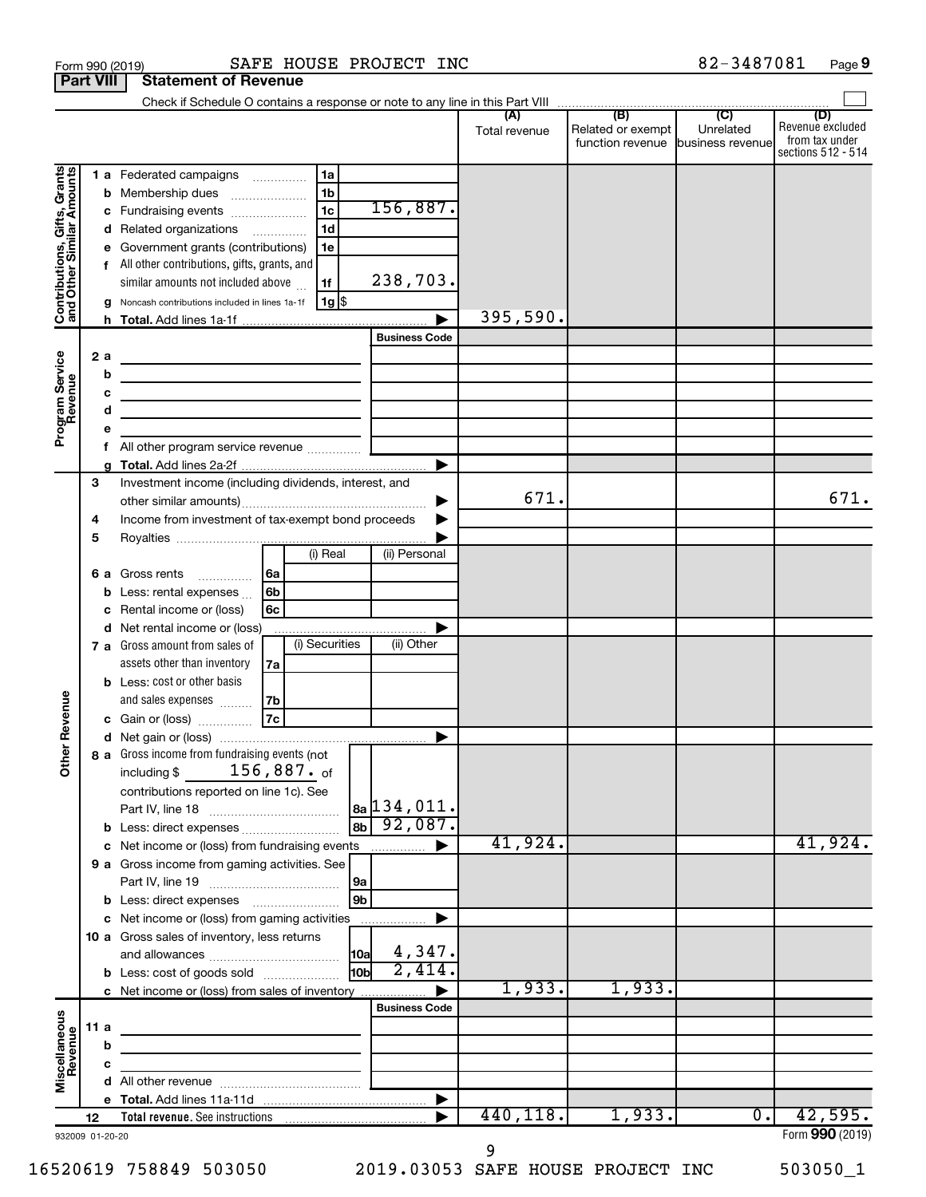Form 990 (2019) SAFE HOUSE PROJECT INC 82-3487081 Page 9

**Part VIII Statement of Revenue**

Check if Schedule O contains a response or note to any line in this Part VIII

| | | | | (A) Total revenue | (B) Related or exempt function revenue | (C) Unrelated business revenue | (D) Revenue excluded from tax under sections 512 - 514 |
|---|---|---|---|---|---|---|---|
| **Contributions, Gifts, Grants and Other Similar Amounts** | 1 a Federated campaigns | 1a | | | | | |
| | b Membership dues | 1b | | | | | |
| | c Fundraising events | 1c | 156,887. | | | | |
| | d Related organizations | 1d | | | | | |
| | e Government grants (contributions) | 1e | | | | | |
| | f All other contributions, gifts, grants, and similar amounts not included above | 1f | 238,703. | | | | |
| | g Noncash contributions included in lines 1a-1f | 1g | $ | | | | |
| | h Total. Add lines 1a-1f | | | 395,590. | | | |
| **Program Service Revenue** | | | Business Code | | | | |
| | 2 a | | | | | | |
| | b | | | | | | |
| | c | | | | | | |
| | d | | | | | | |
| | e | | | | | | |
| | f All other program service revenue | | | | | | |
| | g Total. Add lines 2a-2f | | | | | | |
| **Other Revenue** | 3 Investment income (including dividends, interest, and other similar amounts) | | | 671. | | | 671. |
| | 4 Income from investment of tax-exempt bond proceeds | | | | | | |
| | 5 Royalties | | | | | | |
| | | (i) Real | (ii) Personal | | | | |
| | 6 a Gross rents (6a) | | | | | | |
| | b Less: rental expenses (6b) | | | | | | |
| | c Rental income or (loss) (6c) | | | | | | |
| | d Net rental income or (loss) | | | | | | |
| | | (i) Securities | (ii) Other | | | | |
| | 7 a Gross amount from sales of assets other than inventory (7a) | | | | | | |
| | b Less: cost or other basis and sales expenses (7b) | | | | | | |
| | c Gain or (loss) (7c) | | | | | | |
| | d Net gain or (loss) | | | | | | |
| | 8 a Gross income from fundraising events (not including $ 156,887. of contributions reported on line 1c). See Part IV, line 18 | 8a | 134,011. | | | | |
| | b Less: direct expenses | 8b | 92,087. | | | | |
| | c Net income or (loss) from fundraising events | | | 41,924. | | | 41,924. |
| | 9 a Gross income from gaming activities. See Part IV, line 19 | 9a | | | | | |
| | b Less: direct expenses | 9b | | | | | |
| | c Net income or (loss) from gaming activities | | | | | | |
| | 10 a Gross sales of inventory, less returns and allowances | 10a | 4,347. | | | | |
| | b Less: cost of goods sold | 10b | 2,414. | | | | |
| | c Net income or (loss) from sales of inventory | | | 1,933. | 1,933. | | |
| **Miscellaneous Revenue** | | | Business Code | | | | |
| | 11 a | | | | | | |
| | b | | | | | | |
| | c | | | | | | |
| | d All other revenue | | | | | | |
| | e Total. Add lines 11a-11d | | | | | | |
| | 12 Total revenue. See instructions | | | 440,118. | 1,933. | 0. | 42,595. |

932009 01-20-20

Form **990** (2019)

16520619 758849 503050 2019.03053 SAFE HOUSE PROJECT INC 503050_1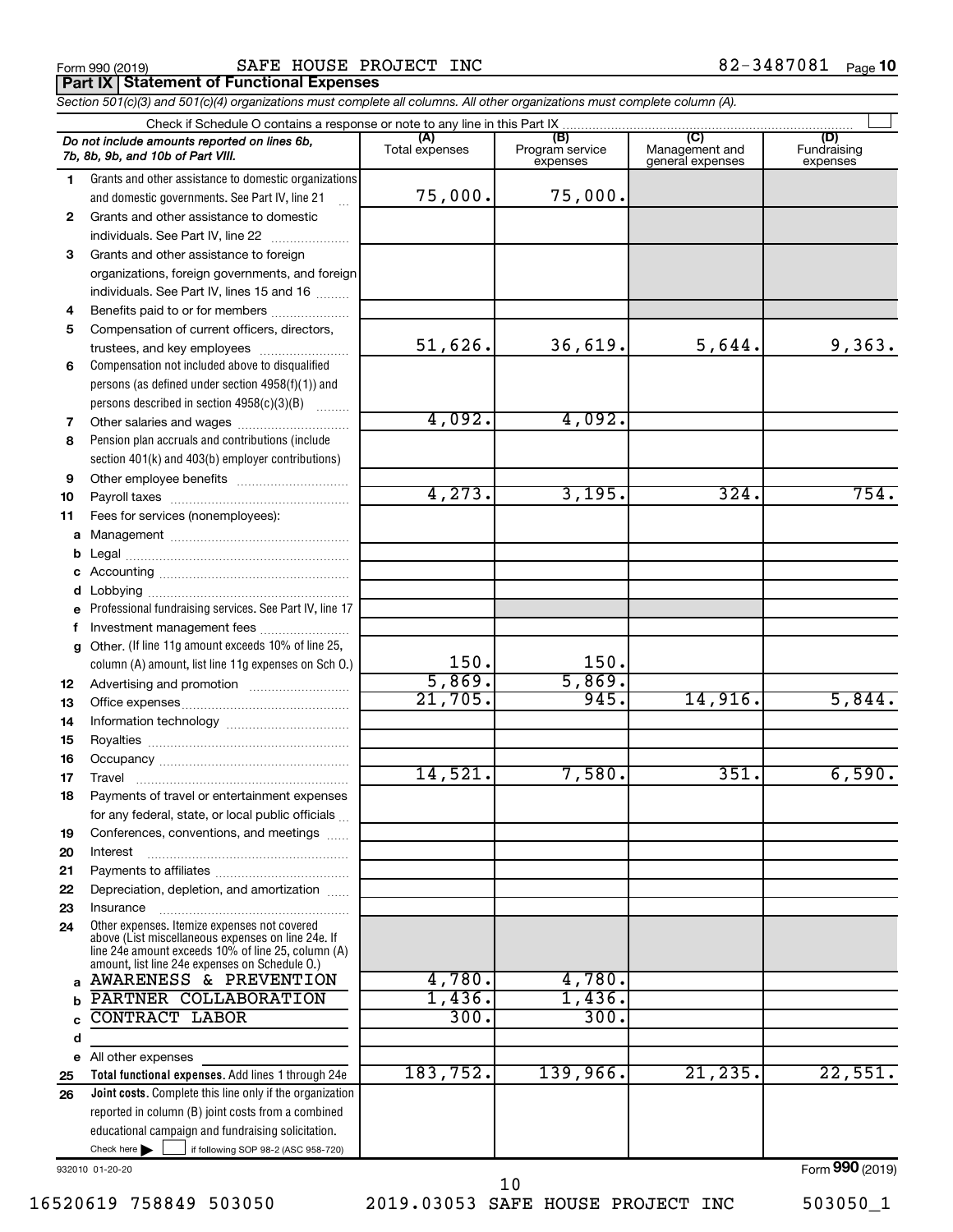Form 990 (2019) SAFE HOUSE PROJECT INC 82-3487081 Page 10

**Part IX Statement of Functional Expenses**

*Section 501(c)(3) and 501(c)(4) organizations must complete all columns. All other organizations must complete column (A).*

Check if Schedule O contains a response or note to any line in this Part IX ☐

| *Do not include amounts reported on lines 6b, 7b, 8b, 9b, and 10b of Part VIII.* | (A) Total expenses | (B) Program service expenses | (C) Management and general expenses | (D) Fundraising expenses |
|---|---|---|---|---|
| 1 Grants and other assistance to domestic organizations and domestic governments. See Part IV, line 21 | 75,000. | 75,000. | | |
| 2 Grants and other assistance to domestic individuals. See Part IV, line 22 | | | | |
| 3 Grants and other assistance to foreign organizations, foreign governments, and foreign individuals. See Part IV, lines 15 and 16 | | | | |
| 4 Benefits paid to or for members | | | | |
| 5 Compensation of current officers, directors, trustees, and key employees | 51,626. | 36,619. | 5,644. | 9,363. |
| 6 Compensation not included above to disqualified persons (as defined under section 4958(f)(1)) and persons described in section 4958(c)(3)(B) | | | | |
| 7 Other salaries and wages | 4,092. | 4,092. | | |
| 8 Pension plan accruals and contributions (include section 401(k) and 403(b) employer contributions) | | | | |
| 9 Other employee benefits | | | | |
| 10 Payroll taxes | 4,273. | 3,195. | 324. | 754. |
| 11 Fees for services (nonemployees): | | | | |
| a Management | | | | |
| b Legal | | | | |
| c Accounting | | | | |
| d Lobbying | | | | |
| e Professional fundraising services. See Part IV, line 17 | | | | |
| f Investment management fees | | | | |
| g Other. (If line 11g amount exceeds 10% of line 25, column (A) amount, list line 11g expenses on Sch O.) | 150. | 150. | | |
| 12 Advertising and promotion | 5,869. | 5,869. | | |
| 13 Office expenses | 21,705. | 945. | 14,916. | 5,844. |
| 14 Information technology | | | | |
| 15 Royalties | | | | |
| 16 Occupancy | | | | |
| 17 Travel | 14,521. | 7,580. | 351. | 6,590. |
| 18 Payments of travel or entertainment expenses for any federal, state, or local public officials | | | | |
| 19 Conferences, conventions, and meetings | | | | |
| 20 Interest | | | | |
| 21 Payments to affiliates | | | | |
| 22 Depreciation, depletion, and amortization | | | | |
| 23 Insurance | | | | |
| 24 Other expenses. Itemize expenses not covered above (List miscellaneous expenses on line 24e. If line 24e amount exceeds 10% of line 25, column (A) amount, list line 24e expenses on Schedule O.) | | | | |
| a AWARENESS & PREVENTION | 4,780. | 4,780. | | |
| b PARTNER COLLABORATION | 1,436. | 1,436. | | |
| c CONTRACT LABOR | 300. | 300. | | |
| d | | | | |
| e All other expenses | | | | |
| 25 **Total functional expenses.** Add lines 1 through 24e | 183,752. | 139,966. | 21,235. | 22,551. |
| 26 **Joint costs.** Complete this line only if the organization reported in column (B) joint costs from a combined educational campaign and fundraising solicitation. Check here ☐ if following SOP 98-2 (ASC 958-720) | | | | |

932010 01-20-20

Form **990** (2019)

16520619 758849 503050 2019.03053 SAFE HOUSE PROJECT INC 503050_1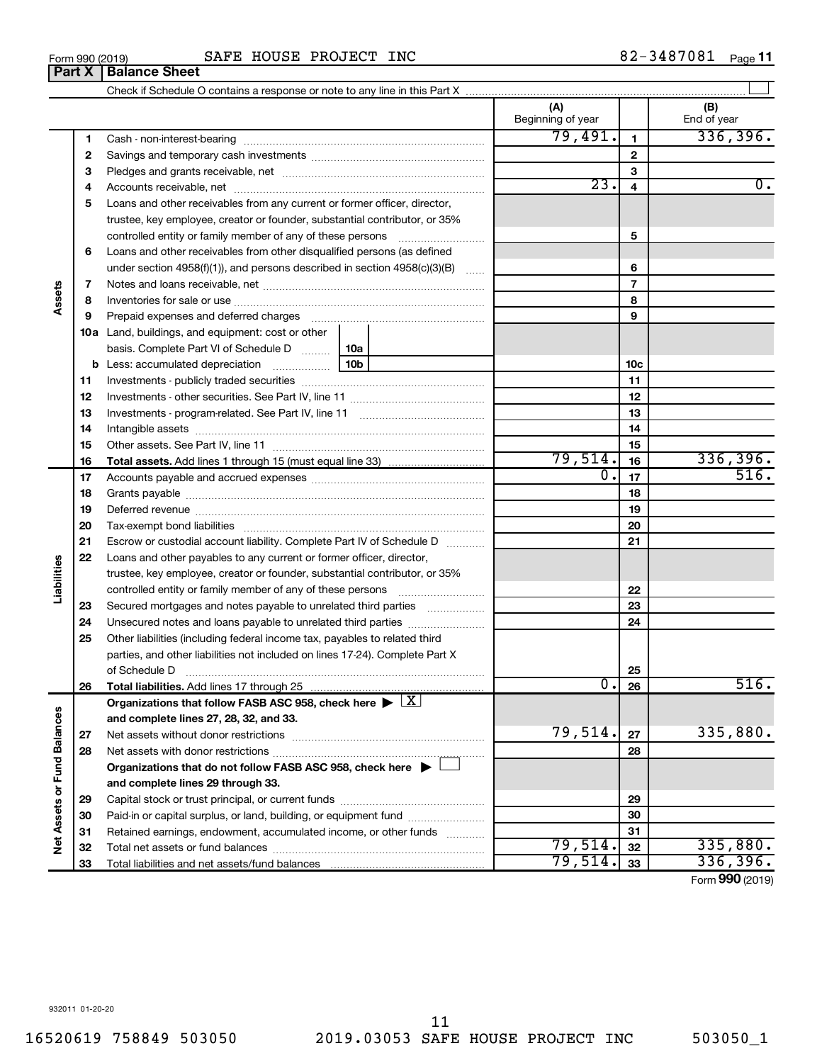Form 990 (2019) SAFE HOUSE PROJECT INC 82-3487081

## Part X Balance Sheet

Check if Schedule O contains a response or note to any line in this Part X

| | | | (A) Beginning of year | | (B) End of year |
|---|---|---|---|---|---|
| **Assets** | 1 | Cash - non-interest-bearing | 79,491. | 1 | 336,396. |
| | 2 | Savings and temporary cash investments | | 2 | |
| | 3 | Pledges and grants receivable, net | | 3 | |
| | 4 | Accounts receivable, net | 23. | 4 | 0. |
| | 5 | Loans and other receivables from any current or former officer, director, trustee, key employee, creator or founder, substantial contributor, or 35% controlled entity or family member of any of these persons | | 5 | |
| | 6 | Loans and other receivables from other disqualified persons (as defined under section 4958(f)(1)), and persons described in section 4958(c)(3)(B) | | 6 | |
| | 7 | Notes and loans receivable, net | | 7 | |
| | 8 | Inventories for sale or use | | 8 | |
| | 9 | Prepaid expenses and deferred charges | | 9 | |
| | 10a | Land, buildings, and equipment: cost or other basis. Complete Part VI of Schedule D (10a) | | | |
| | b | Less: accumulated depreciation (10b) | | 10c | |
| | 11 | Investments - publicly traded securities | | 11 | |
| | 12 | Investments - other securities. See Part IV, line 11 | | 12 | |
| | 13 | Investments - program-related. See Part IV, line 11 | | 13 | |
| | 14 | Intangible assets | | 14 | |
| | 15 | Other assets. See Part IV, line 11 | | 15 | |
| | 16 | **Total assets.** Add lines 1 through 15 (must equal line 33) | 79,514. | 16 | 336,396. |
| **Liabilities** | 17 | Accounts payable and accrued expenses | 0. | 17 | 516. |
| | 18 | Grants payable | | 18 | |
| | 19 | Deferred revenue | | 19 | |
| | 20 | Tax-exempt bond liabilities | | 20 | |
| | 21 | Escrow or custodial account liability. Complete Part IV of Schedule D | | 21 | |
| | 22 | Loans and other payables to any current or former officer, director, trustee, key employee, creator or founder, substantial contributor, or 35% controlled entity or family member of any of these persons | | 22 | |
| | 23 | Secured mortgages and notes payable to unrelated third parties | | 23 | |
| | 24 | Unsecured notes and loans payable to unrelated third parties | | 24 | |
| | 25 | Other liabilities (including federal income tax, payables to related third parties, and other liabilities not included on lines 17-24). Complete Part X of Schedule D | | 25 | |
| | 26 | **Total liabilities.** Add lines 17 through 25 | 0. | 26 | 516. |
| **Net Assets or Fund Balances** | | **Organizations that follow FASB ASC 958, check here ▶ [X] and complete lines 27, 28, 32, and 33.** | | | |
| | 27 | Net assets without donor restrictions | 79,514. | 27 | 335,880. |
| | 28 | Net assets with donor restrictions | | 28 | |
| | | **Organizations that do not follow FASB ASC 958, check here ▶ [ ] and complete lines 29 through 33.** | | | |
| | 29 | Capital stock or trust principal, or current funds | | 29 | |
| | 30 | Paid-in or capital surplus, or land, building, or equipment fund | | 30 | |
| | 31 | Retained earnings, endowment, accumulated income, or other funds | | 31 | |
| | 32 | Total net assets or fund balances | 79,514. | 32 | 335,880. |
| | 33 | Total liabilities and net assets/fund balances | 79,514. | 33 | 336,396. |

Form **990** (2019)

932011 01-20-20

16520619 758849 503050 2019.03053 SAFE HOUSE PROJECT INC 503050_1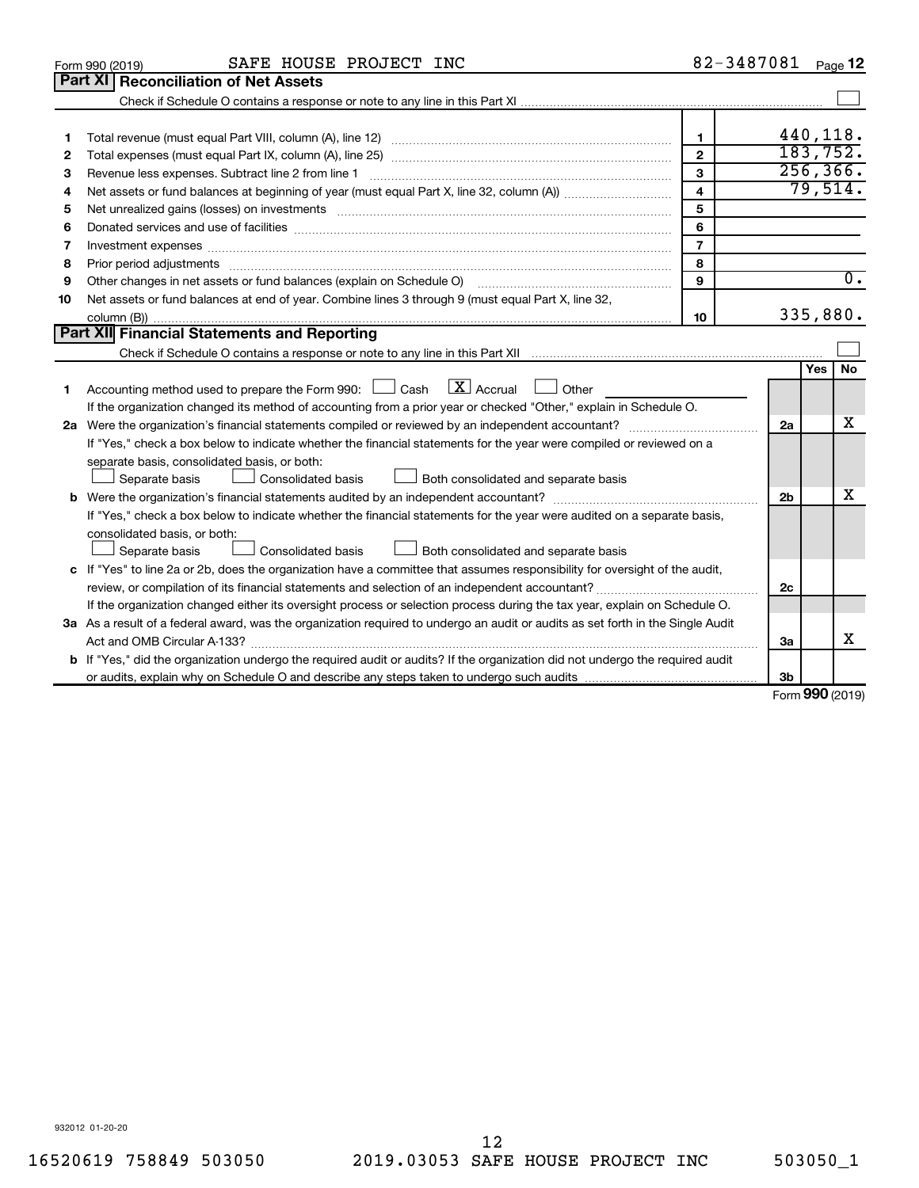Form 990 (2019) SAFE HOUSE PROJECT INC 82-3487081 Page 12

## Part XI Reconciliation of Net Assets

Check if Schedule O contains a response or note to any line in this Part XI ☐

| | | | |
|---|---|---|---|
| 1 | Total revenue (must equal Part VIII, column (A), line 12) | 1 | 440,118. |
| 2 | Total expenses (must equal Part IX, column (A), line 25) | 2 | 183,752. |
| 3 | Revenue less expenses. Subtract line 2 from line 1 | 3 | 256,366. |
| 4 | Net assets or fund balances at beginning of year (must equal Part X, line 32, column (A)) | 4 | 79,514. |
| 5 | Net unrealized gains (losses) on investments | 5 | |
| 6 | Donated services and use of facilities | 6 | |
| 7 | Investment expenses | 7 | |
| 8 | Prior period adjustments | 8 | |
| 9 | Other changes in net assets or fund balances (explain on Schedule O) | 9 | 0. |
| 10 | Net assets or fund balances at end of year. Combine lines 3 through 9 (must equal Part X, line 32, column (B)) | 10 | 335,880. |

## Part XII Financial Statements and Reporting

Check if Schedule O contains a response or note to any line in this Part XII ☐

| | | | Yes | No |
|---|---|---|---|---|
| 1 | Accounting method used to prepare the Form 990: ☐ Cash ☒ Accrual ☐ Other<br>If the organization changed its method of accounting from a prior year or checked "Other," explain in Schedule O. | | | |
| 2a | Were the organization's financial statements compiled or reviewed by an independent accountant?<br>If "Yes," check a box below to indicate whether the financial statements for the year were compiled or reviewed on a separate basis, consolidated basis, or both:<br>☐ Separate basis ☐ Consolidated basis ☐ Both consolidated and separate basis | 2a | | X |
| b | Were the organization's financial statements audited by an independent accountant?<br>If "Yes," check a box below to indicate whether the financial statements for the year were audited on a separate basis, consolidated basis, or both:<br>☐ Separate basis ☐ Consolidated basis ☐ Both consolidated and separate basis | 2b | | X |
| c | If "Yes" to line 2a or 2b, does the organization have a committee that assumes responsibility for oversight of the audit, review, or compilation of its financial statements and selection of an independent accountant?<br>If the organization changed either its oversight process or selection process during the tax year, explain on Schedule O. | 2c | | |
| 3a | As a result of a federal award, was the organization required to undergo an audit or audits as set forth in the Single Audit Act and OMB Circular A-133? | 3a | | X |
| b | If "Yes," did the organization undergo the required audit or audits? If the organization did not undergo the required audit or audits, explain why on Schedule O and describe any steps taken to undergo such audits | 3b | | |

Form 990 (2019)

932012 01-20-20

16520619 758849 503050 2019.03053 SAFE HOUSE PROJECT INC 503050_1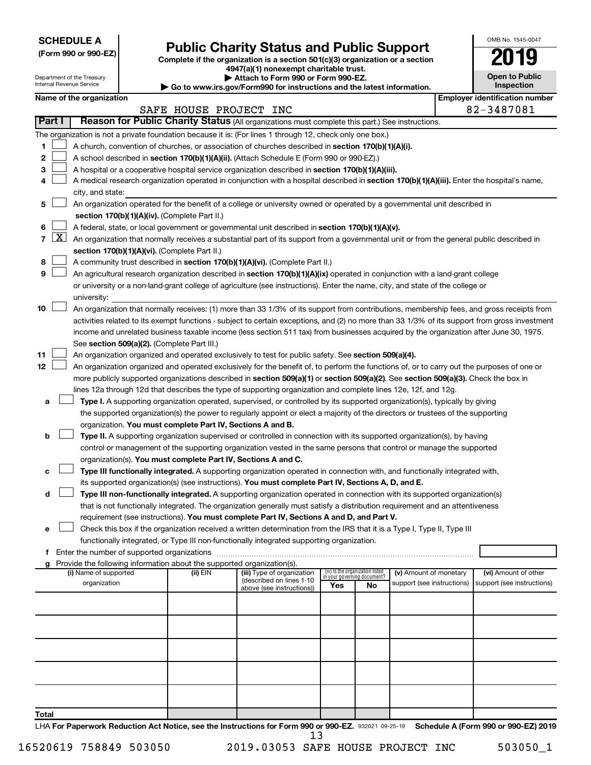**SCHEDULE A**
**(Form 990 or 990-EZ)**

Department of the Treasury
Internal Revenue Service

# Public Charity Status and Public Support

**Complete if the organization is a section 501(c)(3) organization or a section 4947(a)(1) nonexempt charitable trust.**
**▶ Attach to Form 990 or Form 990-EZ.**
**▶ Go to www.irs.gov/Form990 for instructions and the latest information.**

OMB No. 1545-0047
**2019**
**Open to Public Inspection**

**Name of the organization:** SAFE HOUSE PROJECT INC
**Employer identification number:** 82-3487081

## Part I Reason for Public Charity Status (All organizations must complete this part.) See instructions.

The organization is not a private foundation because it is: (For lines 1 through 12, check only one box.)

1. ☐ A church, convention of churches, or association of churches described in **section 170(b)(1)(A)(i).**
2. ☐ A school described in **section 170(b)(1)(A)(ii).** (Attach Schedule E (Form 990 or 990-EZ).)
3. ☐ A hospital or a cooperative hospital service organization described in **section 170(b)(1)(A)(iii).**
4. ☐ A medical research organization operated in conjunction with a hospital described in **section 170(b)(1)(A)(iii).** Enter the hospital's name, city, and state:
5. ☐ An organization operated for the benefit of a college or university owned or operated by a governmental unit described in **section 170(b)(1)(A)(iv).** (Complete Part II.)
6. ☐ A federal, state, or local government or governmental unit described in **section 170(b)(1)(A)(v).**
7. ☒ An organization that normally receives a substantial part of its support from a governmental unit or from the general public described in **section 170(b)(1)(A)(vi).** (Complete Part II.)
8. ☐ A community trust described in **section 170(b)(1)(A)(vi).** (Complete Part II.)
9. ☐ An agricultural research organization described in **section 170(b)(1)(A)(ix)** operated in conjunction with a land-grant college or university or a non-land-grant college of agriculture (see instructions). Enter the name, city, and state of the college or university:
10. ☐ An organization that normally receives: (1) more than 33 1/3% of its support from contributions, membership fees, and gross receipts from activities related to its exempt functions - subject to certain exceptions, and (2) no more than 33 1/3% of its support from gross investment income and unrelated business taxable income (less section 511 tax) from businesses acquired by the organization after June 30, 1975. See **section 509(a)(2).** (Complete Part III.)
11. ☐ An organization organized and operated exclusively to test for public safety. See **section 509(a)(4).**
12. ☐ An organization organized and operated exclusively for the benefit of, to perform the functions of, or to carry out the purposes of one or more publicly supported organizations described in **section 509(a)(1)** or **section 509(a)(2).** See **section 509(a)(3).** Check the box in lines 12a through 12d that describes the type of supporting organization and complete lines 12e, 12f, and 12g.
   - a ☐ **Type I.** A supporting organization operated, supervised, or controlled by its supported organization(s), typically by giving the supported organization(s) the power to regularly appoint or elect a majority of the directors or trustees of the supporting organization. **You must complete Part IV, Sections A and B.**
   - b ☐ **Type II.** A supporting organization supervised or controlled in connection with its supported organization(s), by having control or management of the supporting organization vested in the same persons that control or manage the supported organization(s). **You must complete Part IV, Sections A and C.**
   - c ☐ **Type III functionally integrated.** A supporting organization operated in connection with, and functionally integrated with, its supported organization(s) (see instructions). **You must complete Part IV, Sections A, D, and E.**
   - d ☐ **Type III non-functionally integrated.** A supporting organization operated in connection with its supported organization(s) that is not functionally integrated. The organization generally must satisfy a distribution requirement and an attentiveness requirement (see instructions). **You must complete Part IV, Sections A and D, and Part V.**
   - e ☐ Check this box if the organization received a written determination from the IRS that it is a Type I, Type II, Type III functionally integrated, or Type III non-functionally integrated supporting organization.
   - f Enter the number of supported organizations
   - g Provide the following information about the supported organization(s).

| (i) Name of supported organization | (ii) EIN | (iii) Type of organization (described on lines 1-10 above (see instructions)) | (iv) Is the organization listed in your governing document? Yes | No | (v) Amount of monetary support (see instructions) | (vi) Amount of other support (see instructions) |
|---|---|---|---|---|---|---|
| | | | | | | |
| | | | | | | |
| | | | | | | |
| | | | | | | |
| | | | | | | |
| **Total** | | | | | | |

LHA **For Paperwork Reduction Act Notice, see the Instructions for Form 990 or 990-EZ.** 932021 09-25-19 **Schedule A (Form 990 or 990-EZ) 2019**

16520619 758849 503050 2019.03053 SAFE HOUSE PROJECT INC 503050_1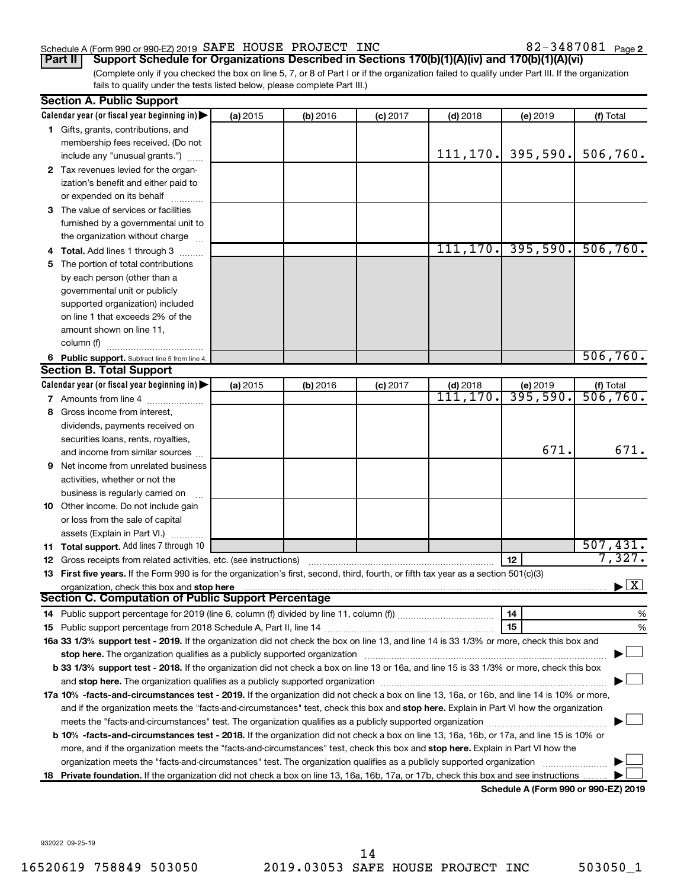Schedule A (Form 990 or 990-EZ) 2019 SAFE HOUSE PROJECT INC 82-3487081 Page **2**

**Part II** **Support Schedule for Organizations Described in Sections 170(b)(1)(A)(iv) and 170(b)(1)(A)(vi)**

(Complete only if you checked the box on line 5, 7, or 8 of Part I or if the organization failed to qualify under Part III. If the organization fails to qualify under the tests listed below, please complete Part III.)

### Section A. Public Support

| Calendar year (or fiscal year beginning in) ▶ | (a) 2015 | (b) 2016 | (c) 2017 | (d) 2018 | (e) 2019 | (f) Total |
|---|---|---|---|---|---|---|
| **1** Gifts, grants, contributions, and membership fees received. (Do not include any "unusual grants.") | | | | 111,170. | 395,590. | 506,760. |
| **2** Tax revenues levied for the organization's benefit and either paid to or expended on its behalf | | | | | | |
| **3** The value of services or facilities furnished by a governmental unit to the organization without charge | | | | | | |
| **4 Total.** Add lines 1 through 3 | | | | 111,170. | 395,590. | 506,760. |
| **5** The portion of total contributions by each person (other than a governmental unit or publicly supported organization) included on line 1 that exceeds 2% of the amount shown on line 11, column (f) | | | | | | |
| **6 Public support.** Subtract line 5 from line 4. | | | | | | 506,760. |

### Section B. Total Support

| Calendar year (or fiscal year beginning in) ▶ | (a) 2015 | (b) 2016 | (c) 2017 | (d) 2018 | (e) 2019 | (f) Total |
|---|---|---|---|---|---|---|
| **7** Amounts from line 4 | | | | 111,170. | 395,590. | 506,760. |
| **8** Gross income from interest, dividends, payments received on securities loans, rents, royalties, and income from similar sources | | | | | 671. | 671. |
| **9** Net income from unrelated business activities, whether or not the business is regularly carried on | | | | | | |
| **10** Other income. Do not include gain or loss from the sale of capital assets (Explain in Part VI.) | | | | | | |
| **11 Total support.** Add lines 7 through 10 | | | | | | 507,431. |

**12** Gross receipts from related activities, etc. (see instructions) **12** 7,327.

**13 First five years.** If the Form 990 is for the organization's first, second, third, fourth, or fifth tax year as a section 501(c)(3) organization, check this box and **stop here** ▶ [X]

### Section C. Computation of Public Support Percentage

**14** Public support percentage for 2019 (line 6, column (f) divided by line 11, column (f)) **14** %

**15** Public support percentage from 2018 Schedule A, Part II, line 14 **15** %

**16a 33 1/3% support test - 2019.** If the organization did not check the box on line 13, and line 14 is 33 1/3% or more, check this box and **stop here.** The organization qualifies as a publicly supported organization ▶ [ ]

**b 33 1/3% support test - 2018.** If the organization did not check a box on line 13 or 16a, and line 15 is 33 1/3% or more, check this box and **stop here.** The organization qualifies as a publicly supported organization ▶ [ ]

**17a 10% -facts-and-circumstances test - 2019.** If the organization did not check a box on line 13, 16a, or 16b, and line 14 is 10% or more, and if the organization meets the "facts-and-circumstances" test, check this box and **stop here.** Explain in Part VI how the organization meets the "facts-and-circumstances" test. The organization qualifies as a publicly supported organization ▶ [ ]

**b 10% -facts-and-circumstances test - 2018.** If the organization did not check a box on line 13, 16a, 16b, or 17a, and line 15 is 10% or more, and if the organization meets the "facts-and-circumstances" test, check this box and **stop here.** Explain in Part VI how the organization meets the "facts-and-circumstances" test. The organization qualifies as a publicly supported organization ▶ [ ]

**18 Private foundation.** If the organization did not check a box on line 13, 16a, 16b, 17a, or 17b, check this box and see instructions ▶ [ ]

**Schedule A (Form 990 or 990-EZ) 2019**

932022 09-25-19

16520619 758849 503050 2019.03053 SAFE HOUSE PROJECT INC 503050_1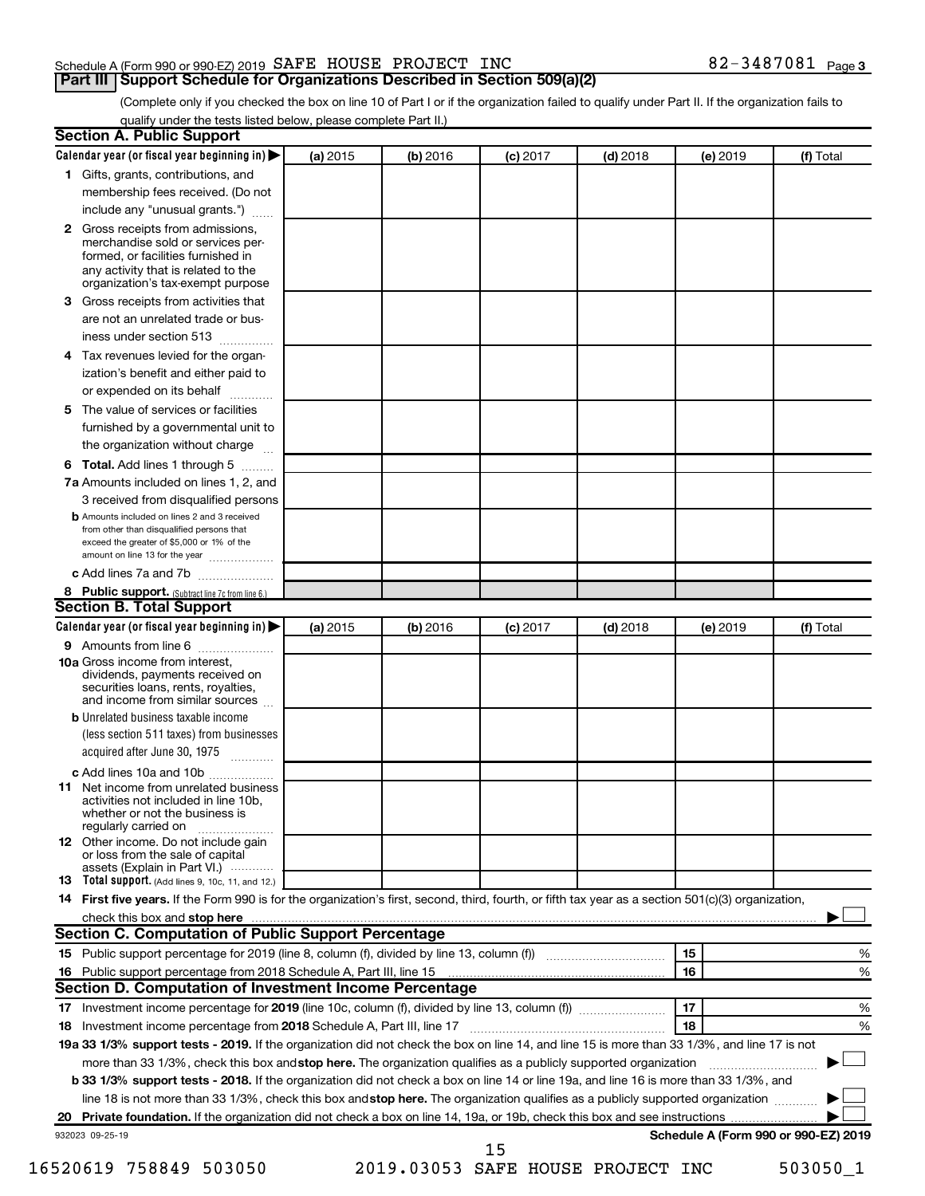Schedule A (Form 990 or 990-EZ) 2019 SAFE HOUSE PROJECT INC 82-3487081 Page 3

## Part III Support Schedule for Organizations Described in Section 509(a)(2)

(Complete only if you checked the box on line 10 of Part I or if the organization failed to qualify under Part II. If the organization fails to qualify under the tests listed below, please complete Part II.)

### Section A. Public Support

| Calendar year (or fiscal year beginning in) ▶ | (a) 2015 | (b) 2016 | (c) 2017 | (d) 2018 | (e) 2019 | (f) Total |
|---|---|---|---|---|---|---|
| **1** Gifts, grants, contributions, and membership fees received. (Do not include any "unusual grants.") | | | | | | |
| **2** Gross receipts from admissions, merchandise sold or services performed, or facilities furnished in any activity that is related to the organization's tax-exempt purpose | | | | | | |
| **3** Gross receipts from activities that are not an unrelated trade or business under section 513 | | | | | | |
| **4** Tax revenues levied for the organization's benefit and either paid to or expended on its behalf | | | | | | |
| **5** The value of services or facilities furnished by a governmental unit to the organization without charge | | | | | | |
| **6 Total.** Add lines 1 through 5 | | | | | | |
| **7a** Amounts included on lines 1, 2, and 3 received from disqualified persons | | | | | | |
| **b** Amounts included on lines 2 and 3 received from other than disqualified persons that exceed the greater of $5,000 or 1% of the amount on line 13 for the year | | | | | | |
| **c** Add lines 7a and 7b | | | | | | |
| **8 Public support.** (Subtract line 7c from line 6.) | | | | | | |

### Section B. Total Support

| Calendar year (or fiscal year beginning in) ▶ | (a) 2015 | (b) 2016 | (c) 2017 | (d) 2018 | (e) 2019 | (f) Total |
|---|---|---|---|---|---|---|
| **9** Amounts from line 6 | | | | | | |
| **10a** Gross income from interest, dividends, payments received on securities loans, rents, royalties, and income from similar sources | | | | | | |
| **b** Unrelated business taxable income (less section 511 taxes) from businesses acquired after June 30, 1975 | | | | | | |
| **c** Add lines 10a and 10b | | | | | | |
| **11** Net income from unrelated business activities not included in line 10b, whether or not the business is regularly carried on | | | | | | |
| **12** Other income. Do not include gain or loss from the sale of capital assets (Explain in Part VI.) | | | | | | |
| **13 Total support.** (Add lines 9, 10c, 11, and 12.) | | | | | | |

**14 First five years.** If the Form 990 is for the organization's first, second, third, fourth, or fifth tax year as a section 501(c)(3) organization, check this box and **stop here** ▶ ☐

### Section C. Computation of Public Support Percentage

| | | | |
|---|---|---|---|
| **15** Public support percentage for 2019 (line 8, column (f), divided by line 13, column (f)) | 15 | | % |
| **16** Public support percentage from 2018 Schedule A, Part III, line 15 | 16 | | % |

### Section D. Computation of Investment Income Percentage

| | | | |
|---|---|---|---|
| **17** Investment income percentage for **2019** (line 10c, column (f), divided by line 13, column (f)) | 17 | | % |
| **18** Investment income percentage from **2018** Schedule A, Part III, line 17 | 18 | | % |

**19a 33 1/3% support tests - 2019.** If the organization did not check the box on line 14, and line 15 is more than 33 1/3%, and line 17 is not more than 33 1/3%, check this box and **stop here.** The organization qualifies as a publicly supported organization ▶ ☐

**b 33 1/3% support tests - 2018.** If the organization did not check a box on line 14 or line 19a, and line 16 is more than 33 1/3%, and line 18 is not more than 33 1/3%, check this box and **stop here.** The organization qualifies as a publicly supported organization ▶ ☐

**20 Private foundation.** If the organization did not check a box on line 14, 19a, or 19b, check this box and see instructions ▶ ☐

932023 09-25-19 **Schedule A (Form 990 or 990-EZ) 2019**

16520619 758849 503050 2019.03053 SAFE HOUSE PROJECT INC 503050_1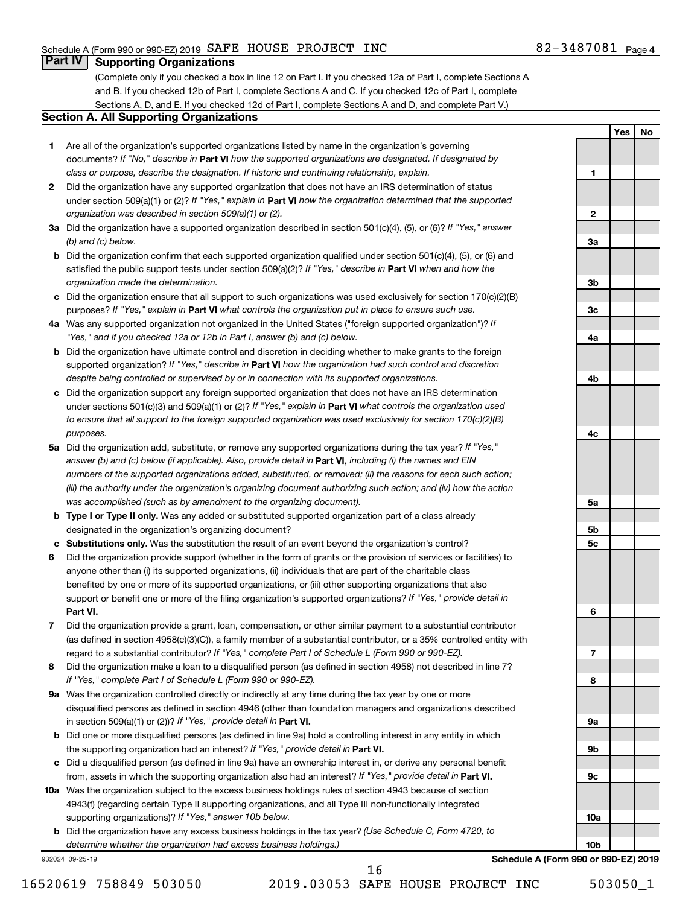Schedule A (Form 990 or 990-EZ) 2019 SAFE HOUSE PROJECT INC 82-3487081 Page 4

## Part IV Supporting Organizations

(Complete only if you checked a box in line 12 on Part I. If you checked 12a of Part I, complete Sections A and B. If you checked 12b of Part I, complete Sections A and C. If you checked 12c of Part I, complete Sections A, D, and E. If you checked 12d of Part I, complete Sections A and D, and complete Part V.)

### Section A. All Supporting Organizations

| | | | Yes | No |
|---|---|---|---|---|
| 1 | Are all of the organization's supported organizations listed by name in the organization's governing documents? *If "No," describe in* **Part VI** *how the supported organizations are designated. If designated by class or purpose, describe the designation. If historic and continuing relationship, explain.* | 1 | | |
| 2 | Did the organization have any supported organization that does not have an IRS determination of status under section 509(a)(1) or (2)? *If "Yes," explain in* **Part VI** *how the organization determined that the supported organization was described in section 509(a)(1) or (2).* | 2 | | |
| 3a | Did the organization have a supported organization described in section 501(c)(4), (5), or (6)? *If "Yes," answer (b) and (c) below.* | 3a | | |
| b | Did the organization confirm that each supported organization qualified under section 501(c)(4), (5), or (6) and satisfied the public support tests under section 509(a)(2)? *If "Yes," describe in* **Part VI** *when and how the organization made the determination.* | 3b | | |
| c | Did the organization ensure that all support to such organizations was used exclusively for section 170(c)(2)(B) purposes? *If "Yes," explain in* **Part VI** *what controls the organization put in place to ensure such use.* | 3c | | |
| 4a | Was any supported organization not organized in the United States ("foreign supported organization")? *If "Yes," and if you checked 12a or 12b in Part I, answer (b) and (c) below.* | 4a | | |
| b | Did the organization have ultimate control and discretion in deciding whether to make grants to the foreign supported organization? *If "Yes," describe in* **Part VI** *how the organization had such control and discretion despite being controlled or supervised by or in connection with its supported organizations.* | 4b | | |
| c | Did the organization support any foreign supported organization that does not have an IRS determination under sections 501(c)(3) and 509(a)(1) or (2)? *If "Yes," explain in* **Part VI** *what controls the organization used to ensure that all support to the foreign supported organization was used exclusively for section 170(c)(2)(B) purposes.* | 4c | | |
| 5a | Did the organization add, substitute, or remove any supported organizations during the tax year? *If "Yes," answer (b) and (c) below (if applicable). Also, provide detail in* **Part VI,** *including (i) the names and EIN numbers of the supported organizations added, substituted, or removed; (ii) the reasons for each such action; (iii) the authority under the organization's organizing document authorizing such action; and (iv) how the action was accomplished (such as by amendment to the organizing document).* | 5a | | |
| b | **Type I or Type II only.** Was any added or substituted supported organization part of a class already designated in the organization's organizing document? | 5b | | |
| c | **Substitutions only.** Was the substitution the result of an event beyond the organization's control? | 5c | | |
| 6 | Did the organization provide support (whether in the form of grants or the provision of services or facilities) to anyone other than (i) its supported organizations, (ii) individuals that are part of the charitable class benefited by one or more of its supported organizations, or (iii) other supporting organizations that also support or benefit one or more of the filing organization's supported organizations? *If "Yes," provide detail in* **Part VI.** | 6 | | |
| 7 | Did the organization provide a grant, loan, compensation, or other similar payment to a substantial contributor (as defined in section 4958(c)(3)(C)), a family member of a substantial contributor, or a 35% controlled entity with regard to a substantial contributor? *If "Yes," complete Part I of Schedule L (Form 990 or 990-EZ).* | 7 | | |
| 8 | Did the organization make a loan to a disqualified person (as defined in section 4958) not described in line 7? *If "Yes," complete Part I of Schedule L (Form 990 or 990-EZ).* | 8 | | |
| 9a | Was the organization controlled directly or indirectly at any time during the tax year by one or more disqualified persons as defined in section 4946 (other than foundation managers and organizations described in section 509(a)(1) or (2))? *If "Yes," provide detail in* **Part VI.** | 9a | | |
| b | Did one or more disqualified persons (as defined in line 9a) hold a controlling interest in any entity in which the supporting organization had an interest? *If "Yes," provide detail in* **Part VI.** | 9b | | |
| c | Did a disqualified person (as defined in line 9a) have an ownership interest in, or derive any personal benefit from, assets in which the supporting organization also had an interest? *If "Yes," provide detail in* **Part VI.** | 9c | | |
| 10a | Was the organization subject to the excess business holdings rules of section 4943 because of section 4943(f) (regarding certain Type II supporting organizations, and all Type III non-functionally integrated supporting organizations)? *If "Yes," answer 10b below.* | 10a | | |
| b | Did the organization have any excess business holdings in the tax year? *(Use Schedule C, Form 4720, to determine whether the organization had excess business holdings.)* | 10b | | |

932024 09-25-19 **Schedule A (Form 990 or 990-EZ) 2019**

16520619 758849 503050 2019.03053 SAFE HOUSE PROJECT INC 503050_1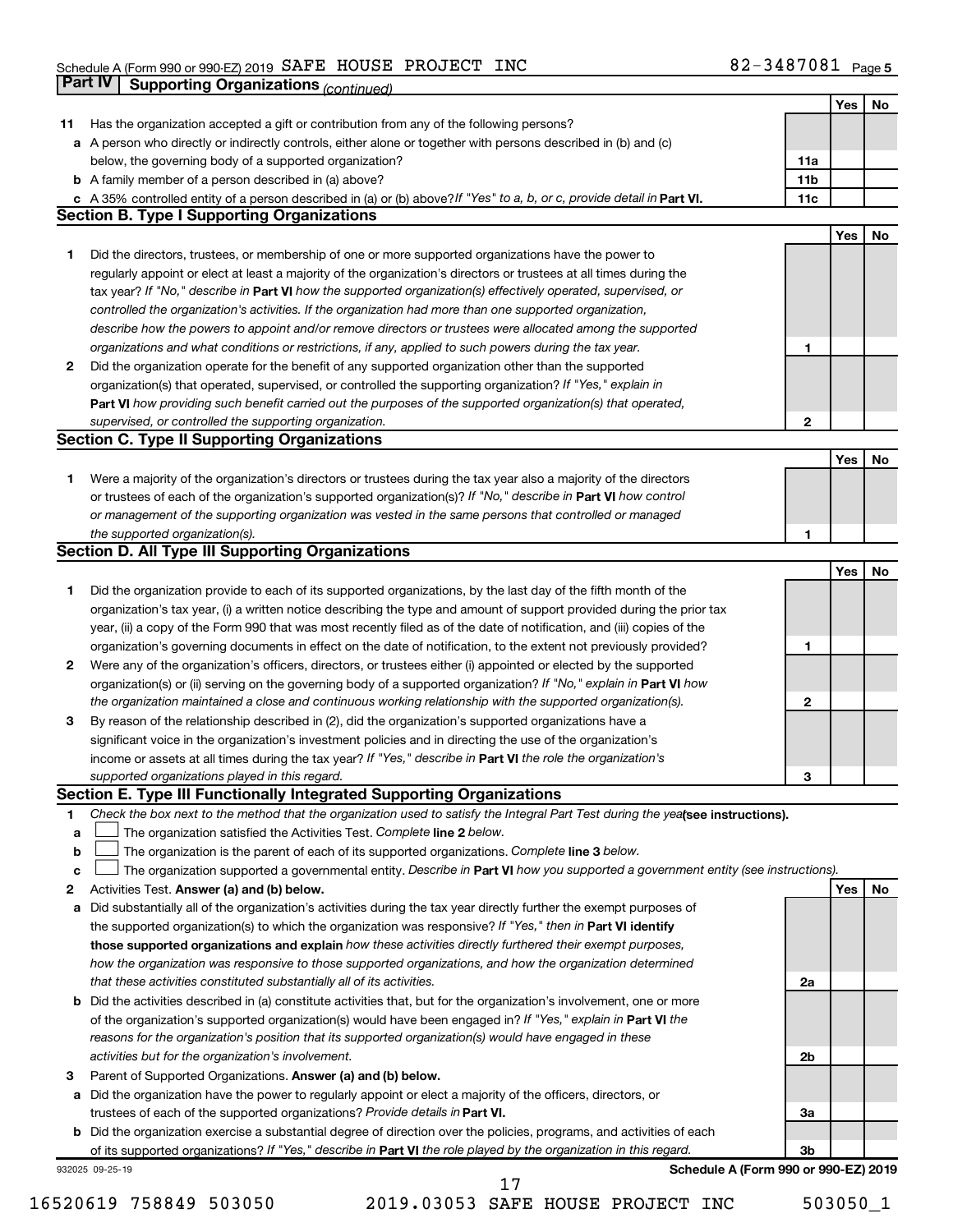Schedule A (Form 990 or 990-EZ) 2019 SAFE HOUSE PROJECT INC 82-3487081 Page 5

## Part IV Supporting Organizations *(continued)*

| | | | Yes | No |
|---|---|---|---|---|
| **11** | Has the organization accepted a gift or contribution from any of the following persons? | | | |
| **a** | A person who directly or indirectly controls, either alone or together with persons described in (b) and (c) below, the governing body of a supported organization? | 11a | | |
| **b** | A family member of a person described in (a) above? | 11b | | |
| **c** | A 35% controlled entity of a person described in (a) or (b) above? *If "Yes" to a, b, or c, provide detail in* **Part VI.** | 11c | | |

### Section B. Type I Supporting Organizations

| | | | Yes | No |
|---|---|---|---|---|
| **1** | Did the directors, trustees, or membership of one or more supported organizations have the power to regularly appoint or elect at least a majority of the organization's directors or trustees at all times during the tax year? *If "No," describe in* **Part VI** *how the supported organization(s) effectively operated, supervised, or controlled the organization's activities. If the organization had more than one supported organization, describe how the powers to appoint and/or remove directors or trustees were allocated among the supported organizations and what conditions or restrictions, if any, applied to such powers during the tax year.* | 1 | | |
| **2** | Did the organization operate for the benefit of any supported organization other than the supported organization(s) that operated, supervised, or controlled the supporting organization? *If "Yes," explain in* **Part VI** *how providing such benefit carried out the purposes of the supported organization(s) that operated, supervised, or controlled the supporting organization.* | 2 | | |

### Section C. Type II Supporting Organizations

| | | | Yes | No |
|---|---|---|---|---|
| **1** | Were a majority of the organization's directors or trustees during the tax year also a majority of the directors or trustees of each of the organization's supported organization(s)? *If "No," describe in* **Part VI** *how control or management of the supporting organization was vested in the same persons that controlled or managed the supported organization(s).* | 1 | | |

### Section D. All Type III Supporting Organizations

| | | | Yes | No |
|---|---|---|---|---|
| **1** | Did the organization provide to each of its supported organizations, by the last day of the fifth month of the organization's tax year, (i) a written notice describing the type and amount of support provided during the prior tax year, (ii) a copy of the Form 990 that was most recently filed as of the date of notification, and (iii) copies of the organization's governing documents in effect on the date of notification, to the extent not previously provided? | 1 | | |
| **2** | Were any of the organization's officers, directors, or trustees either (i) appointed or elected by the supported organization(s) or (ii) serving on the governing body of a supported organization? *If "No," explain in* **Part VI** *how the organization maintained a close and continuous working relationship with the supported organization(s).* | 2 | | |
| **3** | By reason of the relationship described in (2), did the organization's supported organizations have a significant voice in the organization's investment policies and in directing the use of the organization's income or assets at all times during the tax year? *If "Yes," describe in* **Part VI** *the role the organization's supported organizations played in this regard.* | 3 | | |

### Section E. Type III Functionally Integrated Supporting Organizations

**1** *Check the box next to the method that the organization used to satisfy the Integral Part Test during the year* **(see instructions).**

- **a** ☐ The organization satisfied the Activities Test. *Complete* **line 2** *below.*
- **b** ☐ The organization is the parent of each of its supported organizations. *Complete* **line 3** *below.*
- **c** ☐ The organization supported a governmental entity. *Describe in* **Part VI** *how you supported a government entity (see instructions).*

| | | | Yes | No |
|---|---|---|---|---|
| **2** | Activities Test. **Answer (a) and (b) below.** | | | |
| **a** | Did substantially all of the organization's activities during the tax year directly further the exempt purposes of the supported organization(s) to which the organization was responsive? *If "Yes," then in* **Part VI identify those supported organizations and explain** *how these activities directly furthered their exempt purposes, how the organization was responsive to those supported organizations, and how the organization determined that these activities constituted substantially all of its activities.* | 2a | | |
| **b** | Did the activities described in (a) constitute activities that, but for the organization's involvement, one or more of the organization's supported organization(s) would have been engaged in? *If "Yes," explain in* **Part VI** *the reasons for the organization's position that its supported organization(s) would have engaged in these activities but for the organization's involvement.* | 2b | | |
| **3** | Parent of Supported Organizations. **Answer (a) and (b) below.** | | | |
| **a** | Did the organization have the power to regularly appoint or elect a majority of the officers, directors, or trustees of each of the supported organizations? *Provide details in* **Part VI.** | 3a | | |
| **b** | Did the organization exercise a substantial degree of direction over the policies, programs, and activities of each of its supported organizations? *If "Yes," describe in* **Part VI** *the role played by the organization in this regard.* | 3b | | |

932025 09-25-19 **Schedule A (Form 990 or 990-EZ) 2019**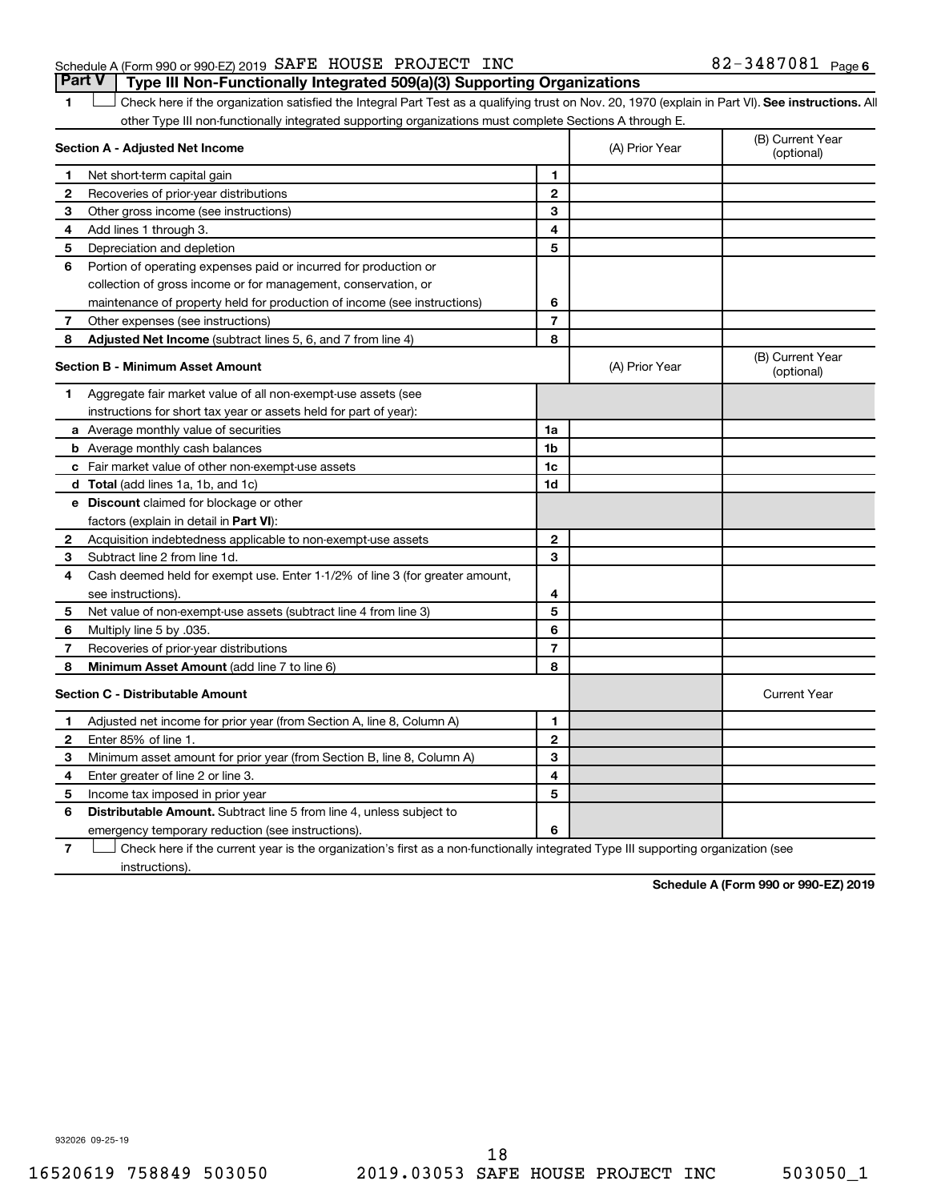Schedule A (Form 990 or 990-EZ) 2019 SAFE HOUSE PROJECT INC 82-3487081 Page 6

## Part V Type III Non-Functionally Integrated 509(a)(3) Supporting Organizations

1 ☐ Check here if the organization satisfied the Integral Part Test as a qualifying trust on Nov. 20, 1970 (explain in Part VI). **See instructions.** All other Type III non-functionally integrated supporting organizations must complete Sections A through E.

| **Section A - Adjusted Net Income** | | | (A) Prior Year | (B) Current Year (optional) |
|---|---|---|---|---|
| 1 | Net short-term capital gain | 1 | | |
| 2 | Recoveries of prior-year distributions | 2 | | |
| 3 | Other gross income (see instructions) | 3 | | |
| 4 | Add lines 1 through 3. | 4 | | |
| 5 | Depreciation and depletion | 5 | | |
| 6 | Portion of operating expenses paid or incurred for production or collection of gross income or for management, conservation, or maintenance of property held for production of income (see instructions) | 6 | | |
| 7 | Other expenses (see instructions) | 7 | | |
| 8 | **Adjusted Net Income** (subtract lines 5, 6, and 7 from line 4) | 8 | | |

| **Section B - Minimum Asset Amount** | | | (A) Prior Year | (B) Current Year (optional) |
|---|---|---|---|---|
| 1 | Aggregate fair market value of all non-exempt-use assets (see instructions for short tax year or assets held for part of year): | | | |
| a | Average monthly value of securities | 1a | | |
| b | Average monthly cash balances | 1b | | |
| c | Fair market value of other non-exempt-use assets | 1c | | |
| d | **Total** (add lines 1a, 1b, and 1c) | 1d | | |
| e | **Discount** claimed for blockage or other factors (explain in detail in **Part VI**): | | | |
| 2 | Acquisition indebtedness applicable to non-exempt-use assets | 2 | | |
| 3 | Subtract line 2 from line 1d. | 3 | | |
| 4 | Cash deemed held for exempt use. Enter 1-1/2% of line 3 (for greater amount, see instructions). | 4 | | |
| 5 | Net value of non-exempt-use assets (subtract line 4 from line 3) | 5 | | |
| 6 | Multiply line 5 by .035. | 6 | | |
| 7 | Recoveries of prior-year distributions | 7 | | |
| 8 | **Minimum Asset Amount** (add line 7 to line 6) | 8 | | |

| **Section C - Distributable Amount** | | | | Current Year |
|---|---|---|---|---|
| 1 | Adjusted net income for prior year (from Section A, line 8, Column A) | 1 | | |
| 2 | Enter 85% of line 1. | 2 | | |
| 3 | Minimum asset amount for prior year (from Section B, line 8, Column A) | 3 | | |
| 4 | Enter greater of line 2 or line 3. | 4 | | |
| 5 | Income tax imposed in prior year | 5 | | |
| 6 | **Distributable Amount.** Subtract line 5 from line 4, unless subject to emergency temporary reduction (see instructions). | 6 | | |

7 ☐ Check here if the current year is the organization's first as a non-functionally integrated Type III supporting organization (see instructions).

**Schedule A (Form 990 or 990-EZ) 2019**

932026 09-25-19

16520619 758849 503050 2019.03053 SAFE HOUSE PROJECT INC 503050_1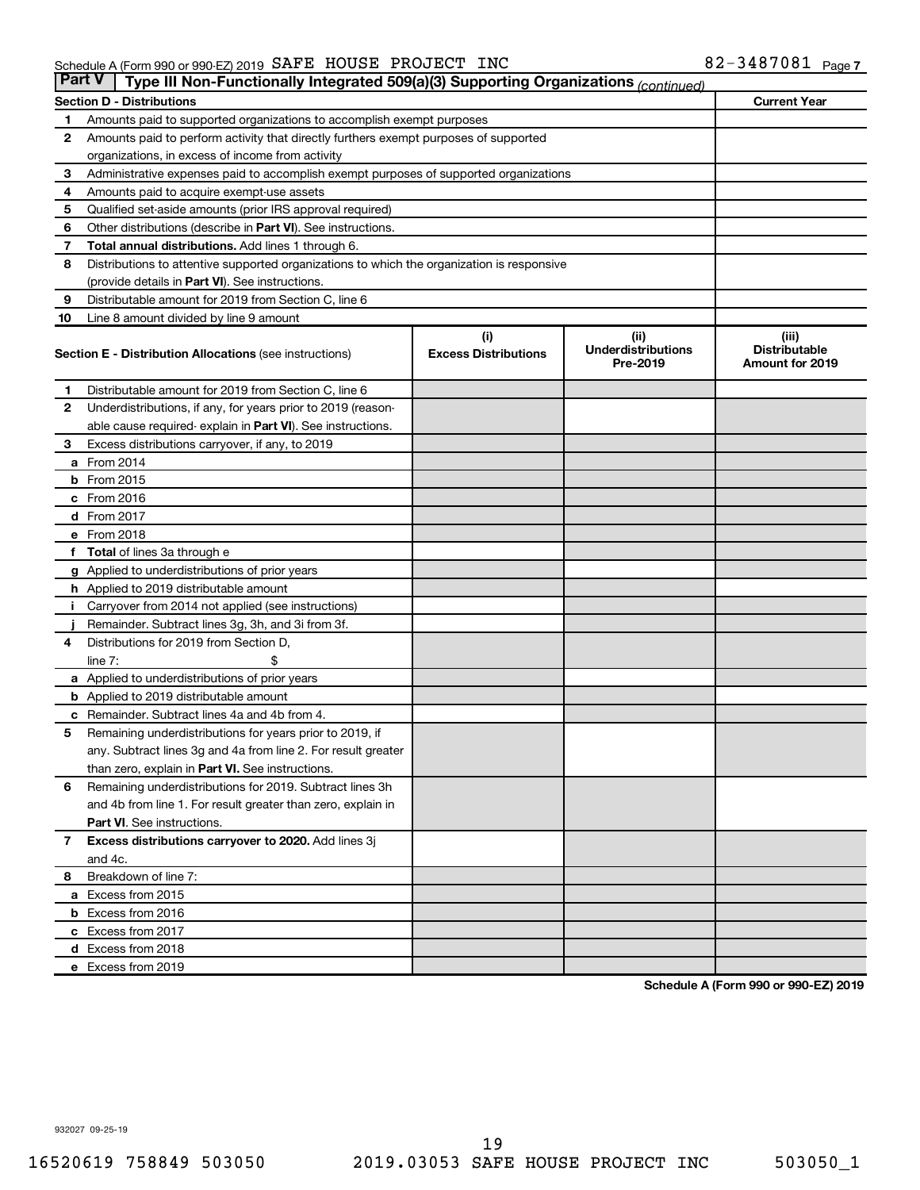Schedule A (Form 990 or 990-EZ) 2019 SAFE HOUSE PROJECT INC 82-3487081 Page 7

**Part V | Type III Non-Functionally Integrated 509(a)(3) Supporting Organizations** *(continued)*

| **Section D - Distributions** | | **Current Year** |
|---|---|---|
| 1 | Amounts paid to supported organizations to accomplish exempt purposes | |
| 2 | Amounts paid to perform activity that directly furthers exempt purposes of supported organizations, in excess of income from activity | |
| 3 | Administrative expenses paid to accomplish exempt purposes of supported organizations | |
| 4 | Amounts paid to acquire exempt-use assets | |
| 5 | Qualified set-aside amounts (prior IRS approval required) | |
| 6 | Other distributions (describe in **Part VI**). See instructions. | |
| 7 | **Total annual distributions.** Add lines 1 through 6. | |
| 8 | Distributions to attentive supported organizations to which the organization is responsive (provide details in **Part VI**). See instructions. | |
| 9 | Distributable amount for 2019 from Section C, line 6 | |
| 10 | Line 8 amount divided by line 9 amount | |

| **Section E - Distribution Allocations** (see instructions) | (i) Excess Distributions | (ii) Underdistributions Pre-2019 | (iii) Distributable Amount for 2019 |
|---|---|---|---|
| **1** Distributable amount for 2019 from Section C, line 6 | | | |
| **2** Underdistributions, if any, for years prior to 2019 (reasonable cause required- explain in **Part VI**). See instructions. | | | |
| **3** Excess distributions carryover, if any, to 2019 | | | |
| **a** From 2014 | | | |
| **b** From 2015 | | | |
| **c** From 2016 | | | |
| **d** From 2017 | | | |
| **e** From 2018 | | | |
| **f** **Total** of lines 3a through e | | | |
| **g** Applied to underdistributions of prior years | | | |
| **h** Applied to 2019 distributable amount | | | |
| **i** Carryover from 2014 not applied (see instructions) | | | |
| **j** Remainder. Subtract lines 3g, 3h, and 3i from 3f. | | | |
| **4** Distributions for 2019 from Section D, line 7: $ | | | |
| **a** Applied to underdistributions of prior years | | | |
| **b** Applied to 2019 distributable amount | | | |
| **c** Remainder. Subtract lines 4a and 4b from 4. | | | |
| **5** Remaining underdistributions for years prior to 2019, if any. Subtract lines 3g and 4a from line 2. For result greater than zero, explain in **Part VI.** See instructions. | | | |
| **6** Remaining underdistributions for 2019. Subtract lines 3h and 4b from line 1. For result greater than zero, explain in **Part VI**. See instructions. | | | |
| **7** **Excess distributions carryover to 2020.** Add lines 3j and 4c. | | | |
| **8** Breakdown of line 7: | | | |
| **a** Excess from 2015 | | | |
| **b** Excess from 2016 | | | |
| **c** Excess from 2017 | | | |
| **d** Excess from 2018 | | | |
| **e** Excess from 2019 | | | |

**Schedule A (Form 990 or 990-EZ) 2019**

932027 09-25-19

16520619 758849 503050 2019.03053 SAFE HOUSE PROJECT INC 503050_1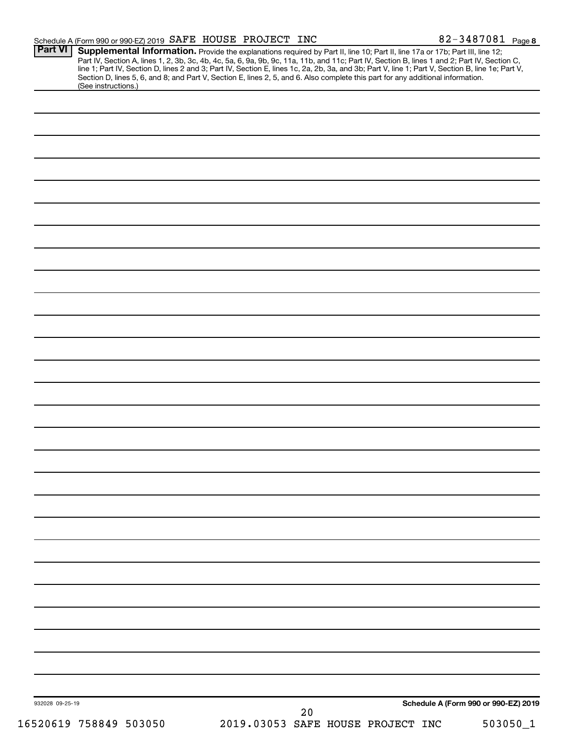Schedule A (Form 990 or 990-EZ) 2019 SAFE HOUSE PROJECT INC 82-3487081 Page 8

**Part VI** **Supplemental Information.** Provide the explanations required by Part II, line 10; Part II, line 17a or 17b; Part III, line 12; Part IV, Section A, lines 1, 2, 3b, 3c, 4b, 4c, 5a, 6, 9a, 9b, 9c, 11a, 11b, and 11c; Part IV, Section B, lines 1 and 2; Part IV, Section C, line 1; Part IV, Section D, lines 2 and 3; Part IV, Section E, lines 1c, 2a, 2b, 3a, and 3b; Part V, line 1; Part V, Section B, line 1e; Part V, Section D, lines 5, 6, and 8; and Part V, Section E, lines 2, 5, and 6. Also complete this part for any additional information. (See instructions.)

932028 09-25-19

**Schedule A (Form 990 or 990-EZ) 2019**

16520619 758849 503050 2019.03053 SAFE HOUSE PROJECT INC 503050_1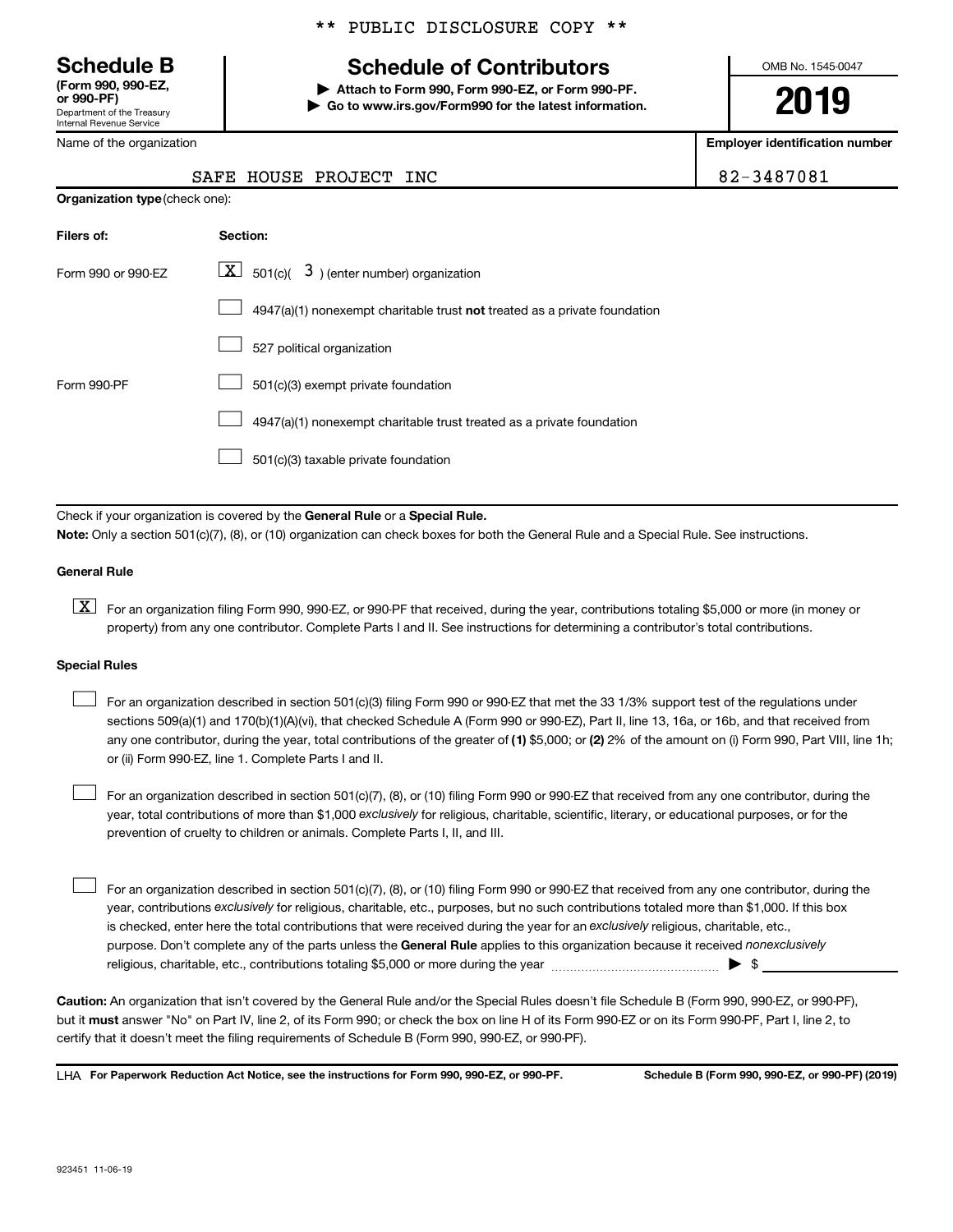\*\* PUBLIC DISCLOSURE COPY \*\*

# Schedule B

**(Form 990, 990-EZ, or 990-PF)**
Department of the Treasury
Internal Revenue Service

## Schedule of Contributors

▶ **Attach to Form 990, Form 990-EZ, or Form 990-PF.**
▶ **Go to www.irs.gov/Form990 for the latest information.**

OMB No. 1545-0047

**2019**

| Name of the organization | Employer identification number |
|---|---|
| SAFE HOUSE PROJECT INC | 82-3487081 |

**Organization type** (check one):

| Filers of: | Section: |
|---|---|
| Form 990 or 990-EZ | [X] 501(c)( 3 ) (enter number) organization |
| | [ ] 4947(a)(1) nonexempt charitable trust **not** treated as a private foundation |
| | [ ] 527 political organization |
| Form 990-PF | [ ] 501(c)(3) exempt private foundation |
| | [ ] 4947(a)(1) nonexempt charitable trust treated as a private foundation |
| | [ ] 501(c)(3) taxable private foundation |

Check if your organization is covered by the **General Rule** or a **Special Rule.**

**Note:** Only a section 501(c)(7), (8), or (10) organization can check boxes for both the General Rule and a Special Rule. See instructions.

### General Rule

[X] For an organization filing Form 990, 990-EZ, or 990-PF that received, during the year, contributions totaling $5,000 or more (in money or property) from any one contributor. Complete Parts I and II. See instructions for determining a contributor's total contributions.

### Special Rules

[ ] For an organization described in section 501(c)(3) filing Form 990 or 990-EZ that met the 33 1/3% support test of the regulations under sections 509(a)(1) and 170(b)(1)(A)(vi), that checked Schedule A (Form 990 or 990-EZ), Part II, line 13, 16a, or 16b, and that received from any one contributor, during the year, total contributions of the greater of **(1)** $5,000; or **(2)** 2% of the amount on (i) Form 990, Part VIII, line 1h; or (ii) Form 990-EZ, line 1. Complete Parts I and II.

[ ] For an organization described in section 501(c)(7), (8), or (10) filing Form 990 or 990-EZ that received from any one contributor, during the year, total contributions of more than $1,000 *exclusively* for religious, charitable, scientific, literary, or educational purposes, or for the prevention of cruelty to children or animals. Complete Parts I, II, and III.

[ ] For an organization described in section 501(c)(7), (8), or (10) filing Form 990 or 990-EZ that received from any one contributor, during the year, contributions *exclusively* for religious, charitable, etc., purposes, but no such contributions totaled more than $1,000. If this box is checked, enter here the total contributions that were received during the year for an *exclusively* religious, charitable, etc., purpose. Don't complete any of the parts unless the **General Rule** applies to this organization because it received *nonexclusively* religious, charitable, etc., contributions totaling $5,000 or more during the year ▶ $ \_\_\_\_\_\_\_\_\_\_

**Caution:** An organization that isn't covered by the General Rule and/or the Special Rules doesn't file Schedule B (Form 990, 990-EZ, or 990-PF), but it **must** answer "No" on Part IV, line 2, of its Form 990; or check the box on line H of its Form 990-EZ or on its Form 990-PF, Part I, line 2, to certify that it doesn't meet the filing requirements of Schedule B (Form 990, 990-EZ, or 990-PF).

LHA **For Paperwork Reduction Act Notice, see the instructions for Form 990, 990-EZ, or 990-PF.** **Schedule B (Form 990, 990-EZ, or 990-PF) (2019)**

923451 11-06-19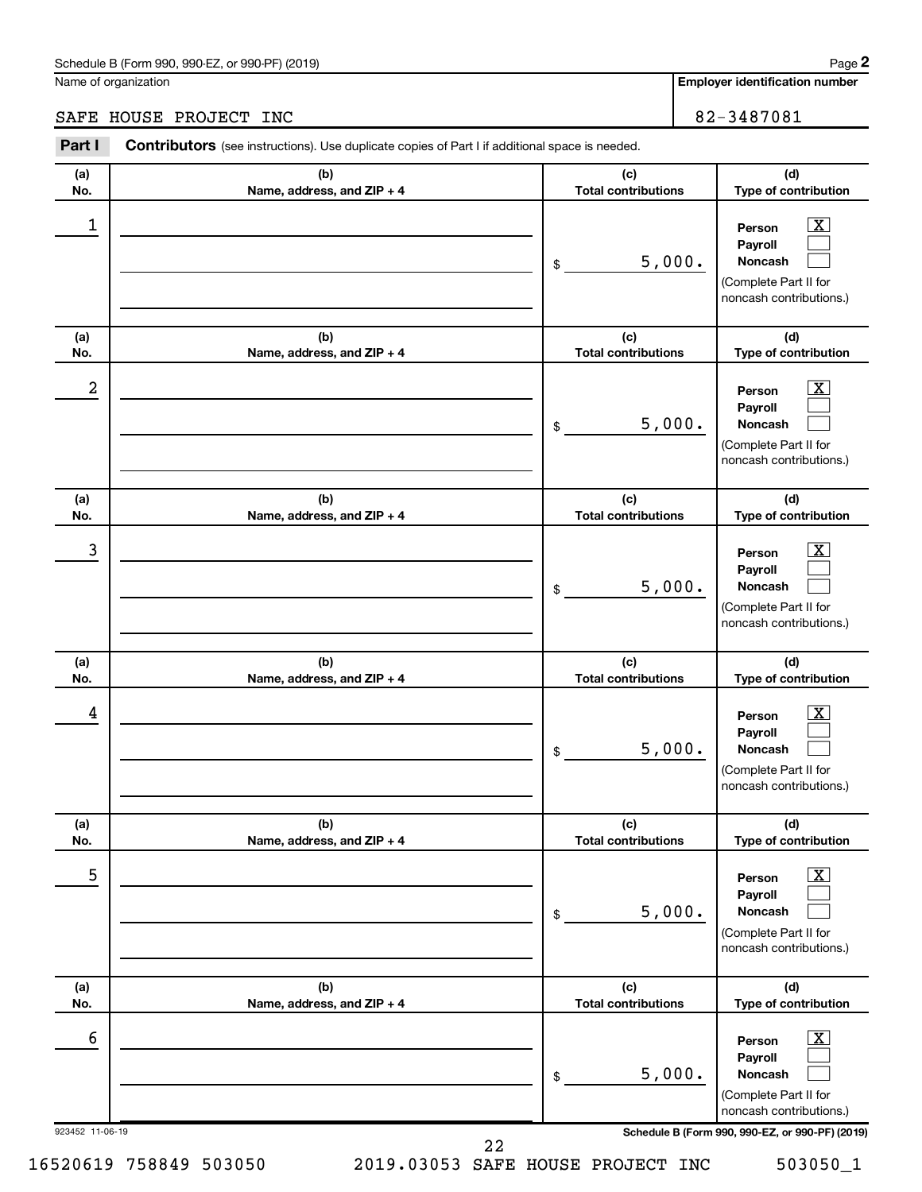Schedule B (Form 990, 990-EZ, or 990-PF) (2019)

Name of organization: SAFE HOUSE PROJECT INC

Employer identification number: 82-3487081

**Part I** **Contributors** (see instructions). Use duplicate copies of Part I if additional space is needed.

| (a) No. | (b) Name, address, and ZIP + 4 | (c) Total contributions | (d) Type of contribution |
|---|---|---|---|
| 1 | | $ 5,000. | Person [X] Payroll [ ] Noncash [ ] (Complete Part II for noncash contributions.) |
| 2 | | $ 5,000. | Person [X] Payroll [ ] Noncash [ ] (Complete Part II for noncash contributions.) |
| 3 | | $ 5,000. | Person [X] Payroll [ ] Noncash [ ] (Complete Part II for noncash contributions.) |
| 4 | | $ 5,000. | Person [X] Payroll [ ] Noncash [ ] (Complete Part II for noncash contributions.) |
| 5 | | $ 5,000. | Person [X] Payroll [ ] Noncash [ ] (Complete Part II for noncash contributions.) |
| 6 | | $ 5,000. | Person [X] Payroll [ ] Noncash [ ] (Complete Part II for noncash contributions.) |

923452 11-06-19

Schedule B (Form 990, 990-EZ, or 990-PF) (2019)

16520619 758849 503050 2019.03053 SAFE HOUSE PROJECT INC 503050_1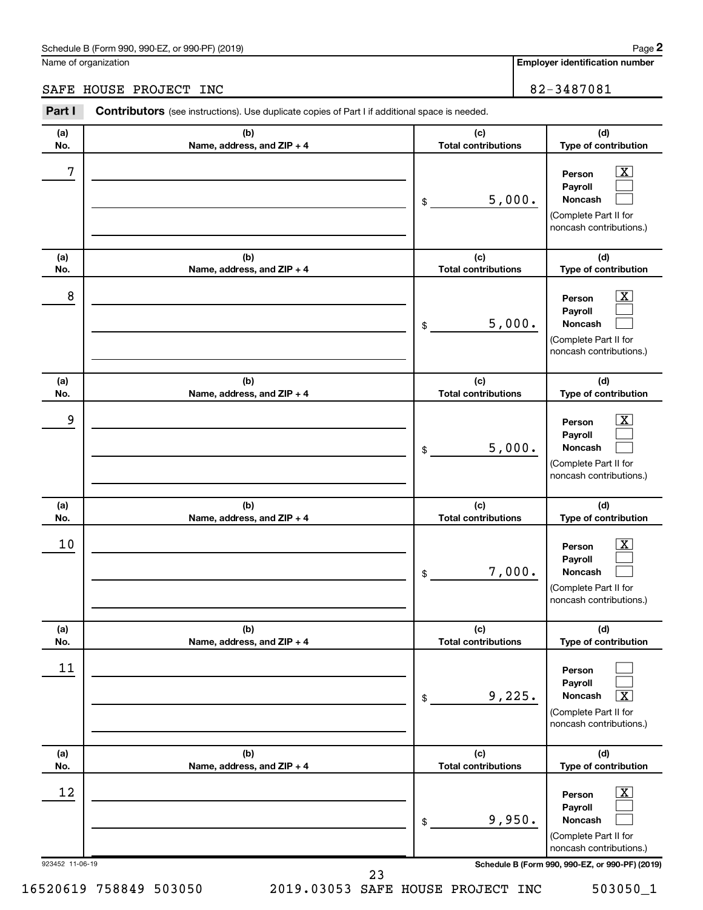Schedule B (Form 990, 990-EZ, or 990-PF) (2019) Page **2**

Name of organization: SAFE HOUSE PROJECT INC

**Employer identification number**: 82-3487081

**Part I** **Contributors** (see instructions). Use duplicate copies of Part I if additional space is needed.

| (a) No. | (b) Name, address, and ZIP + 4 | (c) Total contributions | (d) Type of contribution |
|---|---|---|---|
| 7 | | $ 5,000. | Person [X] Payroll [ ] Noncash [ ] (Complete Part II for noncash contributions.) |
| 8 | | $ 5,000. | Person [X] Payroll [ ] Noncash [ ] (Complete Part II for noncash contributions.) |
| 9 | | $ 5,000. | Person [X] Payroll [ ] Noncash [ ] (Complete Part II for noncash contributions.) |
| 10 | | $ 7,000. | Person [X] Payroll [ ] Noncash [ ] (Complete Part II for noncash contributions.) |
| 11 | | $ 9,225. | Person [ ] Payroll [ ] Noncash [X] (Complete Part II for noncash contributions.) |
| 12 | | $ 9,950. | Person [X] Payroll [ ] Noncash [ ] (Complete Part II for noncash contributions.) |

923452 11-06-19 **Schedule B (Form 990, 990-EZ, or 990-PF) (2019)**

16520619 758849 503050 2019.03053 SAFE HOUSE PROJECT INC 503050_1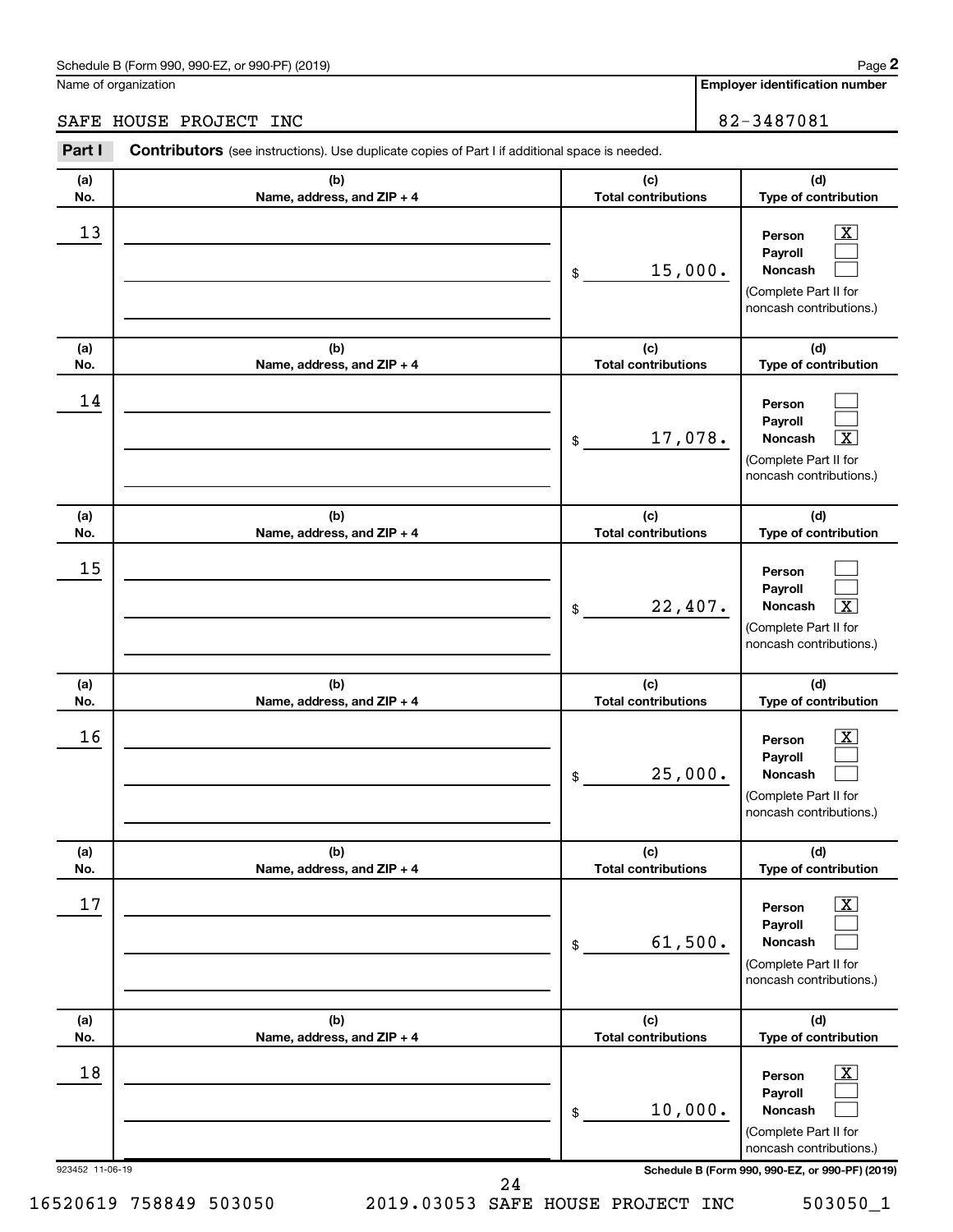Schedule B (Form 990, 990-EZ, or 990-PF) (2019)

Name of organization: SAFE HOUSE PROJECT INC

Employer identification number: 82-3487081

**Part I** **Contributors** (see instructions). Use duplicate copies of Part I if additional space is needed.

| (a) No. | (b) Name, address, and ZIP + 4 | (c) Total contributions | (d) Type of contribution |
|---|---|---|---|
| 13 | | $ 15,000. | Person [X] Payroll [ ] Noncash [ ] (Complete Part II for noncash contributions.) |
| 14 | | $ 17,078. | Person [ ] Payroll [ ] Noncash [X] (Complete Part II for noncash contributions.) |
| 15 | | $ 22,407. | Person [ ] Payroll [ ] Noncash [X] (Complete Part II for noncash contributions.) |
| 16 | | $ 25,000. | Person [X] Payroll [ ] Noncash [ ] (Complete Part II for noncash contributions.) |
| 17 | | $ 61,500. | Person [X] Payroll [ ] Noncash [ ] (Complete Part II for noncash contributions.) |
| 18 | | $ 10,000. | Person [X] Payroll [ ] Noncash [ ] (Complete Part II for noncash contributions.) |

923452 11-06-19

Schedule B (Form 990, 990-EZ, or 990-PF) (2019)

16520619 758849 503050 2019.03053 SAFE HOUSE PROJECT INC 503050_1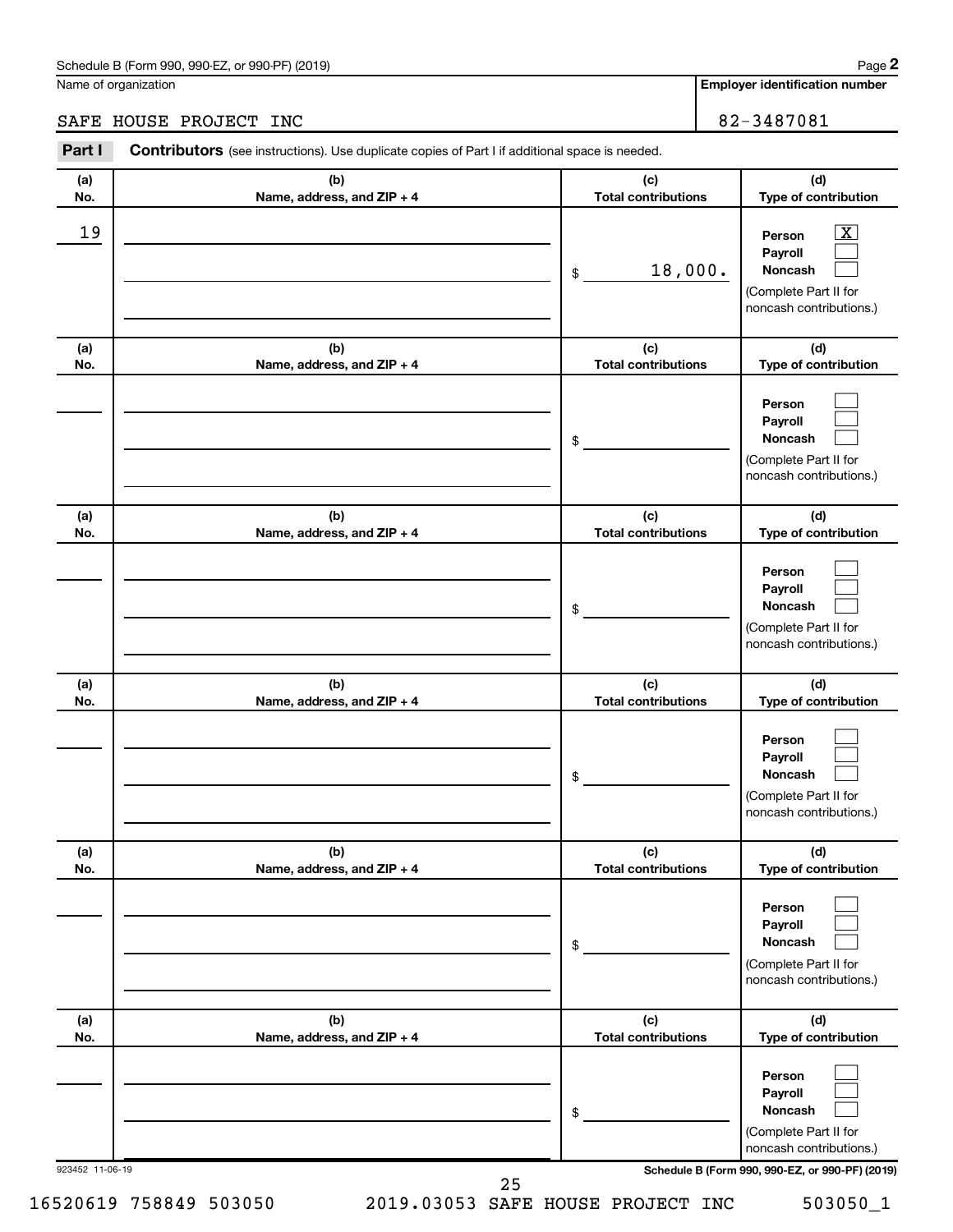Schedule B (Form 990, 990-EZ, or 990-PF) (2019)

Name of organization: SAFE HOUSE PROJECT INC

**Employer identification number:** 82-3487081

**Part I** **Contributors** (see instructions). Use duplicate copies of Part I if additional space is needed.

| (a) No. | (b) Name, address, and ZIP + 4 | (c) Total contributions | (d) Type of contribution |
|---|---|---|---|
| 19 | | $ 18,000. | Person [X] Payroll [ ] Noncash [ ] (Complete Part II for noncash contributions.) |
| | | $ | Person [ ] Payroll [ ] Noncash [ ] (Complete Part II for noncash contributions.) |
| | | $ | Person [ ] Payroll [ ] Noncash [ ] (Complete Part II for noncash contributions.) |
| | | $ | Person [ ] Payroll [ ] Noncash [ ] (Complete Part II for noncash contributions.) |
| | | $ | Person [ ] Payroll [ ] Noncash [ ] (Complete Part II for noncash contributions.) |
| | | $ | Person [ ] Payroll [ ] Noncash [ ] (Complete Part II for noncash contributions.) |

923452 11-06-19

16520619 758849 503050 2019.03053 SAFE HOUSE PROJECT INC 503050_1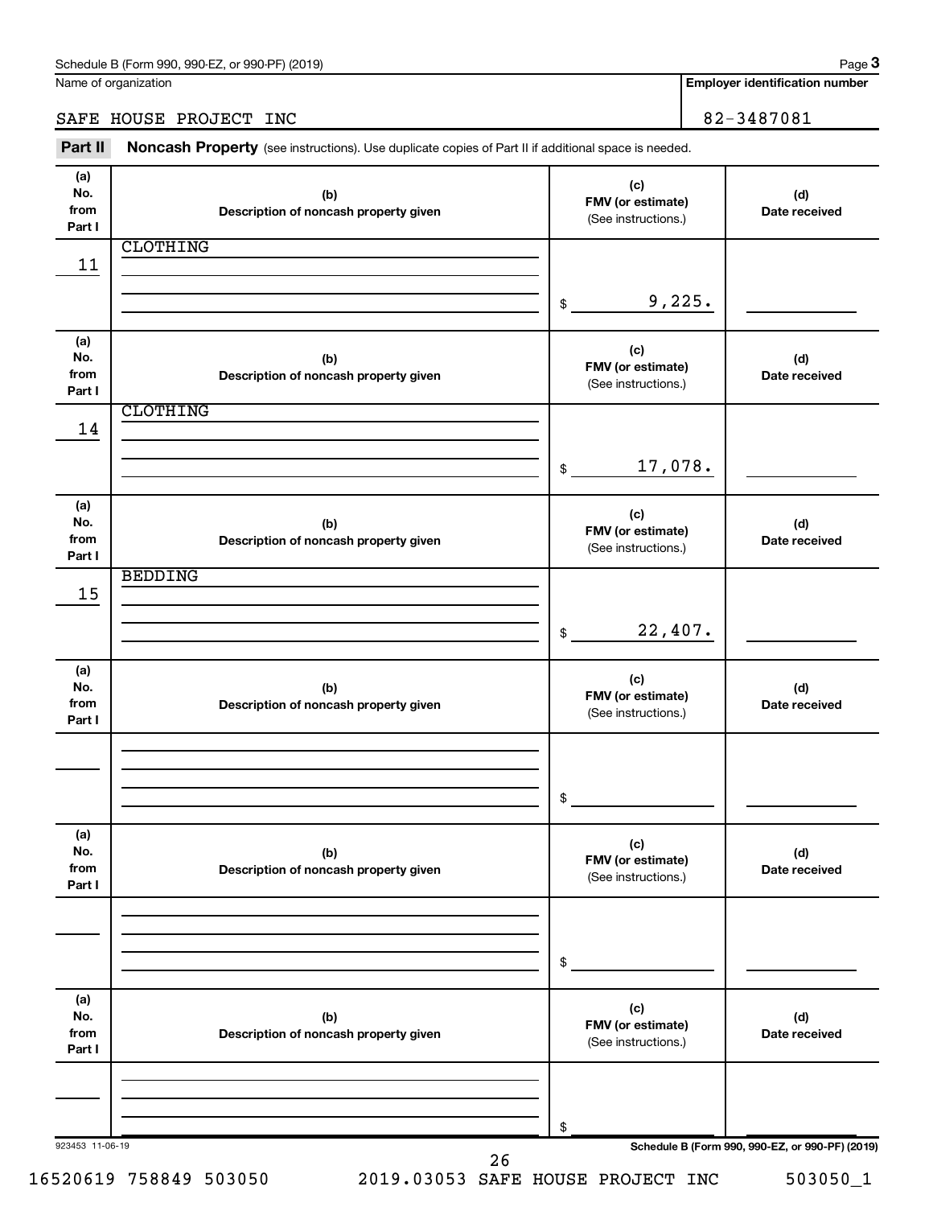Schedule B (Form 990, 990-EZ, or 990-PF) (2019) Page **3**

Name of organization: SAFE HOUSE PROJECT INC

**Employer identification number:** 82-3487081

**Part II** **Noncash Property** (see instructions). Use duplicate copies of Part II if additional space is needed.

| (a) No. from Part I | (b) Description of noncash property given | (c) FMV (or estimate) (See instructions.) | (d) Date received |
|---|---|---|---|
| 11 | CLOTHING | $ 9,225. | |
| 14 | CLOTHING | $ 17,078. | |
| 15 | BEDDING | $ 22,407. | |
| | | $ | |
| | | $ | |
| | | $ | |

923453 11-06-19 **Schedule B (Form 990, 990-EZ, or 990-PF) (2019)**

16520619 758849 503050 2019.03053 SAFE HOUSE PROJECT INC 503050_1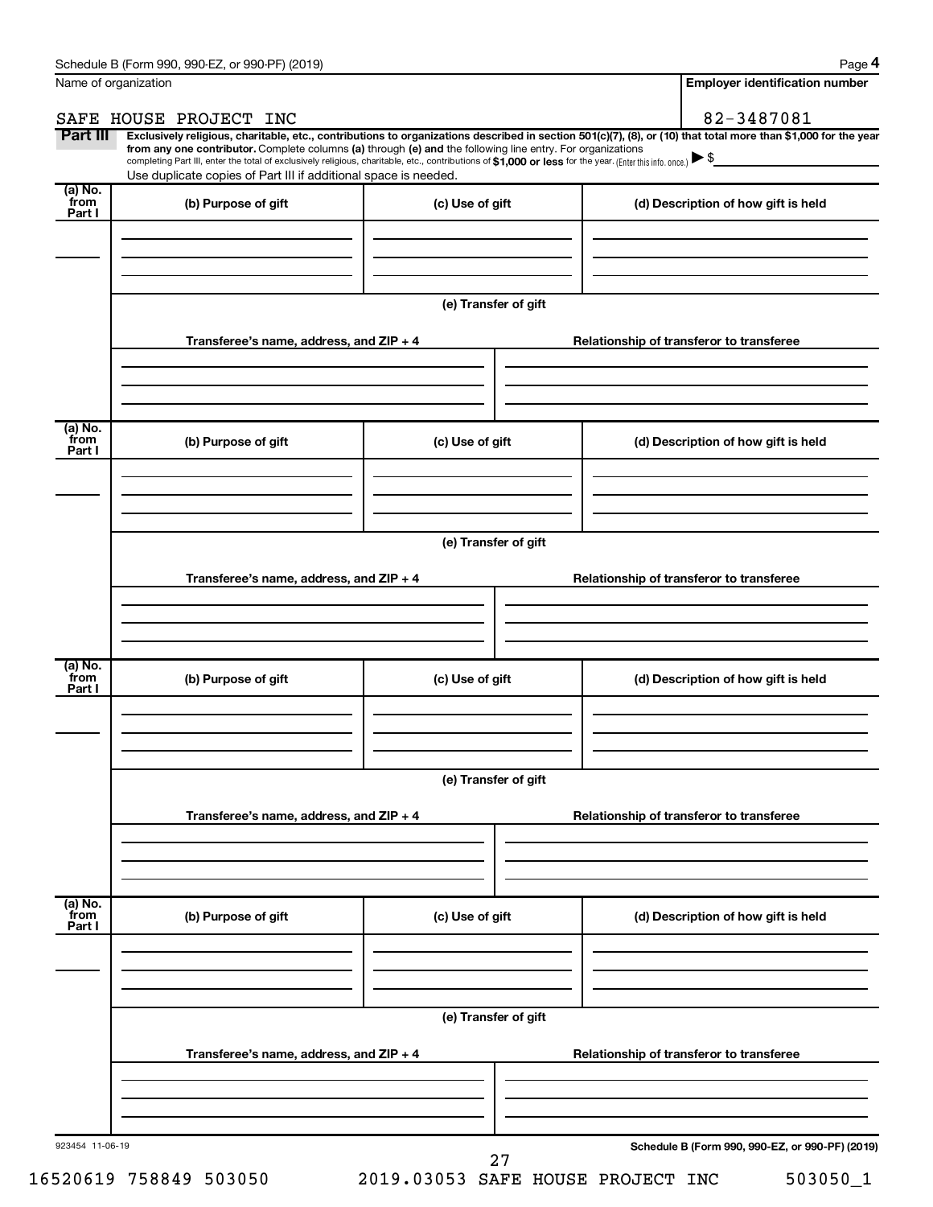Name of organization

SAFE HOUSE PROJECT INC

**Employer identification number**

82-3487081

**Part III** **Exclusively religious, charitable, etc., contributions to organizations described in section 501(c)(7), (8), or (10) that total more than $1,000 for the year from any one contributor.** Complete columns **(a)** through **(e)** and the following line entry. For organizations completing Part III, enter the total of exclusively religious, charitable, etc., contributions of **$1,000 or less** for the year. (Enter this info. once.) ▶ $

Use duplicate copies of Part III if additional space is needed.

| (a) No. from Part I | (b) Purpose of gift | (c) Use of gift | (d) Description of how gift is held |
|---|---|---|---|
| | | | |

**(e) Transfer of gift**

| Transferee's name, address, and ZIP + 4 | Relationship of transferor to transferee |
|---|---|
| | |

| (a) No. from Part I | (b) Purpose of gift | (c) Use of gift | (d) Description of how gift is held |
|---|---|---|---|
| | | | |

**(e) Transfer of gift**

| Transferee's name, address, and ZIP + 4 | Relationship of transferor to transferee |
|---|---|
| | |

| (a) No. from Part I | (b) Purpose of gift | (c) Use of gift | (d) Description of how gift is held |
|---|---|---|---|
| | | | |

**(e) Transfer of gift**

| Transferee's name, address, and ZIP + 4 | Relationship of transferor to transferee |
|---|---|
| | |

| (a) No. from Part I | (b) Purpose of gift | (c) Use of gift | (d) Description of how gift is held |
|---|---|---|---|
| | | | |

**(e) Transfer of gift**

| Transferee's name, address, and ZIP + 4 | Relationship of transferor to transferee |
|---|---|
| | |

923454 11-06-19

**Schedule B (Form 990, 990-EZ, or 990-PF) (2019)**

16520619 758849 503050 2019.03053 SAFE HOUSE PROJECT INC 503050_1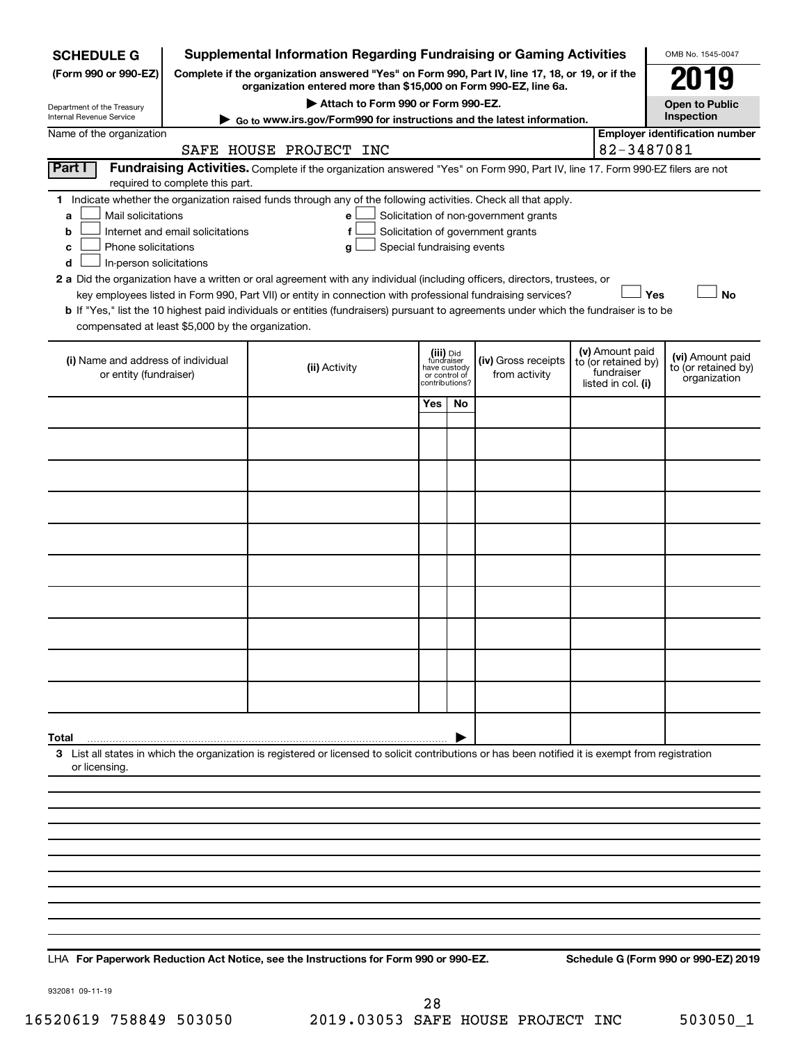**SCHEDULE G**
**(Form 990 or 990-EZ)**

Department of the Treasury
Internal Revenue Service

# Supplemental Information Regarding Fundraising or Gaming Activities

**Complete if the organization answered "Yes" on Form 990, Part IV, line 17, 18, or 19, or if the organization entered more than $15,000 on Form 990-EZ, line 6a.**

**▶ Attach to Form 990 or Form 990-EZ.**

**▶ Go to www.irs.gov/Form990 for instructions and the latest information.**

OMB No. 1545-0047

**2019**

**Open to Public Inspection**

Name of the organization: SAFE HOUSE PROJECT INC

**Employer identification number:** 82-3487081

## Part I Fundraising Activities.

Complete if the organization answered "Yes" on Form 990, Part IV, line 17. Form 990-EZ filers are not required to complete this part.

**1** Indicate whether the organization raised funds through any of the following activities. Check all that apply.

- **a** ☐ Mail solicitations
- **b** ☐ Internet and email solicitations
- **c** ☐ Phone solicitations
- **d** ☐ In-person solicitations
- **e** ☐ Solicitation of non-government grants
- **f** ☐ Solicitation of government grants
- **g** ☐ Special fundraising events

**2 a** Did the organization have a written or oral agreement with any individual (including officers, directors, trustees, or key employees listed in Form 990, Part VII) or entity in connection with professional fundraising services? ☐ **Yes** ☐ **No**

**b** If "Yes," list the 10 highest paid individuals or entities (fundraisers) pursuant to agreements under which the fundraiser is to be compensated at least $5,000 by the organization.

| (i) Name and address of individual or entity (fundraiser) | (ii) Activity | (iii) Did fundraiser have custody or control of contributions? Yes | No | (iv) Gross receipts from activity | (v) Amount paid to (or retained by) fundraiser listed in col. (i) | (vi) Amount paid to (or retained by) organization |
|---|---|---|---|---|---|---|
| | | | | | | |
| | | | | | | |
| | | | | | | |
| | | | | | | |
| | | | | | | |
| | | | | | | |
| | | | | | | |
| | | | | | | |
| | | | | | | |
| | | | | | | |
| **Total** ▶ | | | | | | |

**3** List all states in which the organization is registered or licensed to solicit contributions or has been notified it is exempt from registration or licensing.

LHA **For Paperwork Reduction Act Notice, see the Instructions for Form 990 or 990-EZ.** **Schedule G (Form 990 or 990-EZ) 2019**

932081 09-11-19

16520619 758849 503050 2019.03053 SAFE HOUSE PROJECT INC 503050_1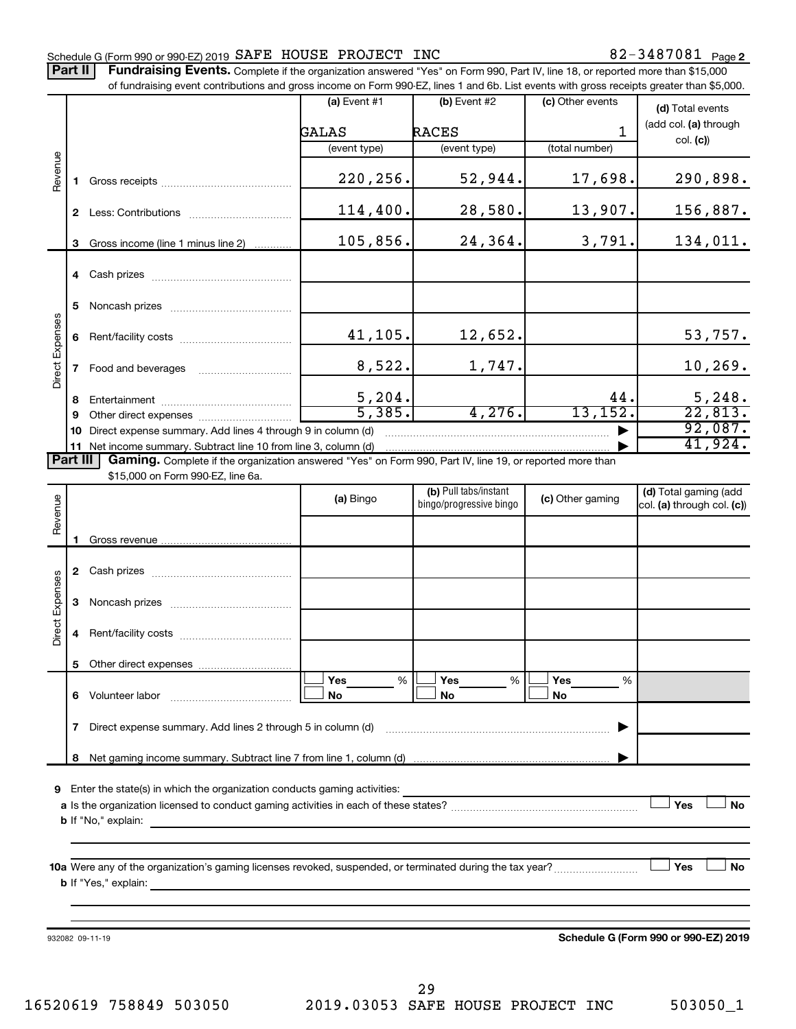Schedule G (Form 990 or 990-EZ) 2019 SAFE HOUSE PROJECT INC 82-3487081 Page 2

**Part II** **Fundraising Events.** Complete if the organization answered "Yes" on Form 990, Part IV, line 18, or reported more than $15,000 of fundraising event contributions and gross income on Form 990-EZ, lines 1 and 6b. List events with gross receipts greater than $5,000.

| | | (a) Event #1 | (b) Event #2 | (c) Other events | (d) Total events (add col. (a) through col. (c)) |
|---|---|---|---|---|---|
| | | GALAS | RACES | 1 | |
| | | (event type) | (event type) | (total number) | |
| Revenue | 1 Gross receipts | 220,256. | 52,944. | 17,698. | 290,898. |
| | 2 Less: Contributions | 114,400. | 28,580. | 13,907. | 156,887. |
| | 3 Gross income (line 1 minus line 2) | 105,856. | 24,364. | 3,791. | 134,011. |
| Direct Expenses | 4 Cash prizes | | | | |
| | 5 Noncash prizes | | | | |
| | 6 Rent/facility costs | 41,105. | 12,652. | | 53,757. |
| | 7 Food and beverages | 8,522. | 1,747. | | 10,269. |
| | 8 Entertainment | 5,204. | | 44. | 5,248. |
| | 9 Other direct expenses | 5,385. | 4,276. | 13,152. | 22,813. |
| | 10 Direct expense summary. Add lines 4 through 9 in column (d) | | | | 92,087. |
| | 11 Net income summary. Subtract line 10 from line 3, column (d) | | | | 41,924. |

**Part III** **Gaming.** Complete if the organization answered "Yes" on Form 990, Part IV, line 19, or reported more than $15,000 on Form 990-EZ, line 6a.

| | | (a) Bingo | (b) Pull tabs/instant bingo/progressive bingo | (c) Other gaming | (d) Total gaming (add col. (a) through col. (c)) |
|---|---|---|---|---|---|
| Revenue | 1 Gross revenue | | | | |
| Direct Expenses | 2 Cash prizes | | | | |
| | 3 Noncash prizes | | | | |
| | 4 Rent/facility costs | | | | |
| | 5 Other direct expenses | | | | |
| | 6 Volunteer labor | ☐ Yes ___ % ☐ No | ☐ Yes ___ % ☐ No | ☐ Yes ___ % ☐ No | |
| | 7 Direct expense summary. Add lines 2 through 5 in column (d) | | | | |
| | 8 Net gaming income summary. Subtract line 7 from line 1, column (d) | | | | |

**9** Enter the state(s) in which the organization conducts gaming activities: ______

**a** Is the organization licensed to conduct gaming activities in each of these states? ☐ Yes ☐ No

**b** If "No," explain: ______

**10a** Were any of the organization's gaming licenses revoked, suspended, or terminated during the tax year? ☐ Yes ☐ No

**b** If "Yes," explain: ______

932082 09-11-19 **Schedule G (Form 990 or 990-EZ) 2019**

16520619 758849 503050 2019.03053 SAFE HOUSE PROJECT INC 503050_1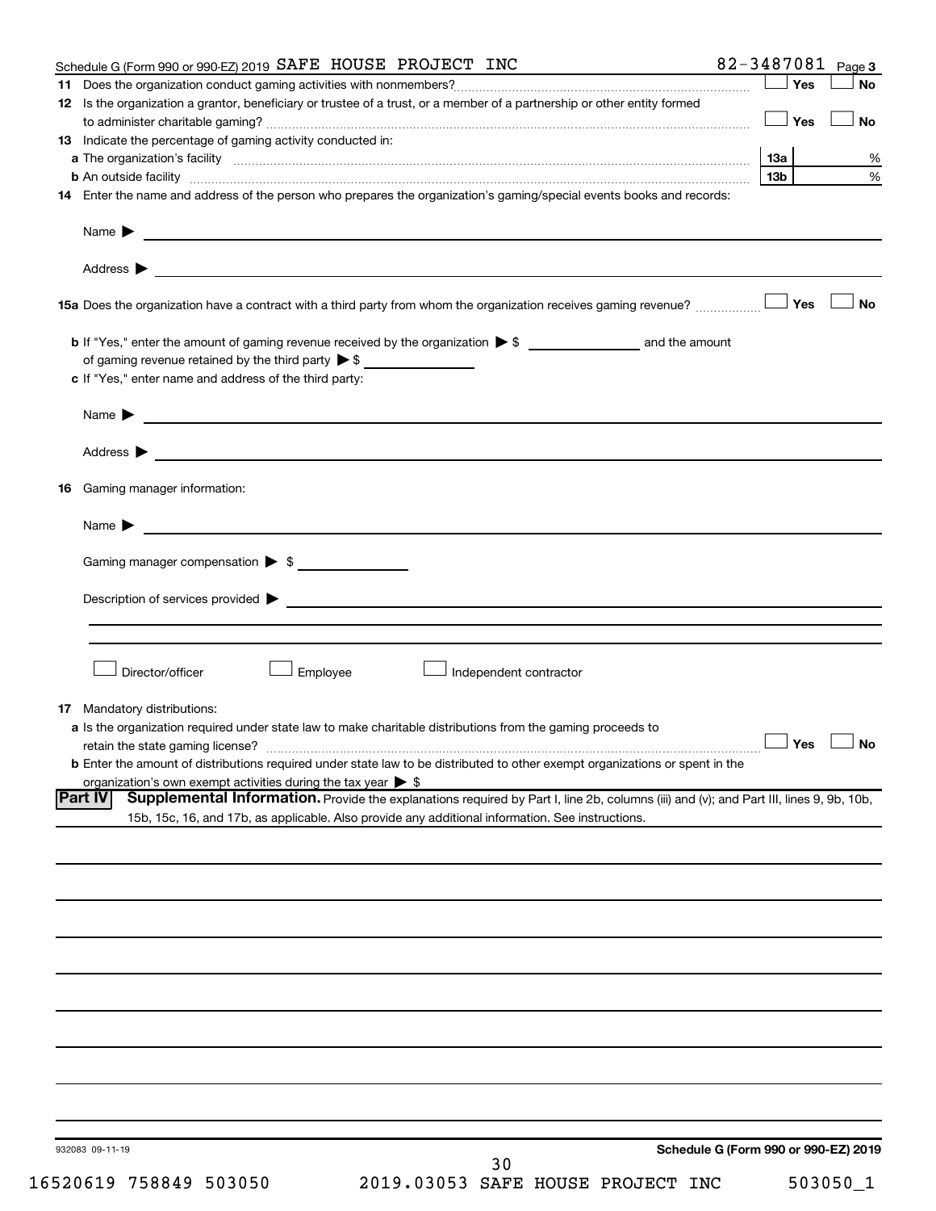Schedule G (Form 990 or 990-EZ) 2019 SAFE HOUSE PROJECT INC 82-3487081 Page 3

**11** Does the organization conduct gaming activities with nonmembers? ☐ Yes ☐ No

**12** Is the organization a grantor, beneficiary or trustee of a trust, or a member of a partnership or other entity formed to administer charitable gaming? ☐ Yes ☐ No

**13** Indicate the percentage of gaming activity conducted in:

**a** The organization's facility **13a** %

**b** An outside facility **13b** %

**14** Enter the name and address of the person who prepares the organization's gaming/special events books and records:

Name ▶

Address ▶

**15a** Does the organization have a contract with a third party from whom the organization receives gaming revenue? ☐ Yes ☐ No

**b** If "Yes," enter the amount of gaming revenue received by the organization ▶ $ ____________ and the amount of gaming revenue retained by the third party ▶ $ ____________

**c** If "Yes," enter name and address of the third party:

Name ▶

Address ▶

**16** Gaming manager information:

Name ▶

Gaming manager compensation ▶ $ ____________

Description of services provided ▶

☐ Director/officer ☐ Employee ☐ Independent contractor

**17** Mandatory distributions:

**a** Is the organization required under state law to make charitable distributions from the gaming proceeds to retain the state gaming license? ☐ Yes ☐ No

**b** Enter the amount of distributions required under state law to be distributed to other exempt organizations or spent in the organization's own exempt activities during the tax year ▶ $

**Part IV** **Supplemental Information.** Provide the explanations required by Part I, line 2b, columns (iii) and (v); and Part III, lines 9, 9b, 10b, 15b, 15c, 16, and 17b, as applicable. Also provide any additional information. See instructions.

932083 09-11-19 **Schedule G (Form 990 or 990-EZ) 2019**

16520619 758849 503050 2019.03053 SAFE HOUSE PROJECT INC 503050_1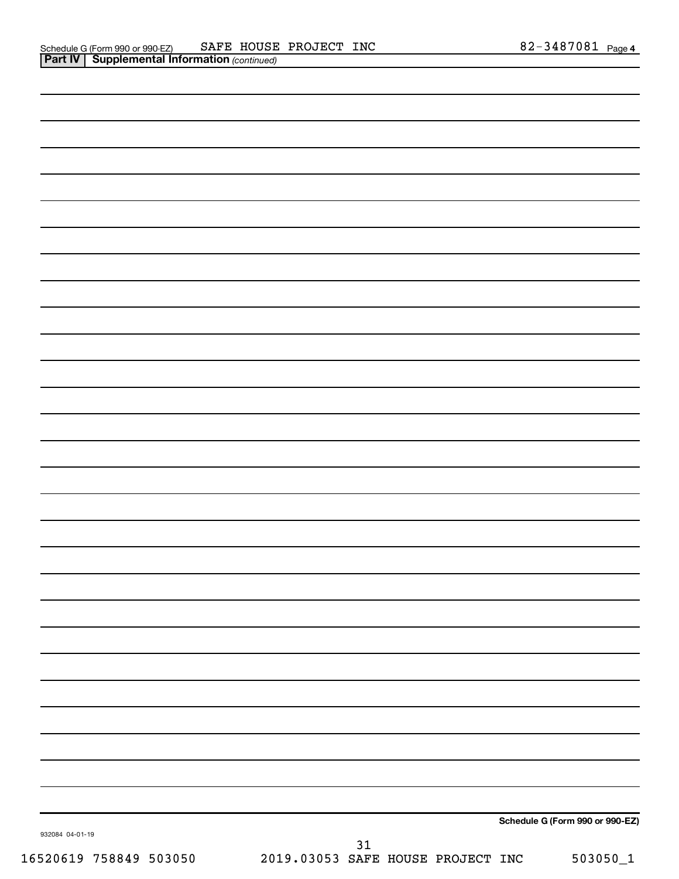Schedule G (Form 990 or 990-EZ) SAFE HOUSE PROJECT INC 82-3487081 Page 4

**Part IV | Supplemental Information** *(continued)*

**Schedule G (Form 990 or 990-EZ)**

932084 04-01-19

16520619 758849 503050 2019.03053 SAFE HOUSE PROJECT INC 503050_1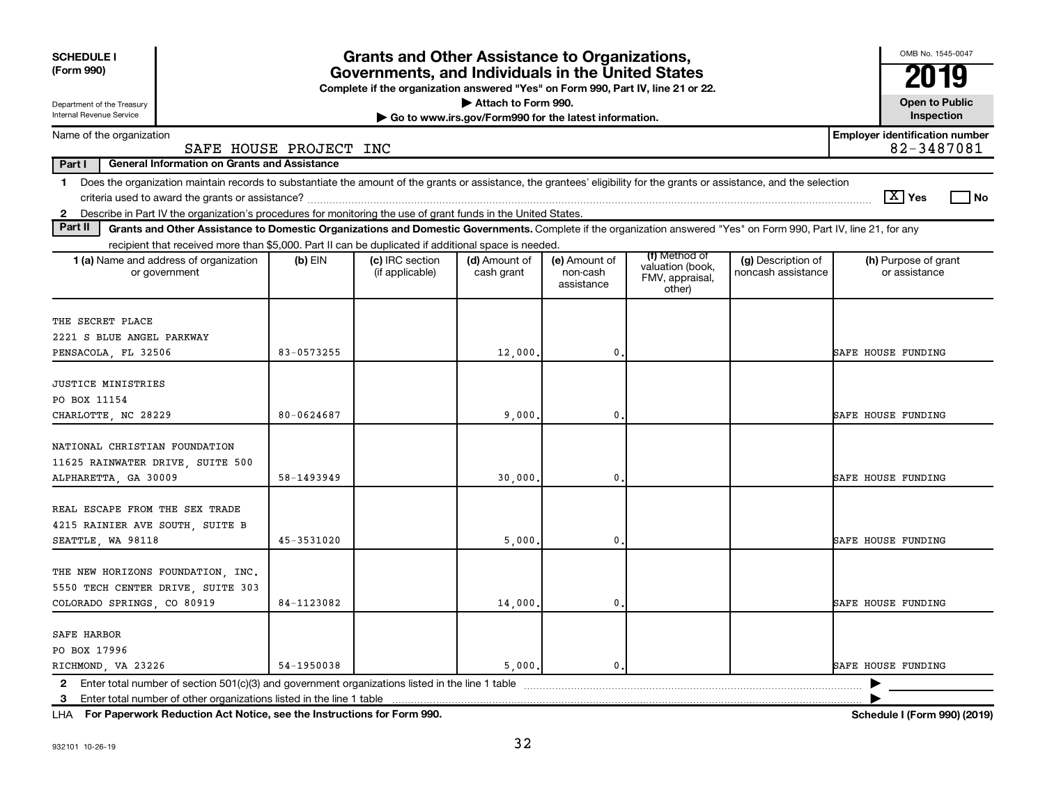**SCHEDULE I (Form 990)**

Department of the Treasury
Internal Revenue Service

# Grants and Other Assistance to Organizations, Governments, and Individuals in the United States

**Complete if the organization answered "Yes" on Form 990, Part IV, line 21 or 22.**

▶ Attach to Form 990.

▶ Go to www.irs.gov/Form990 for the latest information.

OMB No. 1545-0047

**2019**

**Open to Public Inspection**

Name of the organization: SAFE HOUSE PROJECT INC

**Employer identification number:** 82-3487081

**Part I — General Information on Grants and Assistance**

1 Does the organization maintain records to substantiate the amount of the grants or assistance, the grantees' eligibility for the grants or assistance, and the selection criteria used to award the grants or assistance? [X] Yes [ ] No

2 Describe in Part IV the organization's procedures for monitoring the use of grant funds in the United States.

**Part II — Grants and Other Assistance to Domestic Organizations and Domestic Governments.** Complete if the organization answered "Yes" on Form 990, Part IV, line 21, for any recipient that received more than $5,000. Part II can be duplicated if additional space is needed.

| 1 (a) Name and address of organization or government | (b) EIN | (c) IRC section (if applicable) | (d) Amount of cash grant | (e) Amount of non-cash assistance | (f) Method of valuation (book, FMV, appraisal, other) | (g) Description of noncash assistance | (h) Purpose of grant or assistance |
|---|---|---|---|---|---|---|---|
| THE SECRET PLACE<br>2221 S BLUE ANGEL PARKWAY<br>PENSACOLA, FL 32506 | 83-0573255 | | 12,000. | 0. | | | SAFE HOUSE FUNDING |
| JUSTICE MINISTRIES<br>PO BOX 11154<br>CHARLOTTE, NC 28229 | 80-0624687 | | 9,000. | 0. | | | SAFE HOUSE FUNDING |
| NATIONAL CHRISTIAN FOUNDATION<br>11625 RAINWATER DRIVE, SUITE 500<br>ALPHARETTA, GA 30009 | 58-1493949 | | 30,000. | 0. | | | SAFE HOUSE FUNDING |
| REAL ESCAPE FROM THE SEX TRADE<br>4215 RAINIER AVE SOUTH, SUITE B<br>SEATTLE, WA 98118 | 45-3531020 | | 5,000. | 0. | | | SAFE HOUSE FUNDING |
| THE NEW HORIZONS FOUNDATION, INC.<br>5550 TECH CENTER DRIVE, SUITE 303<br>COLORADO SPRINGS, CO 80919 | 84-1123082 | | 14,000. | 0. | | | SAFE HOUSE FUNDING |
| SAFE HARBOR<br>PO BOX 17996<br>RICHMOND, VA 23226 | 54-1950038 | | 5,000. | 0. | | | SAFE HOUSE FUNDING |

2 Enter total number of section 501(c)(3) and government organizations listed in the line 1 table ▶

3 Enter total number of other organizations listed in the line 1 table ▶

LHA **For Paperwork Reduction Act Notice, see the Instructions for Form 990.** **Schedule I (Form 990) (2019)**

932101 10-26-19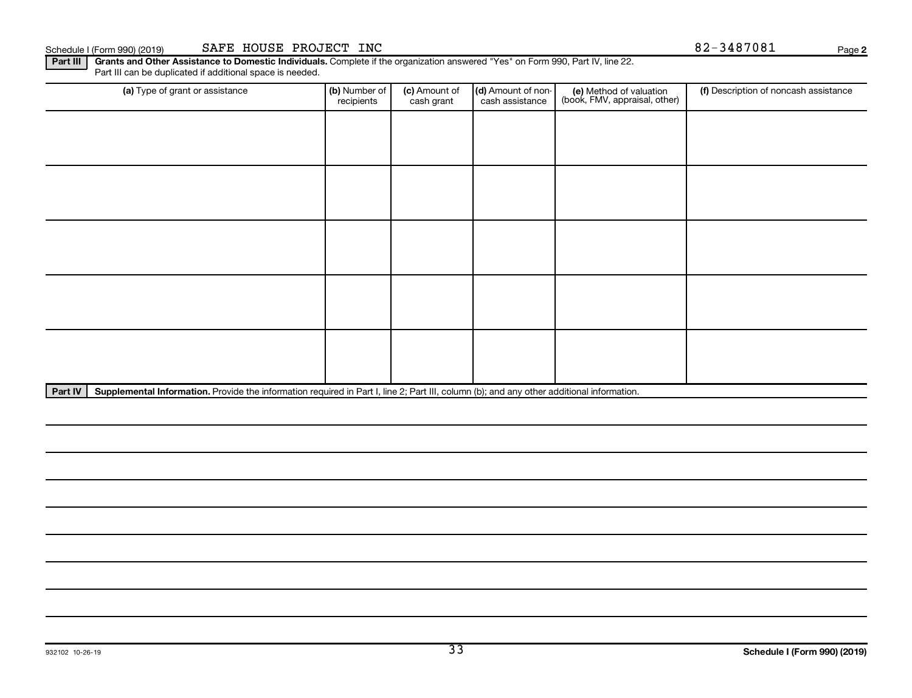Schedule I (Form 990) (2019) SAFE HOUSE PROJECT INC 82-3487081 Page 2

**Part III** **Grants and Other Assistance to Domestic Individuals.** Complete if the organization answered "Yes" on Form 990, Part IV, line 22. Part III can be duplicated if additional space is needed.

| (a) Type of grant or assistance | (b) Number of recipients | (c) Amount of cash grant | (d) Amount of non-cash assistance | (e) Method of valuation (book, FMV, appraisal, other) | (f) Description of noncash assistance |
|---|---|---|---|---|---|
| | | | | | |
| | | | | | |
| | | | | | |
| | | | | | |
| | | | | | |

**Part IV** **Supplemental Information.** Provide the information required in Part I, line 2; Part III, column (b); and any other additional information.

932102 10-26-19

**Schedule I (Form 990) (2019)**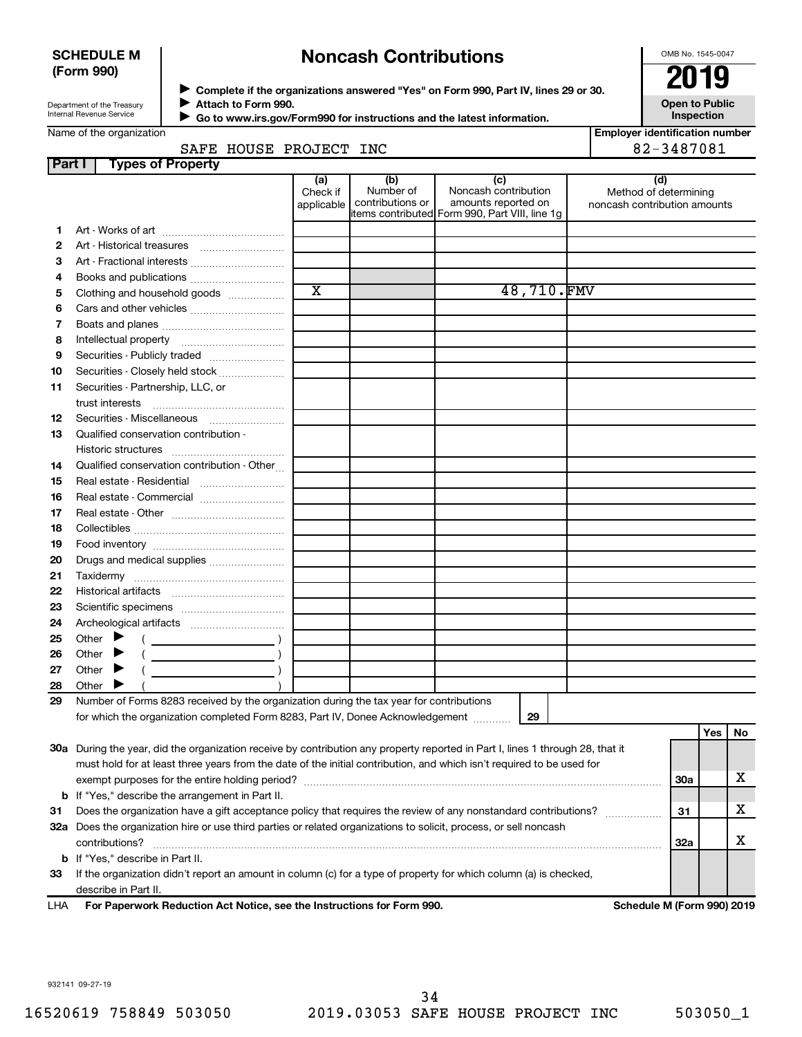**SCHEDULE M (Form 990)**

Department of the Treasury
Internal Revenue Service

# Noncash Contributions

▶ Complete if the organizations answered "Yes" on Form 990, Part IV, lines 29 or 30.
▶ Attach to Form 990.
▶ Go to www.irs.gov/Form990 for instructions and the latest information.

OMB No. 1545-0047

**2019**

**Open to Public Inspection**

Name of the organization: SAFE HOUSE PROJECT INC

Employer identification number: 82-3487081

## Part I Types of Property

| | | (a) Check if applicable | (b) Number of contributions or items contributed | (c) Noncash contribution amounts reported on Form 990, Part VIII, line 1g | (d) Method of determining noncash contribution amounts |
|---|---|---|---|---|---|
| 1 | Art - Works of art | | | | |
| 2 | Art - Historical treasures | | | | |
| 3 | Art - Fractional interests | | | | |
| 4 | Books and publications | | | | |
| 5 | Clothing and household goods | X | | 48,710. | FMV |
| 6 | Cars and other vehicles | | | | |
| 7 | Boats and planes | | | | |
| 8 | Intellectual property | | | | |
| 9 | Securities - Publicly traded | | | | |
| 10 | Securities - Closely held stock | | | | |
| 11 | Securities - Partnership, LLC, or trust interests | | | | |
| 12 | Securities - Miscellaneous | | | | |
| 13 | Qualified conservation contribution - Historic structures | | | | |
| 14 | Qualified conservation contribution - Other | | | | |
| 15 | Real estate - Residential | | | | |
| 16 | Real estate - Commercial | | | | |
| 17 | Real estate - Other | | | | |
| 18 | Collectibles | | | | |
| 19 | Food inventory | | | | |
| 20 | Drugs and medical supplies | | | | |
| 21 | Taxidermy | | | | |
| 22 | Historical artifacts | | | | |
| 23 | Scientific specimens | | | | |
| 24 | Archeological artifacts | | | | |
| 25 | Other ▶ ( ) | | | | |
| 26 | Other ▶ ( ) | | | | |
| 27 | Other ▶ ( ) | | | | |
| 28 | Other ▶ ( ) | | | | |

29 Number of Forms 8283 received by the organization during the tax year for contributions for which the organization completed Form 8283, Part IV, Donee Acknowledgement ..... 29

| | | | Yes | No |
|---|---|---|---|---|
| 30a | During the year, did the organization receive by contribution any property reported in Part I, lines 1 through 28, that it must hold for at least three years from the date of the initial contribution, and which isn't required to be used for exempt purposes for the entire holding period? | 30a | | X |
| b | If "Yes," describe the arrangement in Part II. | | | |
| 31 | Does the organization have a gift acceptance policy that requires the review of any nonstandard contributions? | 31 | | X |
| 32a | Does the organization hire or use third parties or related organizations to solicit, process, or sell noncash contributions? | 32a | | X |
| b | If "Yes," describe in Part II. | | | |
| 33 | If the organization didn't report an amount in column (c) for a type of property for which column (a) is checked, describe in Part II. | | | |

LHA For Paperwork Reduction Act Notice, see the Instructions for Form 990. Schedule M (Form 990) 2019

932141 09-27-19

16520619 758849 503050 2019.03053 SAFE HOUSE PROJECT INC 503050_1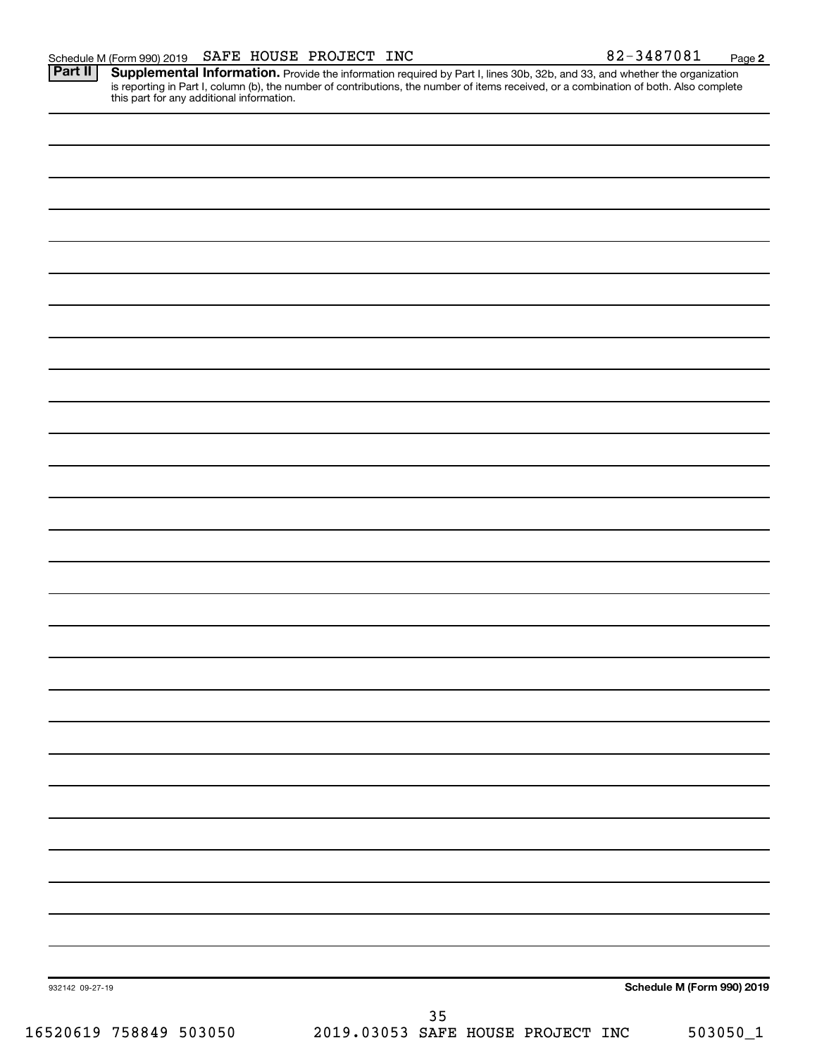Schedule M (Form 990) 2019 SAFE HOUSE PROJECT INC 82-3487081 Page 2

**Part II** **Supplemental Information.** Provide the information required by Part I, lines 30b, 32b, and 33, and whether the organization is reporting in Part I, column (b), the number of contributions, the number of items received, or a combination of both. Also complete this part for any additional information.

932142 09-27-19 **Schedule M (Form 990) 2019**

16520619 758849 503050 2019.03053 SAFE HOUSE PROJECT INC 503050_1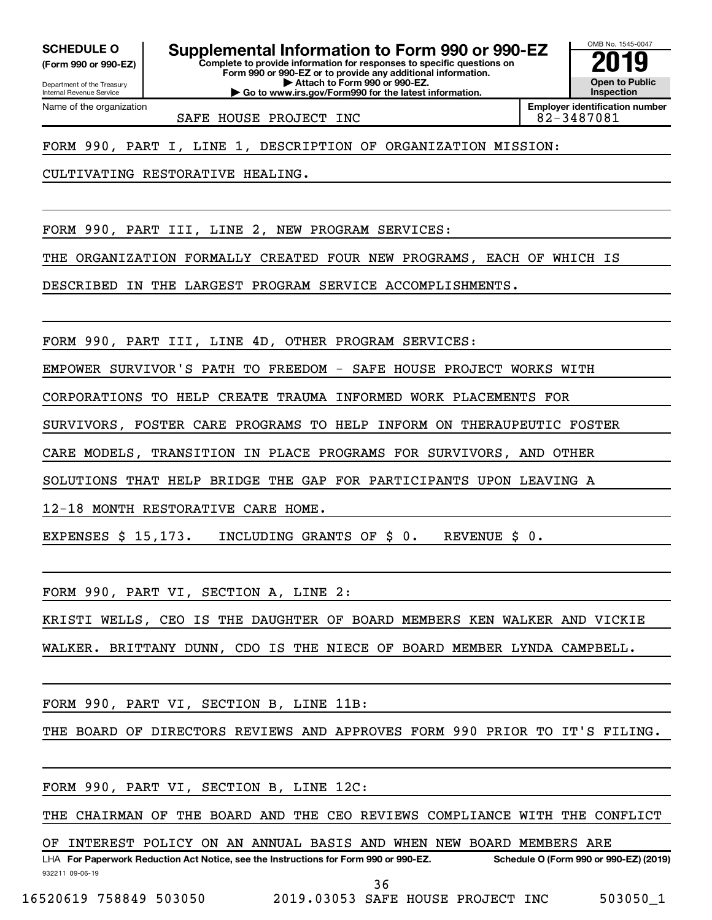**SCHEDULE O** **(Form 990 or 990-EZ)**

Department of the Treasury
Internal Revenue Service

# Supplemental Information to Form 990 or 990-EZ

**Complete to provide information for responses to specific questions on Form 990 or 990-EZ or to provide any additional information.**
**▶ Attach to Form 990 or 990-EZ.**
**▶ Go to www.irs.gov/Form990 for the latest information.**

OMB No. 1545-0047

**2019**

**Open to Public Inspection**

| Name of the organization | Employer identification number |
|---|---|
| SAFE HOUSE PROJECT INC | 82-3487081 |

FORM 990, PART I, LINE 1, DESCRIPTION OF ORGANIZATION MISSION:

CULTIVATING RESTORATIVE HEALING.

FORM 990, PART III, LINE 2, NEW PROGRAM SERVICES:

THE ORGANIZATION FORMALLY CREATED FOUR NEW PROGRAMS, EACH OF WHICH IS DESCRIBED IN THE LARGEST PROGRAM SERVICE ACCOMPLISHMENTS.

FORM 990, PART III, LINE 4D, OTHER PROGRAM SERVICES:

EMPOWER SURVIVOR'S PATH TO FREEDOM - SAFE HOUSE PROJECT WORKS WITH CORPORATIONS TO HELP CREATE TRAUMA INFORMED WORK PLACEMENTS FOR SURVIVORS, FOSTER CARE PROGRAMS TO HELP INFORM ON THERAUPEUTIC FOSTER CARE MODELS, TRANSITION IN PLACE PROGRAMS FOR SURVIVORS, AND OTHER SOLUTIONS THAT HELP BRIDGE THE GAP FOR PARTICIPANTS UPON LEAVING A 12-18 MONTH RESTORATIVE CARE HOME.

EXPENSES $ 15,173. INCLUDING GRANTS OF $ 0. REVENUE $ 0.

FORM 990, PART VI, SECTION A, LINE 2:

KRISTI WELLS, CEO IS THE DAUGHTER OF BOARD MEMBERS KEN WALKER AND VICKIE WALKER. BRITTANY DUNN, CDO IS THE NIECE OF BOARD MEMBER LYNDA CAMPBELL.

FORM 990, PART VI, SECTION B, LINE 11B:

THE BOARD OF DIRECTORS REVIEWS AND APPROVES FORM 990 PRIOR TO IT'S FILING.

FORM 990, PART VI, SECTION B, LINE 12C:

THE CHAIRMAN OF THE BOARD AND THE CEO REVIEWS COMPLIANCE WITH THE CONFLICT OF INTEREST POLICY ON AN ANNUAL BASIS AND WHEN NEW BOARD MEMBERS ARE

LHA **For Paperwork Reduction Act Notice, see the Instructions for Form 990 or 990-EZ.** **Schedule O (Form 990 or 990-EZ) (2019)**

932211 09-06-19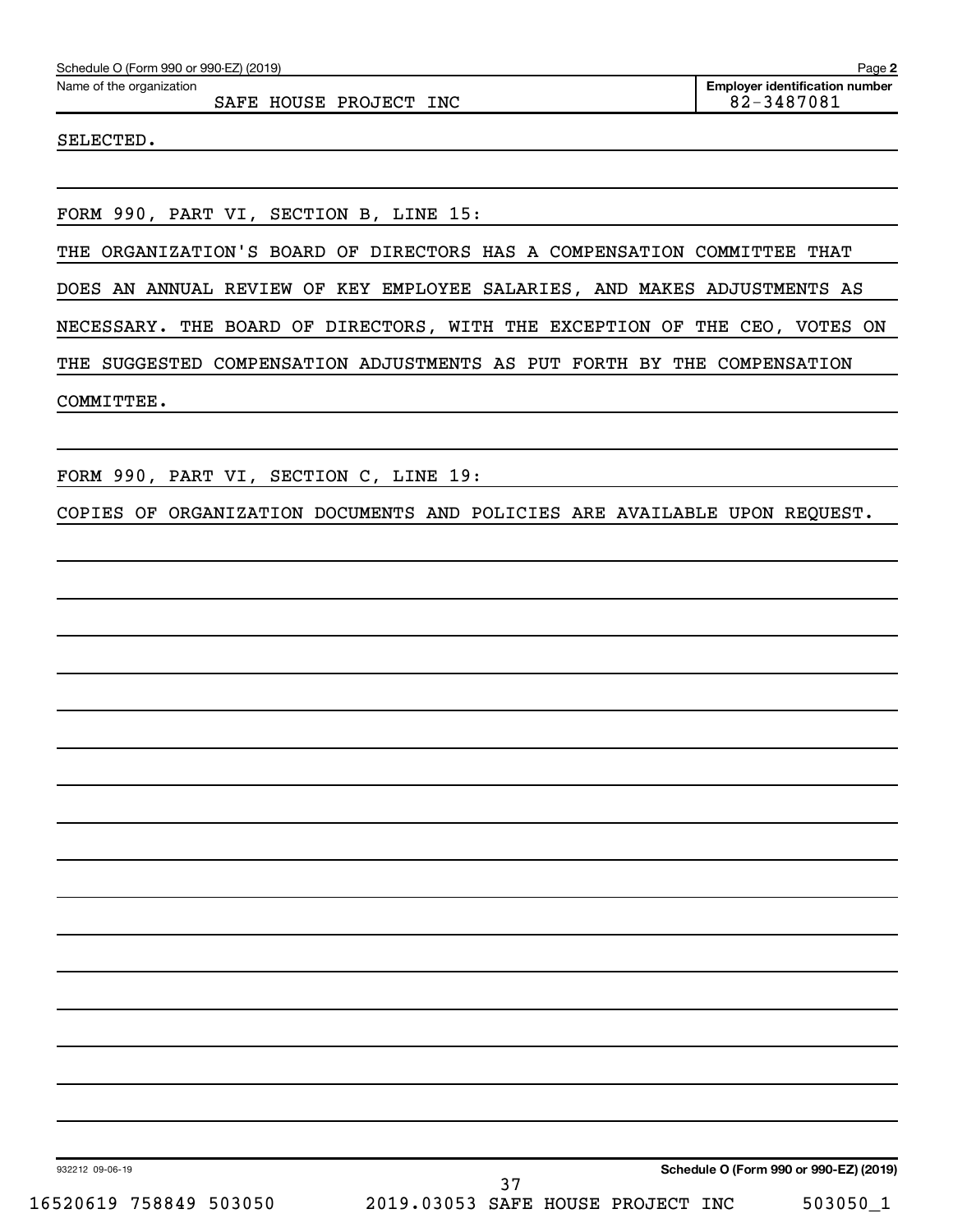Schedule O (Form 990 or 990-EZ) (2019) Page **2**

Name of the organization: SAFE HOUSE PROJECT INC

**Employer identification number:** 82-3487081

SELECTED.

FORM 990, PART VI, SECTION B, LINE 15:

THE ORGANIZATION'S BOARD OF DIRECTORS HAS A COMPENSATION COMMITTEE THAT DOES AN ANNUAL REVIEW OF KEY EMPLOYEE SALARIES, AND MAKES ADJUSTMENTS AS NECESSARY. THE BOARD OF DIRECTORS, WITH THE EXCEPTION OF THE CEO, VOTES ON THE SUGGESTED COMPENSATION ADJUSTMENTS AS PUT FORTH BY THE COMPENSATION COMMITTEE.

FORM 990, PART VI, SECTION C, LINE 19:

COPIES OF ORGANIZATION DOCUMENTS AND POLICIES ARE AVAILABLE UPON REQUEST.

932212 09-06-19

**Schedule O (Form 990 or 990-EZ) (2019)**

16520619 758849 503050 2019.03053 SAFE HOUSE PROJECT INC 503050_1